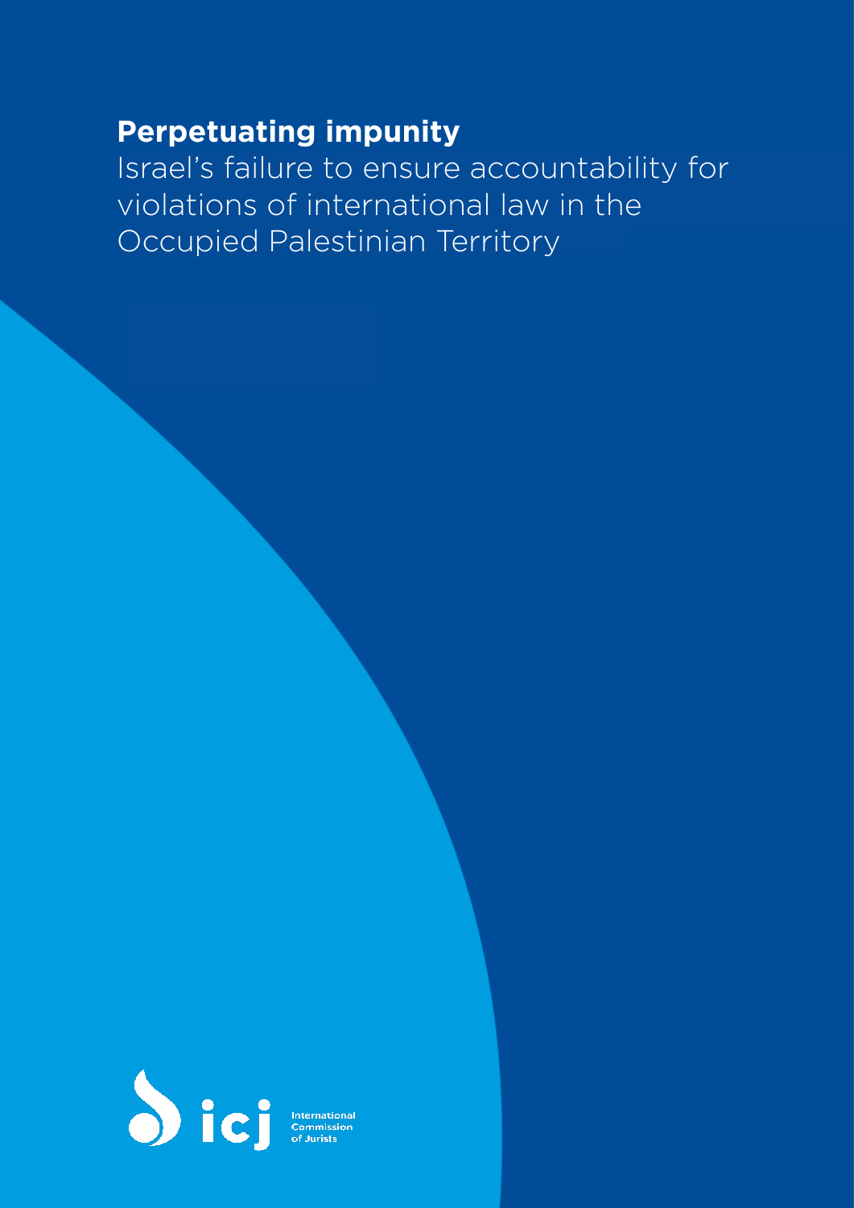# Perpetuating impunity

Israel's failure to ensure accountability for violations of international law in the Occupied Palestinian Territory

icj International Commission of Jurists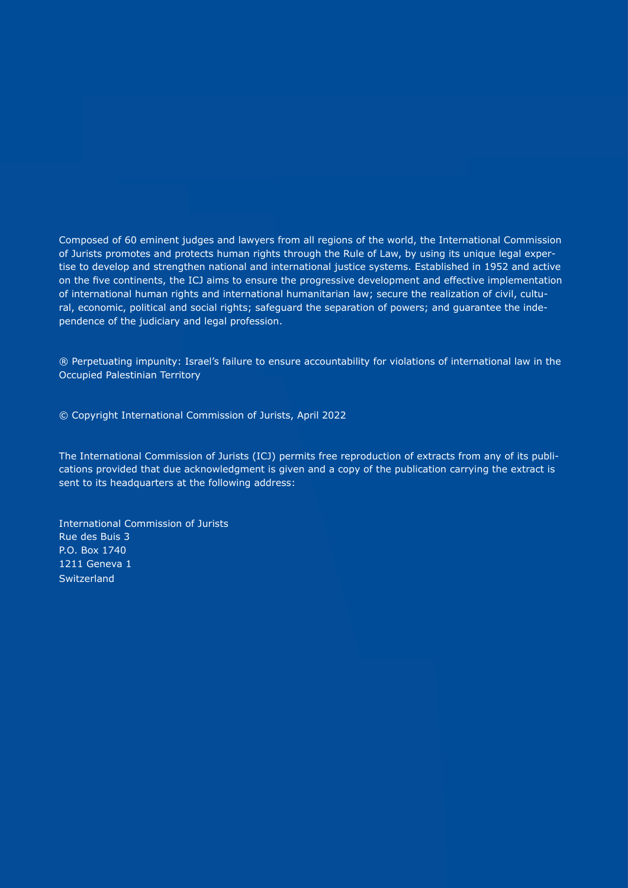Composed of 60 eminent judges and lawyers from all regions of the world, the International Commission of Jurists promotes and protects human rights through the Rule of Law, by using its unique legal expertise to develop and strengthen national and international justice systems. Established in 1952 and active on the five continents, the ICJ aims to ensure the progressive development and effective implementation of international human rights and international humanitarian law; secure the realization of civil, cultural, economic, political and social rights; safeguard the separation of powers; and guarantee the independence of the judiciary and legal profession.

® Perpetuating impunity: Israel's failure to ensure accountability for violations of international law in the Occupied Palestinian Territory

© Copyright International Commission of Jurists, April 2022

The International Commission of Jurists (ICJ) permits free reproduction of extracts from any of its publications provided that due acknowledgment is given and a copy of the publication carrying the extract is sent to its headquarters at the following address:

International Commission of Jurists  
Rue des Buis 3  
P.O. Box 1740  
1211 Geneva 1  
Switzerland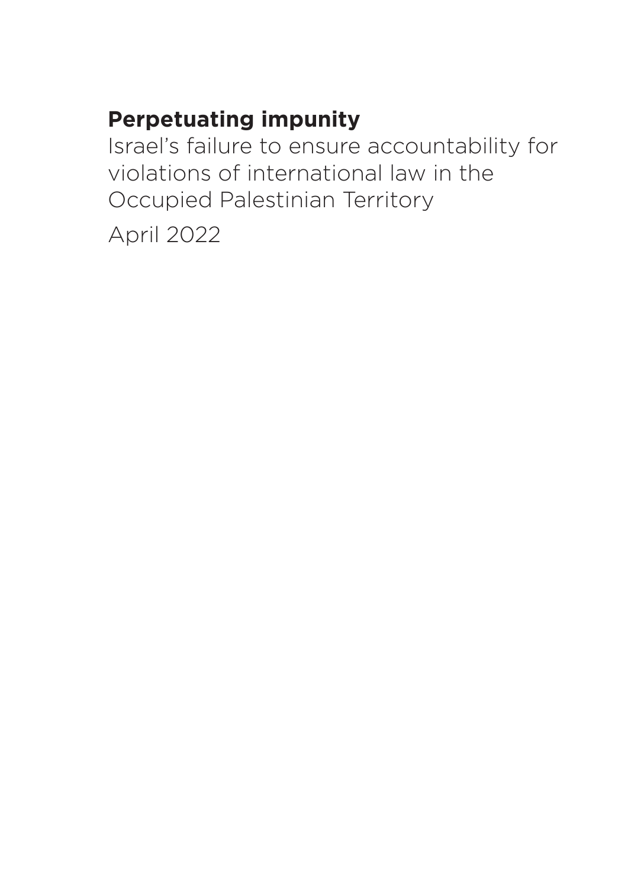# Perpetuating impunity

Israel’s failure to ensure accountability for violations of international law in the Occupied Palestinian Territory

April 2022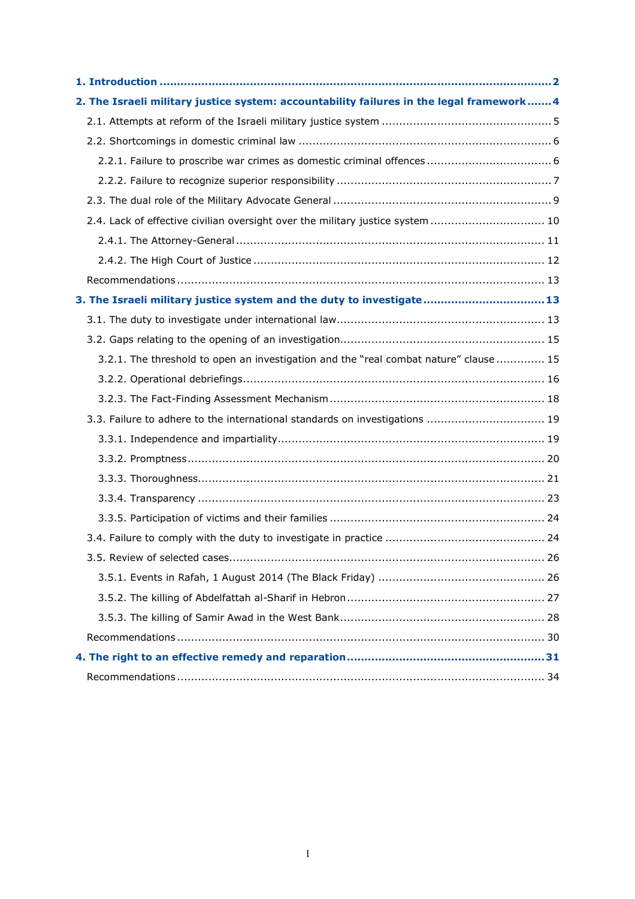**1. Introduction** .......... 2

**2. The Israeli military justice system: accountability failures in the legal framework** .......... 4

- 2.1. Attempts at reform of the Israeli military justice system .......... 5
- 2.2. Shortcomings in domestic criminal law .......... 6
  - 2.2.1. Failure to proscribe war crimes as domestic criminal offences .......... 6
  - 2.2.2. Failure to recognize superior responsibility .......... 7
- 2.3. The dual role of the Military Advocate General .......... 9
- 2.4. Lack of effective civilian oversight over the military justice system .......... 10
  - 2.4.1. The Attorney-General .......... 11
  - 2.4.2. The High Court of Justice .......... 12
- Recommendations .......... 13

**3. The Israeli military justice system and the duty to investigate** .......... 13

- 3.1. The duty to investigate under international law .......... 13
- 3.2. Gaps relating to the opening of an investigation .......... 15
  - 3.2.1. The threshold to open an investigation and the "real combat nature" clause .......... 15
  - 3.2.2. Operational debriefings .......... 16
  - 3.2.3. The Fact-Finding Assessment Mechanism .......... 18
- 3.3. Failure to adhere to the international standards on investigations .......... 19
  - 3.3.1. Independence and impartiality .......... 19
  - 3.3.2. Promptness .......... 20
  - 3.3.3. Thoroughness .......... 21
  - 3.3.4. Transparency .......... 23
  - 3.3.5. Participation of victims and their families .......... 24
- 3.4. Failure to comply with the duty to investigate in practice .......... 24
- 3.5. Review of selected cases .......... 26
  - 3.5.1. Events in Rafah, 1 August 2014 (The Black Friday) .......... 26
  - 3.5.2. The killing of Abdelfattah al-Sharif in Hebron .......... 27
  - 3.5.3. The killing of Samir Awad in the West Bank .......... 28
- Recommendations .......... 30

**4. The right to an effective remedy and reparation** .......... 31

- Recommendations .......... 34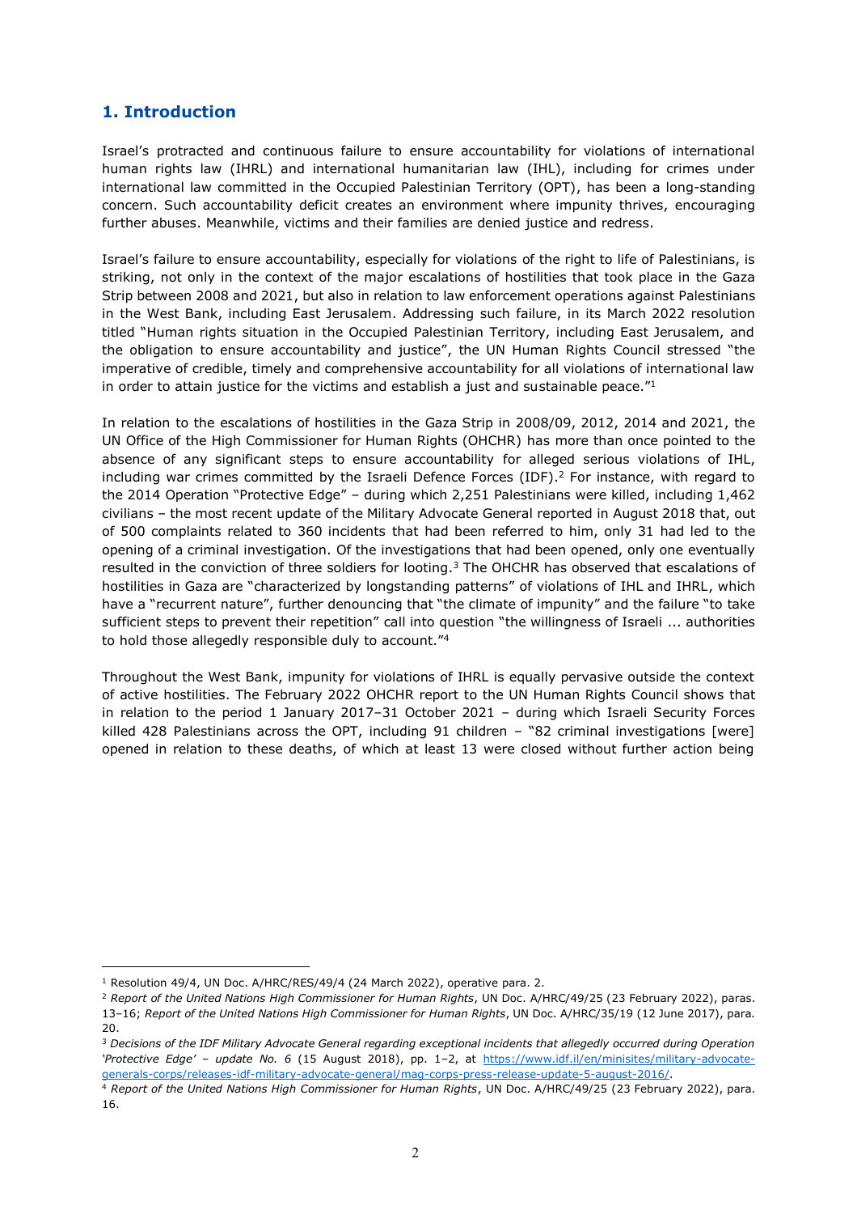## 1. Introduction

Israel's protracted and continuous failure to ensure accountability for violations of international human rights law (IHRL) and international humanitarian law (IHL), including for crimes under international law committed in the Occupied Palestinian Territory (OPT), has been a long-standing concern. Such accountability deficit creates an environment where impunity thrives, encouraging further abuses. Meanwhile, victims and their families are denied justice and redress.

Israel's failure to ensure accountability, especially for violations of the right to life of Palestinians, is striking, not only in the context of the major escalations of hostilities that took place in the Gaza Strip between 2008 and 2021, but also in relation to law enforcement operations against Palestinians in the West Bank, including East Jerusalem. Addressing such failure, in its March 2022 resolution titled "Human rights situation in the Occupied Palestinian Territory, including East Jerusalem, and the obligation to ensure accountability and justice", the UN Human Rights Council stressed "the imperative of credible, timely and comprehensive accountability for all violations of international law in order to attain justice for the victims and establish a just and sustainable peace."[1]

In relation to the escalations of hostilities in the Gaza Strip in 2008/09, 2012, 2014 and 2021, the UN Office of the High Commissioner for Human Rights (OHCHR) has more than once pointed to the absence of any significant steps to ensure accountability for alleged serious violations of IHL, including war crimes committed by the Israeli Defence Forces (IDF).[2] For instance, with regard to the 2014 Operation "Protective Edge" – during which 2,251 Palestinians were killed, including 1,462 civilians – the most recent update of the Military Advocate General reported in August 2018 that, out of 500 complaints related to 360 incidents that had been referred to him, only 31 had led to the opening of a criminal investigation. Of the investigations that had been opened, only one eventually resulted in the conviction of three soldiers for looting.[3] The OHCHR has observed that escalations of hostilities in Gaza are "characterized by longstanding patterns" of violations of IHL and IHRL, which have a "recurrent nature", further denouncing that "the climate of impunity" and the failure "to take sufficient steps to prevent their repetition" call into question "the willingness of Israeli ... authorities to hold those allegedly responsible duly to account."[4]

Throughout the West Bank, impunity for violations of IHRL is equally pervasive outside the context of active hostilities. The February 2022 OHCHR report to the UN Human Rights Council shows that in relation to the period 1 January 2017–31 October 2021 – during which Israeli Security Forces killed 428 Palestinians across the OPT, including 91 children – "82 criminal investigations [were] opened in relation to these deaths, of which at least 13 were closed without further action being

---

[1] Resolution 49/4, UN Doc. A/HRC/RES/49/4 (24 March 2022), operative para. 2.

[2] *Report of the United Nations High Commissioner for Human Rights*, UN Doc. A/HRC/49/25 (23 February 2022), paras. 13–16; *Report of the United Nations High Commissioner for Human Rights*, UN Doc. A/HRC/35/19 (12 June 2017), para. 20.

[3] *Decisions of the IDF Military Advocate General regarding exceptional incidents that allegedly occurred during Operation 'Protective Edge' – update No. 6* (15 August 2018), pp. 1–2, at https://www.idf.il/en/minisites/military-advocate-generals-corps/releases-idf-military-advocate-general/mag-corps-press-release-update-5-august-2016/.

[4] *Report of the United Nations High Commissioner for Human Rights*, UN Doc. A/HRC/49/25 (23 February 2022), para. 16.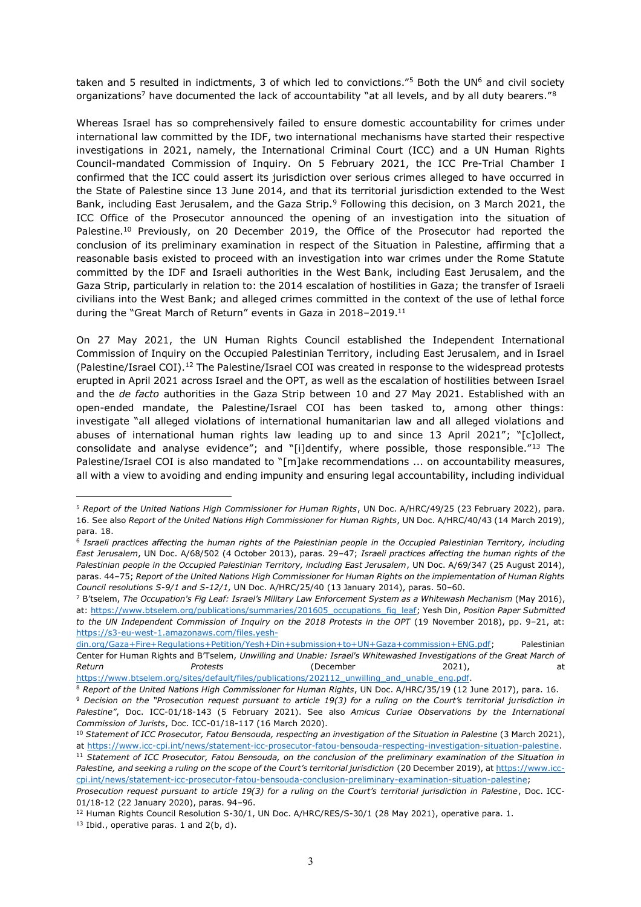taken and 5 resulted in indictments, 3 of which led to convictions."[5] Both the UN[6] and civil society organizations[7] have documented the lack of accountability "at all levels, and by all duty bearers."[8]

Whereas Israel has so comprehensively failed to ensure domestic accountability for crimes under international law committed by the IDF, two international mechanisms have started their respective investigations in 2021, namely, the International Criminal Court (ICC) and a UN Human Rights Council-mandated Commission of Inquiry. On 5 February 2021, the ICC Pre-Trial Chamber I confirmed that the ICC could assert its jurisdiction over serious crimes alleged to have occurred in the State of Palestine since 13 June 2014, and that its territorial jurisdiction extended to the West Bank, including East Jerusalem, and the Gaza Strip.[9] Following this decision, on 3 March 2021, the ICC Office of the Prosecutor announced the opening of an investigation into the situation of Palestine.[10] Previously, on 20 December 2019, the Office of the Prosecutor had reported the conclusion of its preliminary examination in respect of the Situation in Palestine, affirming that a reasonable basis existed to proceed with an investigation into war crimes under the Rome Statute committed by the IDF and Israeli authorities in the West Bank, including East Jerusalem, and the Gaza Strip, particularly in relation to: the 2014 escalation of hostilities in Gaza; the transfer of Israeli civilians into the West Bank; and alleged crimes committed in the context of the use of lethal force during the "Great March of Return" events in Gaza in 2018–2019.[11]

On 27 May 2021, the UN Human Rights Council established the Independent International Commission of Inquiry on the Occupied Palestinian Territory, including East Jerusalem, and in Israel (Palestine/Israel COI).[12] The Palestine/Israel COI was created in response to the widespread protests erupted in April 2021 across Israel and the OPT, as well as the escalation of hostilities between Israel and the *de facto* authorities in the Gaza Strip between 10 and 27 May 2021. Established with an open-ended mandate, the Palestine/Israel COI has been tasked to, among other things: investigate "all alleged violations of international humanitarian law and all alleged violations and abuses of international human rights law leading up to and since 13 April 2021"; "[c]ollect, consolidate and analyse evidence"; and "[i]dentify, where possible, those responsible."[13] The Palestine/Israel COI is also mandated to "[m]ake recommendations ... on accountability measures, all with a view to avoiding and ending impunity and ensuring legal accountability, including individual

---

[5] *Report of the United Nations High Commissioner for Human Rights*, UN Doc. A/HRC/49/25 (23 February 2022), para. 16. See also *Report of the United Nations High Commissioner for Human Rights*, UN Doc. A/HRC/40/43 (14 March 2019), para. 18.

[6] *Israeli practices affecting the human rights of the Palestinian people in the Occupied Palestinian Territory, including East Jerusalem*, UN Doc. A/68/502 (4 October 2013), paras. 29–47; *Israeli practices affecting the human rights of the Palestinian people in the Occupied Palestinian Territory, including East Jerusalem*, UN Doc. A/69/347 (25 August 2014), paras. 44–75; *Report of the United Nations High Commissioner for Human Rights on the implementation of Human Rights Council resolutions S-9/1 and S-12/1*, UN Doc. A/HRC/25/40 (13 January 2014), paras. 50–60.

[7] B'tselem, *The Occupation's Fig Leaf: Israel's Military Law Enforcement System as a Whitewash Mechanism* (May 2016), at: https://www.btselem.org/publications/summaries/201605_occupations_fig_leaf; Yesh Din, *Position Paper Submitted to the UN Independent Commission of Inquiry on the 2018 Protests in the OPT* (19 November 2018), pp. 9–21, at: https://s3-eu-west-1.amazonaws.com/files.yesh-din.org/Gaza+Fire+Regulations+Petition/Yesh+Din+submission+to+UN+Gaza+commission+ENG.pdf; Palestinian Center for Human Rights and B'Tselem, *Unwilling and Unable: Israel's Whitewashed Investigations of the Great March of Return Protests* (December 2021), at https://www.btselem.org/sites/default/files/publications/202112_unwilling_and_unable_eng.pdf.

[8] *Report of the United Nations High Commissioner for Human Rights*, UN Doc. A/HRC/35/19 (12 June 2017), para. 16.

[9] *Decision on the "Prosecution request pursuant to article 19(3) for a ruling on the Court's territorial jurisdiction in Palestine"*, Doc. ICC-01/18-143 (5 February 2021). See also *Amicus Curiae Observations by the International Commission of Jurists*, Doc. ICC-01/18-117 (16 March 2020).

[10] *Statement of ICC Prosecutor, Fatou Bensouda, respecting an investigation of the Situation in Palestine* (3 March 2021), at https://www.icc-cpi.int/news/statement-icc-prosecutor-fatou-bensouda-respecting-investigation-situation-palestine.

[11] *Statement of ICC Prosecutor, Fatou Bensouda, on the conclusion of the preliminary examination of the Situation in Palestine, and seeking a ruling on the scope of the Court's territorial jurisdiction* (20 December 2019), at https://www.icc-cpi.int/news/statement-icc-prosecutor-fatou-bensouda-conclusion-preliminary-examination-situation-palestine; *Prosecution request pursuant to article 19(3) for a ruling on the Court's territorial jurisdiction in Palestine*, Doc. ICC-01/18-12 (22 January 2020), paras. 94–96.

[12] Human Rights Council Resolution S-30/1, UN Doc. A/HRC/RES/S-30/1 (28 May 2021), operative para. 1.

[13] Ibid., operative paras. 1 and 2(b, d).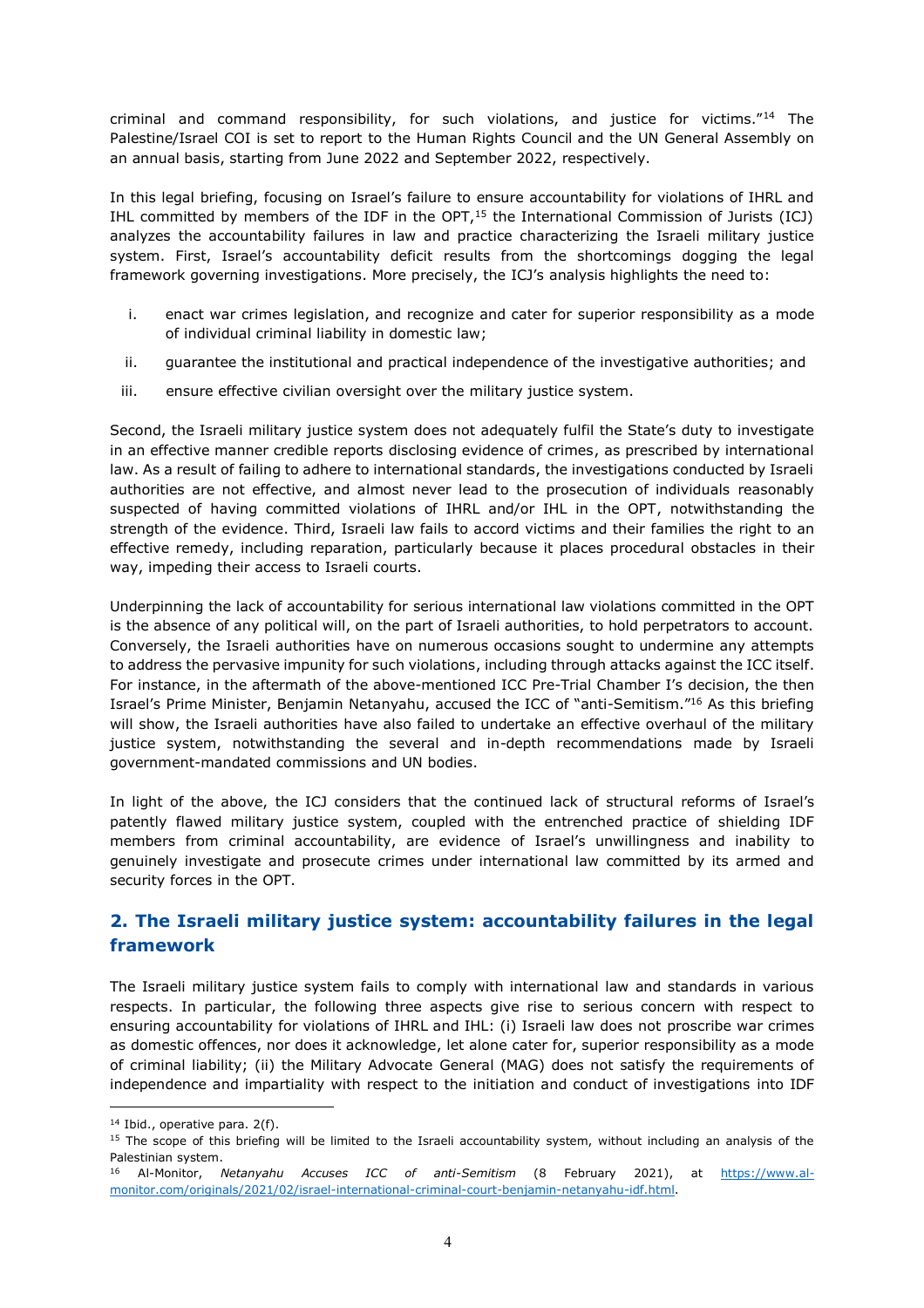criminal and command responsibility, for such violations, and justice for victims."[14] The Palestine/Israel COI is set to report to the Human Rights Council and the UN General Assembly on an annual basis, starting from June 2022 and September 2022, respectively.

In this legal briefing, focusing on Israel's failure to ensure accountability for violations of IHRL and IHL committed by members of the IDF in the OPT,[15] the International Commission of Jurists (ICJ) analyzes the accountability failures in law and practice characterizing the Israeli military justice system. First, Israel's accountability deficit results from the shortcomings dogging the legal framework governing investigations. More precisely, the ICJ's analysis highlights the need to:

i. enact war crimes legislation, and recognize and cater for superior responsibility as a mode of individual criminal liability in domestic law;
ii. guarantee the institutional and practical independence of the investigative authorities; and
iii. ensure effective civilian oversight over the military justice system.

Second, the Israeli military justice system does not adequately fulfil the State's duty to investigate in an effective manner credible reports disclosing evidence of crimes, as prescribed by international law. As a result of failing to adhere to international standards, the investigations conducted by Israeli authorities are not effective, and almost never lead to the prosecution of individuals reasonably suspected of having committed violations of IHRL and/or IHL in the OPT, notwithstanding the strength of the evidence. Third, Israeli law fails to accord victims and their families the right to an effective remedy, including reparation, particularly because it places procedural obstacles in their way, impeding their access to Israeli courts.

Underpinning the lack of accountability for serious international law violations committed in the OPT is the absence of any political will, on the part of Israeli authorities, to hold perpetrators to account. Conversely, the Israeli authorities have on numerous occasions sought to undermine any attempts to address the pervasive impunity for such violations, including through attacks against the ICC itself. For instance, in the aftermath of the above-mentioned ICC Pre-Trial Chamber I's decision, the then Israel's Prime Minister, Benjamin Netanyahu, accused the ICC of "anti-Semitism."[16] As this briefing will show, the Israeli authorities have also failed to undertake an effective overhaul of the military justice system, notwithstanding the several and in-depth recommendations made by Israeli government-mandated commissions and UN bodies.

In light of the above, the ICJ considers that the continued lack of structural reforms of Israel's patently flawed military justice system, coupled with the entrenched practice of shielding IDF members from criminal accountability, are evidence of Israel's unwillingness and inability to genuinely investigate and prosecute crimes under international law committed by its armed and security forces in the OPT.

## 2. The Israeli military justice system: accountability failures in the legal framework

The Israeli military justice system fails to comply with international law and standards in various respects. In particular, the following three aspects give rise to serious concern with respect to ensuring accountability for violations of IHRL and IHL: (i) Israeli law does not proscribe war crimes as domestic offences, nor does it acknowledge, let alone cater for, superior responsibility as a mode of criminal liability; (ii) the Military Advocate General (MAG) does not satisfy the requirements of independence and impartiality with respect to the initiation and conduct of investigations into IDF

---

[14] Ibid., operative para. 2(f).

[15] The scope of this briefing will be limited to the Israeli accountability system, without including an analysis of the Palestinian system.

[16] Al-Monitor, *Netanyahu Accuses ICC of anti-Semitism* (8 February 2021), at https://www.al-monitor.com/originals/2021/02/israel-international-criminal-court-benjamin-netanyahu-idf.html.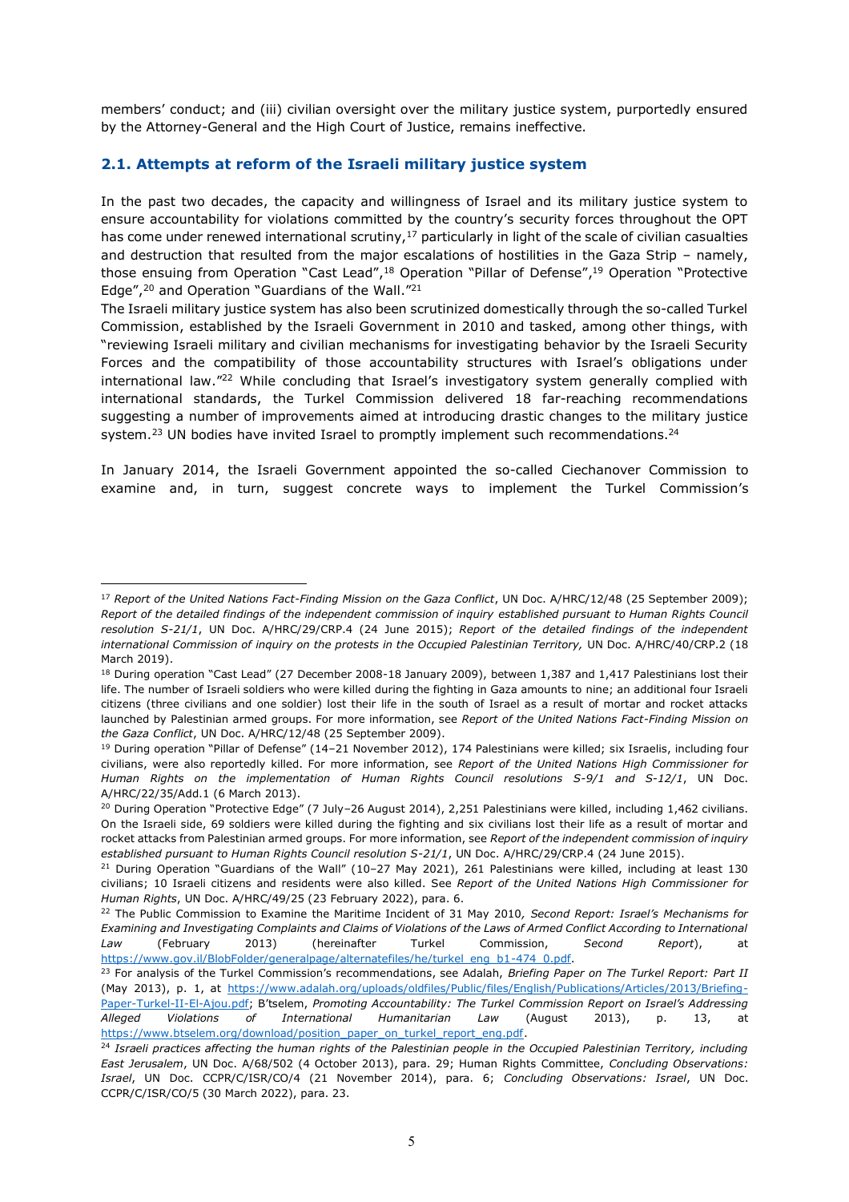members' conduct; and (iii) civilian oversight over the military justice system, purportedly ensured by the Attorney-General and the High Court of Justice, remains ineffective.

### 2.1. Attempts at reform of the Israeli military justice system

In the past two decades, the capacity and willingness of Israel and its military justice system to ensure accountability for violations committed by the country's security forces throughout the OPT has come under renewed international scrutiny,[17] particularly in light of the scale of civilian casualties and destruction that resulted from the major escalations of hostilities in the Gaza Strip – namely, those ensuing from Operation "Cast Lead",[18] Operation "Pillar of Defense",[19] Operation "Protective Edge",[20] and Operation "Guardians of the Wall."[21]

The Israeli military justice system has also been scrutinized domestically through the so-called Turkel Commission, established by the Israeli Government in 2010 and tasked, among other things, with "reviewing Israeli military and civilian mechanisms for investigating behavior by the Israeli Security Forces and the compatibility of those accountability structures with Israel's obligations under international law."[22] While concluding that Israel's investigatory system generally complied with international standards, the Turkel Commission delivered 18 far-reaching recommendations suggesting a number of improvements aimed at introducing drastic changes to the military justice system.[23] UN bodies have invited Israel to promptly implement such recommendations.[24]

In January 2014, the Israeli Government appointed the so-called Ciechanover Commission to examine and, in turn, suggest concrete ways to implement the Turkel Commission's

---

[17] *Report of the United Nations Fact-Finding Mission on the Gaza Conflict*, UN Doc. A/HRC/12/48 (25 September 2009); *Report of the detailed findings of the independent commission of inquiry established pursuant to Human Rights Council resolution S-21/1*, UN Doc. A/HRC/29/CRP.4 (24 June 2015); *Report of the detailed findings of the independent international Commission of inquiry on the protests in the Occupied Palestinian Territory,* UN Doc. A/HRC/40/CRP.2 (18 March 2019).

[18] During operation "Cast Lead" (27 December 2008-18 January 2009), between 1,387 and 1,417 Palestinians lost their life. The number of Israeli soldiers who were killed during the fighting in Gaza amounts to nine; an additional four Israeli citizens (three civilians and one soldier) lost their life in the south of Israel as a result of mortar and rocket attacks launched by Palestinian armed groups. For more information, see *Report of the United Nations Fact-Finding Mission on the Gaza Conflict*, UN Doc. A/HRC/12/48 (25 September 2009).

[19] During operation "Pillar of Defense" (14–21 November 2012), 174 Palestinians were killed; six Israelis, including four civilians, were also reportedly killed. For more information, see *Report of the United Nations High Commissioner for Human Rights on the implementation of Human Rights Council resolutions S-9/1 and S-12/1*, UN Doc. A/HRC/22/35/Add.1 (6 March 2013).

[20] During Operation "Protective Edge" (7 July–26 August 2014), 2,251 Palestinians were killed, including 1,462 civilians. On the Israeli side, 69 soldiers were killed during the fighting and six civilians lost their life as a result of mortar and rocket attacks from Palestinian armed groups. For more information, see *Report of the independent commission of inquiry established pursuant to Human Rights Council resolution S-21/1*, UN Doc. A/HRC/29/CRP.4 (24 June 2015).

[21] During Operation "Guardians of the Wall" (10–27 May 2021), 261 Palestinians were killed, including at least 130 civilians; 10 Israeli citizens and residents were also killed. See *Report of the United Nations High Commissioner for Human Rights*, UN Doc. A/HRC/49/25 (23 February 2022), para. 6.

[22] The Public Commission to Examine the Maritime Incident of 31 May 2010*, Second Report: Israel's Mechanisms for Examining and Investigating Complaints and Claims of Violations of the Laws of Armed Conflict According to International Law* (February 2013) (hereinafter Turkel Commission, *Second Report*), at https://www.gov.il/BlobFolder/generalpage/alternatefiles/he/turkel_eng_b1-474_0.pdf.

[23] For analysis of the Turkel Commission's recommendations, see Adalah, *Briefing Paper on The Turkel Report: Part II* (May 2013), p. 1, at https://www.adalah.org/uploads/oldfiles/Public/files/English/Publications/Articles/2013/Briefing-Paper-Turkel-II-El-Ajou.pdf; B'tselem, *Promoting Accountability: The Turkel Commission Report on Israel's Addressing Alleged Violations of International Humanitarian Law* (August 2013), p. 13, at https://www.btselem.org/download/position_paper_on_turkel_report_eng.pdf.

[24] *Israeli practices affecting the human rights of the Palestinian people in the Occupied Palestinian Territory, including East Jerusalem*, UN Doc. A/68/502 (4 October 2013), para. 29; Human Rights Committee, *Concluding Observations: Israel*, UN Doc. CCPR/C/ISR/CO/4 (21 November 2014), para. 6; *Concluding Observations: Israel*, UN Doc. CCPR/C/ISR/CO/5 (30 March 2022), para. 23.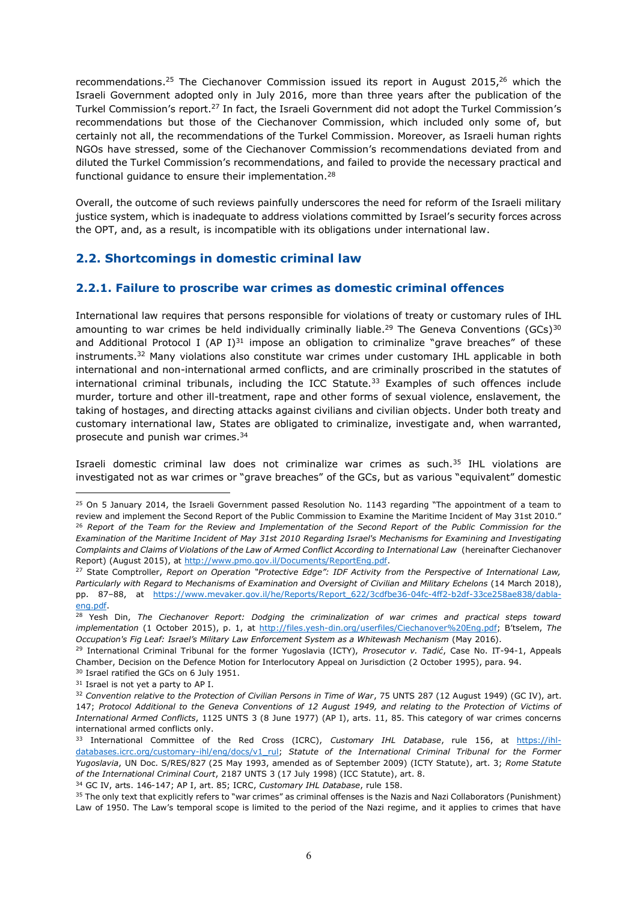recommendations.[25] The Ciechanover Commission issued its report in August 2015,[26] which the Israeli Government adopted only in July 2016, more than three years after the publication of the Turkel Commission's report.[27] In fact, the Israeli Government did not adopt the Turkel Commission's recommendations but those of the Ciechanover Commission, which included only some of, but certainly not all, the recommendations of the Turkel Commission. Moreover, as Israeli human rights NGOs have stressed, some of the Ciechanover Commission's recommendations deviated from and diluted the Turkel Commission's recommendations, and failed to provide the necessary practical and functional guidance to ensure their implementation.[28]

Overall, the outcome of such reviews painfully underscores the need for reform of the Israeli military justice system, which is inadequate to address violations committed by Israel's security forces across the OPT, and, as a result, is incompatible with its obligations under international law.

## 2.2. Shortcomings in domestic criminal law

### 2.2.1. Failure to proscribe war crimes as domestic criminal offences

International law requires that persons responsible for violations of treaty or customary rules of IHL amounting to war crimes be held individually criminally liable.[29] The Geneva Conventions (GCs)[30] and Additional Protocol I (AP I)[31] impose an obligation to criminalize "grave breaches" of these instruments.[32] Many violations also constitute war crimes under customary IHL applicable in both international and non-international armed conflicts, and are criminally proscribed in the statutes of international criminal tribunals, including the ICC Statute.[33] Examples of such offences include murder, torture and other ill-treatment, rape and other forms of sexual violence, enslavement, the taking of hostages, and directing attacks against civilians and civilian objects. Under both treaty and customary international law, States are obligated to criminalize, investigate and, when warranted, prosecute and punish war crimes.[34]

Israeli domestic criminal law does not criminalize war crimes as such.[35] IHL violations are investigated not as war crimes or "grave breaches" of the GCs, but as various "equivalent" domestic

---

[25] On 5 January 2014, the Israeli Government passed Resolution No. 1143 regarding "The appointment of a team to review and implement the Second Report of the Public Commission to Examine the Maritime Incident of May 31st 2010."

[26] *Report of the Team for the Review and Implementation of the Second Report of the Public Commission for the Examination of the Maritime Incident of May 31st 2010 Regarding Israel's Mechanisms for Examining and Investigating Complaints and Claims of Violations of the Law of Armed Conflict According to International Law* (hereinafter Ciechanover Report) (August 2015), at http://www.pmo.gov.il/Documents/ReportEng.pdf.

[27] State Comptroller, *Report on Operation "Protective Edge": IDF Activity from the Perspective of International Law, Particularly with Regard to Mechanisms of Examination and Oversight of Civilian and Military Echelons* (14 March 2018), pp. 87–88, at https://www.mevaker.gov.il/he/Reports/Report_622/3cdfbe36-04fc-4ff2-b2df-33ce258ae838/dabla-eng.pdf.

[28] Yesh Din, *The Ciechanover Report: Dodging the criminalization of war crimes and practical steps toward implementation* (1 October 2015), p. 1, at http://files.yesh-din.org/userfiles/Ciechanover%20Eng.pdf; B'tselem, *The Occupation's Fig Leaf: Israel's Military Law Enforcement System as a Whitewash Mechanism* (May 2016).

[29] International Criminal Tribunal for the former Yugoslavia (ICTY), *Prosecutor v. Tadić*, Case No. IT-94-1, Appeals Chamber, Decision on the Defence Motion for Interlocutory Appeal on Jurisdiction (2 October 1995), para. 94.

[30] Israel ratified the GCs on 6 July 1951.

[31] Israel is not yet a party to AP I.

[32] *Convention relative to the Protection of Civilian Persons in Time of War*, 75 UNTS 287 (12 August 1949) (GC IV), art. 147; *Protocol Additional to the Geneva Conventions of 12 August 1949, and relating to the Protection of Victims of International Armed Conflicts*, 1125 UNTS 3 (8 June 1977) (AP I), arts. 11, 85. This category of war crimes concerns international armed conflicts only.

[33] International Committee of the Red Cross (ICRC), *Customary IHL Database*, rule 156, at https://ihl-databases.icrc.org/customary-ihl/eng/docs/v1_rul; *Statute of the International Criminal Tribunal for the Former Yugoslavia*, UN Doc. S/RES/827 (25 May 1993, amended as of September 2009) (ICTY Statute), art. 3; *Rome Statute of the International Criminal Court*, 2187 UNTS 3 (17 July 1998) (ICC Statute), art. 8.

[34] GC IV, arts. 146-147; AP I, art. 85; ICRC, *Customary IHL Database*, rule 158.

[35] The only text that explicitly refers to "war crimes" as criminal offenses is the Nazis and Nazi Collaborators (Punishment) Law of 1950. The Law's temporal scope is limited to the period of the Nazi regime, and it applies to crimes that have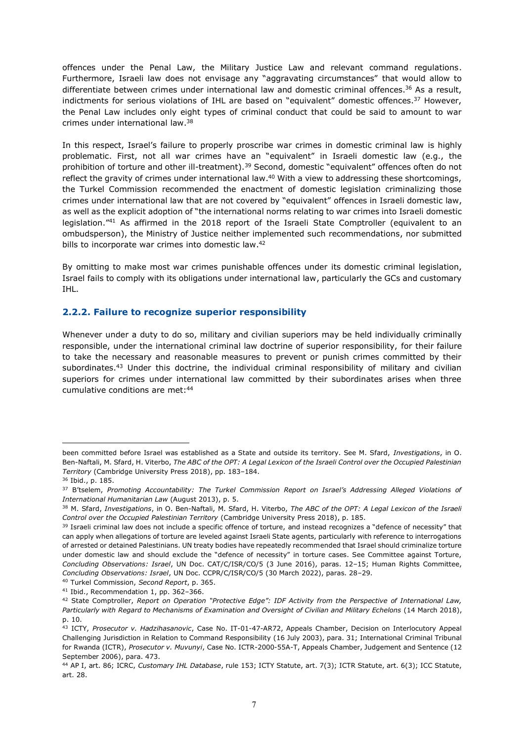offences under the Penal Law, the Military Justice Law and relevant command regulations. Furthermore, Israeli law does not envisage any "aggravating circumstances" that would allow to differentiate between crimes under international law and domestic criminal offences.[36] As a result, indictments for serious violations of IHL are based on "equivalent" domestic offences.[37] However, the Penal Law includes only eight types of criminal conduct that could be said to amount to war crimes under international law.[38]

In this respect, Israel's failure to properly proscribe war crimes in domestic criminal law is highly problematic. First, not all war crimes have an "equivalent" in Israeli domestic law (e.g., the prohibition of torture and other ill-treatment).[39] Second, domestic "equivalent" offences often do not reflect the gravity of crimes under international law.[40] With a view to addressing these shortcomings, the Turkel Commission recommended the enactment of domestic legislation criminalizing those crimes under international law that are not covered by "equivalent" offences in Israeli domestic law, as well as the explicit adoption of "the international norms relating to war crimes into Israeli domestic legislation."[41] As affirmed in the 2018 report of the Israeli State Comptroller (equivalent to an ombudsperson), the Ministry of Justice neither implemented such recommendations, nor submitted bills to incorporate war crimes into domestic law.[42]

By omitting to make most war crimes punishable offences under its domestic criminal legislation, Israel fails to comply with its obligations under international law, particularly the GCs and customary IHL.

### 2.2.2. Failure to recognize superior responsibility

Whenever under a duty to do so, military and civilian superiors may be held individually criminally responsible, under the international criminal law doctrine of superior responsibility, for their failure to take the necessary and reasonable measures to prevent or punish crimes committed by their subordinates.[43] Under this doctrine, the individual criminal responsibility of military and civilian superiors for crimes under international law committed by their subordinates arises when three cumulative conditions are met:[44]

---

been committed before Israel was established as a State and outside its territory. See M. Sfard, *Investigations*, in O. Ben-Naftali, M. Sfard, H. Viterbo, *The ABC of the OPT: A Legal Lexicon of the Israeli Control over the Occupied Palestinian Territory* (Cambridge University Press 2018), pp. 183–184.

[36] Ibid., p. 185.

[37] B'tselem, *Promoting Accountability: The Turkel Commission Report on Israel's Addressing Alleged Violations of International Humanitarian Law* (August 2013), p. 5.

[38] M. Sfard, *Investigations*, in O. Ben-Naftali, M. Sfard, H. Viterbo, *The ABC of the OPT: A Legal Lexicon of the Israeli Control over the Occupied Palestinian Territory* (Cambridge University Press 2018), p. 185.

[39] Israeli criminal law does not include a specific offence of torture, and instead recognizes a "defence of necessity" that can apply when allegations of torture are leveled against Israeli State agents, particularly with reference to interrogations of arrested or detained Palestinians. UN treaty bodies have repeatedly recommended that Israel should criminalize torture under domestic law and should exclude the "defence of necessity" in torture cases. See Committee against Torture, *Concluding Observations: Israel*, UN Doc. CAT/C/ISR/CO/5 (3 June 2016), paras. 12–15; Human Rights Committee, *Concluding Observations: Israel*, UN Doc. CCPR/C/ISR/CO/5 (30 March 2022), paras. 28–29.

[40] Turkel Commission, *Second Report*, p. 365.

[41] Ibid., Recommendation 1, pp. 362–366.

[42] State Comptroller, *Report on Operation "Protective Edge": IDF Activity from the Perspective of International Law, Particularly with Regard to Mechanisms of Examination and Oversight of Civilian and Military Echelons* (14 March 2018), p. 10.

[43] ICTY, *Prosecutor v. Hadzihasanovic*, Case No. IT-01-47-AR72, Appeals Chamber, Decision on Interlocutory Appeal Challenging Jurisdiction in Relation to Command Responsibility (16 July 2003), para. 31; International Criminal Tribunal for Rwanda (ICTR), *Prosecutor v. Muvunyi*, Case No. ICTR-2000-55A-T, Appeals Chamber, Judgement and Sentence (12 September 2006), para. 473.

[44] AP I, art. 86; ICRC, *Customary IHL Database*, rule 153; ICTY Statute, art. 7(3); ICTR Statute, art. 6(3); ICC Statute, art. 28.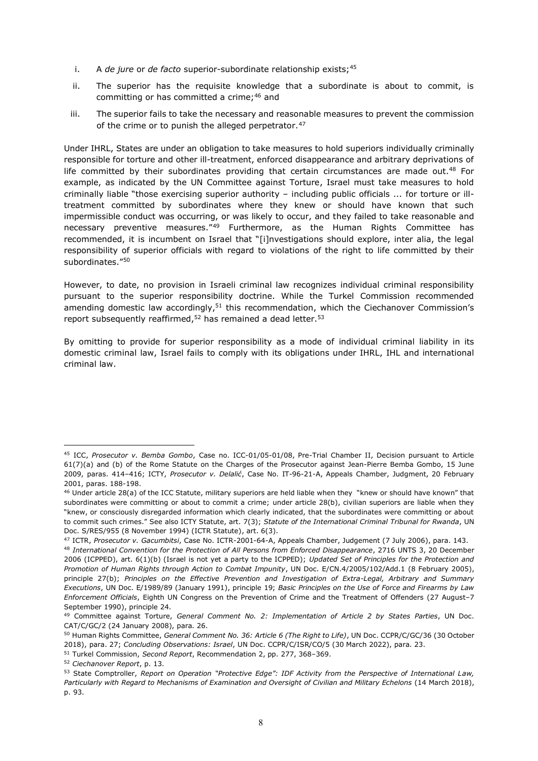i. A *de jure* or *de facto* superior-subordinate relationship exists;[45]

ii. The superior has the requisite knowledge that a subordinate is about to commit, is committing or has committed a crime;[46] and

iii. The superior fails to take the necessary and reasonable measures to prevent the commission of the crime or to punish the alleged perpetrator.[47]

Under IHRL, States are under an obligation to take measures to hold superiors individually criminally responsible for torture and other ill-treatment, enforced disappearance and arbitrary deprivations of life committed by their subordinates providing that certain circumstances are made out.[48] For example, as indicated by the UN Committee against Torture, Israel must take measures to hold criminally liable "those exercising superior authority – including public officials ... for torture or ill-treatment committed by subordinates where they knew or should have known that such impermissible conduct was occurring, or was likely to occur, and they failed to take reasonable and necessary preventive measures."[49] Furthermore, as the Human Rights Committee has recommended, it is incumbent on Israel that "[i]nvestigations should explore, inter alia, the legal responsibility of superior officials with regard to violations of the right to life committed by their subordinates."[50]

However, to date, no provision in Israeli criminal law recognizes individual criminal responsibility pursuant to the superior responsibility doctrine. While the Turkel Commission recommended amending domestic law accordingly,[51] this recommendation, which the Ciechanover Commission's report subsequently reaffirmed,[52] has remained a dead letter.[53]

By omitting to provide for superior responsibility as a mode of individual criminal liability in its domestic criminal law, Israel fails to comply with its obligations under IHRL, IHL and international criminal law.

---

[45] ICC, *Prosecutor v. Bemba Gombo*, Case no. ICC-01/05-01/08, Pre-Trial Chamber II, Decision pursuant to Article 61(7)(a) and (b) of the Rome Statute on the Charges of the Prosecutor against Jean-Pierre Bemba Gombo, 15 June 2009, paras. 414–416; ICTY, *Prosecutor v. Delalić*, Case No. IT-96-21-A, Appeals Chamber, Judgment, 20 February 2001, paras. 188-198.

[46] Under article 28(a) of the ICC Statute, military superiors are held liable when they "knew or should have known" that subordinates were committing or about to commit a crime; under article 28(b), civilian superiors are liable when they "knew, or consciously disregarded information which clearly indicated, that the subordinates were committing or about to commit such crimes." See also ICTY Statute, art. 7(3); *Statute of the International Criminal Tribunal for Rwanda*, UN Doc. S/RES/955 (8 November 1994) (ICTR Statute), art. 6(3).

[47] ICTR, *Prosecutor v. Gacumbitsi*, Case No. ICTR-2001-64-A, Appeals Chamber, Judgement (7 July 2006), para. 143.

[48] *International Convention for the Protection of All Persons from Enforced Disappearance*, 2716 UNTS 3, 20 December 2006 (ICPPED), art. 6(1)(b) (Israel is not yet a party to the ICPPED); *Updated Set of Principles for the Protection and Promotion of Human Rights through Action to Combat Impunity*, UN Doc. E/CN.4/2005/102/Add.1 (8 February 2005), principle 27(b); *Principles on the Effective Prevention and Investigation of Extra-Legal, Arbitrary and Summary Executions*, UN Doc. E/1989/89 (January 1991), principle 19; *Basic Principles on the Use of Force and Firearms by Law Enforcement Officials*, Eighth UN Congress on the Prevention of Crime and the Treatment of Offenders (27 August–7 September 1990), principle 24.

[49] Committee against Torture, *General Comment No. 2: Implementation of Article 2 by States Parties*, UN Doc. CAT/C/GC/2 (24 January 2008), para. 26.

[50] Human Rights Committee, *General Comment No. 36: Article 6 (The Right to Life)*, UN Doc. CCPR/C/GC/36 (30 October 2018), para. 27; *Concluding Observations: Israel*, UN Doc. CCPR/C/ISR/CO/5 (30 March 2022), para. 23.

[51] Turkel Commission, *Second Report*, Recommendation 2, pp. 277, 368–369.

[52] *Ciechanover Report*, p. 13.

[53] State Comptroller, *Report on Operation "Protective Edge": IDF Activity from the Perspective of International Law, Particularly with Regard to Mechanisms of Examination and Oversight of Civilian and Military Echelons* (14 March 2018), p. 93.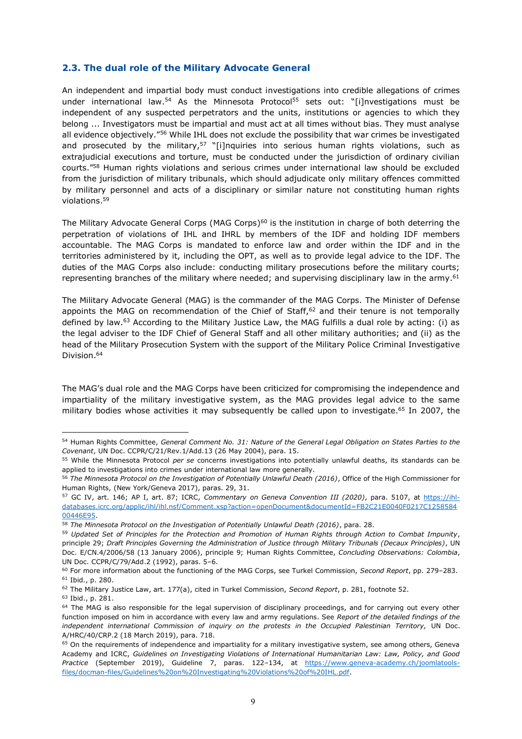### 2.3. The dual role of the Military Advocate General

An independent and impartial body must conduct investigations into credible allegations of crimes under international law.[54] As the Minnesota Protocol[55] sets out: "[i]nvestigations must be independent of any suspected perpetrators and the units, institutions or agencies to which they belong ... Investigators must be impartial and must act at all times without bias. They must analyse all evidence objectively."[56] While IHL does not exclude the possibility that war crimes be investigated and prosecuted by the military,[57] "[i]nquiries into serious human rights violations, such as extrajudicial executions and torture, must be conducted under the jurisdiction of ordinary civilian courts."[58] Human rights violations and serious crimes under international law should be excluded from the jurisdiction of military tribunals, which should adjudicate only military offences committed by military personnel and acts of a disciplinary or similar nature not constituting human rights violations.[59]

The Military Advocate General Corps (MAG Corps)[60] is the institution in charge of both deterring the perpetration of violations of IHL and IHRL by members of the IDF and holding IDF members accountable. The MAG Corps is mandated to enforce law and order within the IDF and in the territories administered by it, including the OPT, as well as to provide legal advice to the IDF. The duties of the MAG Corps also include: conducting military prosecutions before the military courts; representing branches of the military where needed; and supervising disciplinary law in the army.[61]

The Military Advocate General (MAG) is the commander of the MAG Corps. The Minister of Defense appoints the MAG on recommendation of the Chief of Staff,[62] and their tenure is not temporally defined by law.[63] According to the Military Justice Law, the MAG fulfills a dual role by acting: (i) as the legal adviser to the IDF Chief of General Staff and all other military authorities; and (ii) as the head of the Military Prosecution System with the support of the Military Police Criminal Investigative Division.[64]

The MAG's dual role and the MAG Corps have been criticized for compromising the independence and impartiality of the military investigative system, as the MAG provides legal advice to the same military bodies whose activities it may subsequently be called upon to investigate.[65] In 2007, the

---

[54] Human Rights Committee, *General Comment No. 31: Nature of the General Legal Obligation on States Parties to the Covenant*, UN Doc. CCPR/C/21/Rev.1/Add.13 (26 May 2004), para. 15.

[55] While the Minnesota Protocol *per se* concerns investigations into potentially unlawful deaths, its standards can be applied to investigations into crimes under international law more generally.

[56] *The Minnesota Protocol on the Investigation of Potentially Unlawful Death (2016)*, Office of the High Commissioner for Human Rights, (New York/Geneva 2017), paras. 29, 31.

[57] GC IV, art. 146; AP I, art. 87; ICRC, *Commentary on Geneva Convention III (2020)*, para. 5107, at https://ihl-databases.icrc.org/applic/ihl/ihl.nsf/Comment.xsp?action=openDocument&documentId=FB2C21E0040F0217C125858400446E95.

[58] *The Minnesota Protocol on the Investigation of Potentially Unlawful Death (2016)*, para. 28.

[59] *Updated Set of Principles for the Protection and Promotion of Human Rights through Action to Combat Impunity*, principle 29; *Draft Principles Governing the Administration of Justice through Military Tribunals (Decaux Principles)*, UN Doc. E/CN.4/2006/58 (13 January 2006), principle 9; Human Rights Committee, *Concluding Observations: Colombia*, UN Doc. CCPR/C/79/Add.2 (1992), paras. 5–6.

[60] For more information about the functioning of the MAG Corps, see Turkel Commission, *Second Report*, pp. 279–283.

[61] Ibid., p. 280.

[62] The Military Justice Law, art. 177(a), cited in Turkel Commission, *Second Report*, p. 281, footnote 52.

[63] Ibid., p. 281.

[64] The MAG is also responsible for the legal supervision of disciplinary proceedings, and for carrying out every other function imposed on him in accordance with every law and army regulations. See *Report of the detailed findings of the independent international Commission of inquiry on the protests in the Occupied Palestinian Territory,* UN Doc. A/HRC/40/CRP.2 (18 March 2019), para. 718.

[65] On the requirements of independence and impartiality for a military investigative system, see among others, Geneva Academy and ICRC, *Guidelines on Investigating Violations of International Humanitarian Law: Law, Policy, and Good Practice* (September 2019), Guideline 7, paras. 122–134, at https://www.geneva-academy.ch/joomlatools-files/docman-files/Guidelines%20on%20Investigating%20Violations%20of%20IHL.pdf.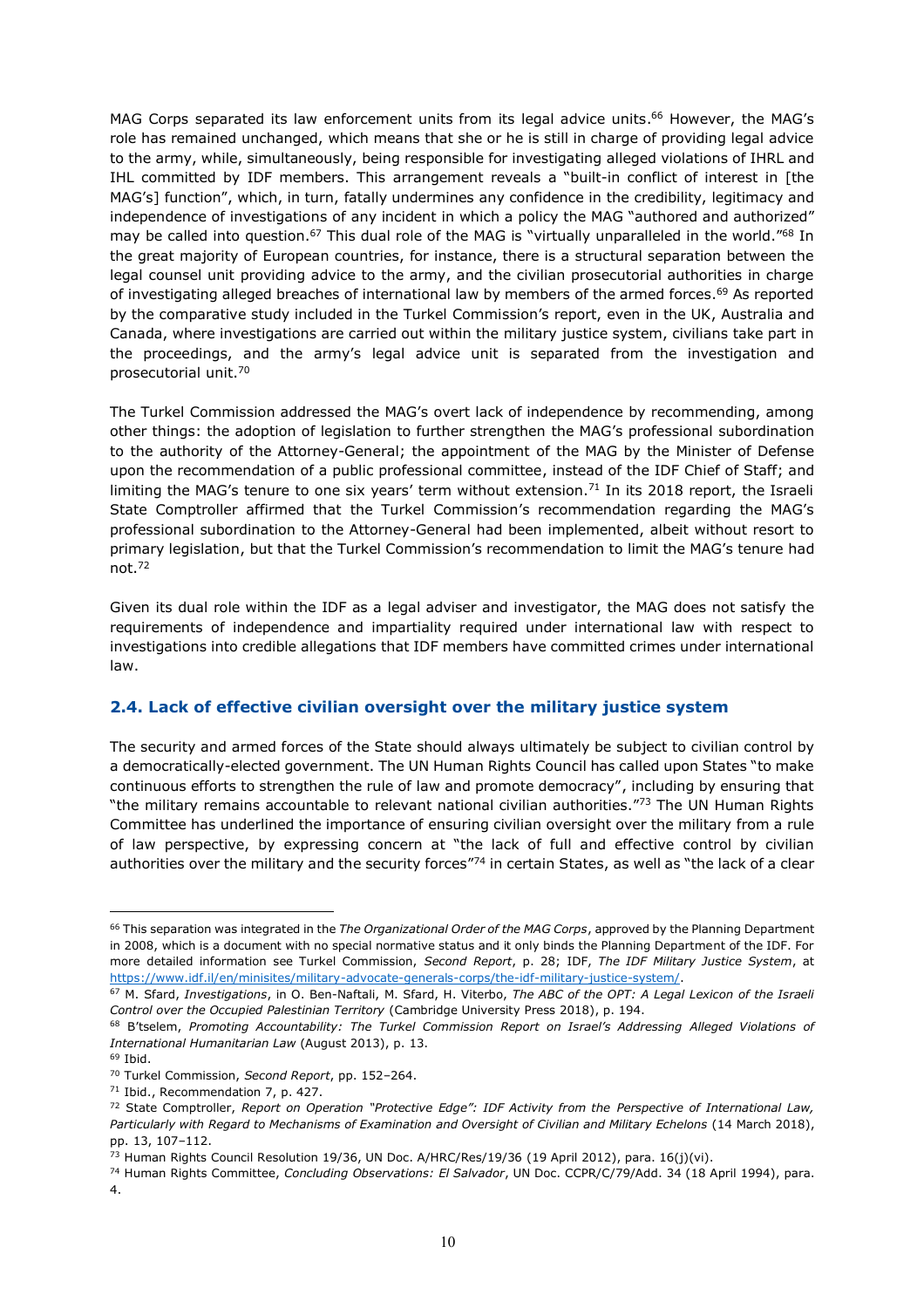MAG Corps separated its law enforcement units from its legal advice units.[66] However, the MAG's role has remained unchanged, which means that she or he is still in charge of providing legal advice to the army, while, simultaneously, being responsible for investigating alleged violations of IHRL and IHL committed by IDF members. This arrangement reveals a "built-in conflict of interest in [the MAG's] function", which, in turn, fatally undermines any confidence in the credibility, legitimacy and independence of investigations of any incident in which a policy the MAG "authored and authorized" may be called into question.[67] This dual role of the MAG is "virtually unparalleled in the world."[68] In the great majority of European countries, for instance, there is a structural separation between the legal counsel unit providing advice to the army, and the civilian prosecutorial authorities in charge of investigating alleged breaches of international law by members of the armed forces.[69] As reported by the comparative study included in the Turkel Commission's report, even in the UK, Australia and Canada, where investigations are carried out within the military justice system, civilians take part in the proceedings, and the army's legal advice unit is separated from the investigation and prosecutorial unit.[70]

The Turkel Commission addressed the MAG's overt lack of independence by recommending, among other things: the adoption of legislation to further strengthen the MAG's professional subordination to the authority of the Attorney-General; the appointment of the MAG by the Minister of Defense upon the recommendation of a public professional committee, instead of the IDF Chief of Staff; and limiting the MAG's tenure to one six years' term without extension.[71] In its 2018 report, the Israeli State Comptroller affirmed that the Turkel Commission's recommendation regarding the MAG's professional subordination to the Attorney-General had been implemented, albeit without resort to primary legislation, but that the Turkel Commission's recommendation to limit the MAG's tenure had not.[72]

Given its dual role within the IDF as a legal adviser and investigator, the MAG does not satisfy the requirements of independence and impartiality required under international law with respect to investigations into credible allegations that IDF members have committed crimes under international law.

## 2.4. Lack of effective civilian oversight over the military justice system

The security and armed forces of the State should always ultimately be subject to civilian control by a democratically-elected government. The UN Human Rights Council has called upon States "to make continuous efforts to strengthen the rule of law and promote democracy", including by ensuring that "the military remains accountable to relevant national civilian authorities."[73] The UN Human Rights Committee has underlined the importance of ensuring civilian oversight over the military from a rule of law perspective, by expressing concern at "the lack of full and effective control by civilian authorities over the military and the security forces"[74] in certain States, as well as "the lack of a clear

---

[66] This separation was integrated in the *The Organizational Order of the MAG Corps*, approved by the Planning Department in 2008, which is a document with no special normative status and it only binds the Planning Department of the IDF. For more detailed information see Turkel Commission, *Second Report*, p. 28; IDF, *The IDF Military Justice System*, at https://www.idf.il/en/minisites/military-advocate-generals-corps/the-idf-military-justice-system/.

[67] M. Sfard, *Investigations*, in O. Ben-Naftali, M. Sfard, H. Viterbo, *The ABC of the OPT: A Legal Lexicon of the Israeli Control over the Occupied Palestinian Territory* (Cambridge University Press 2018), p. 194.

[68] B'tselem, *Promoting Accountability: The Turkel Commission Report on Israel's Addressing Alleged Violations of International Humanitarian Law* (August 2013), p. 13.

[69] Ibid.

[70] Turkel Commission, *Second Report*, pp. 152–264.

[71] Ibid., Recommendation 7, p. 427.

[72] State Comptroller, *Report on Operation "Protective Edge": IDF Activity from the Perspective of International Law, Particularly with Regard to Mechanisms of Examination and Oversight of Civilian and Military Echelons* (14 March 2018), pp. 13, 107–112.

[73] Human Rights Council Resolution 19/36, UN Doc. A/HRC/Res/19/36 (19 April 2012), para. 16(j)(vi).

[74] Human Rights Committee, *Concluding Observations: El Salvador*, UN Doc. CCPR/C/79/Add. 34 (18 April 1994), para. 4.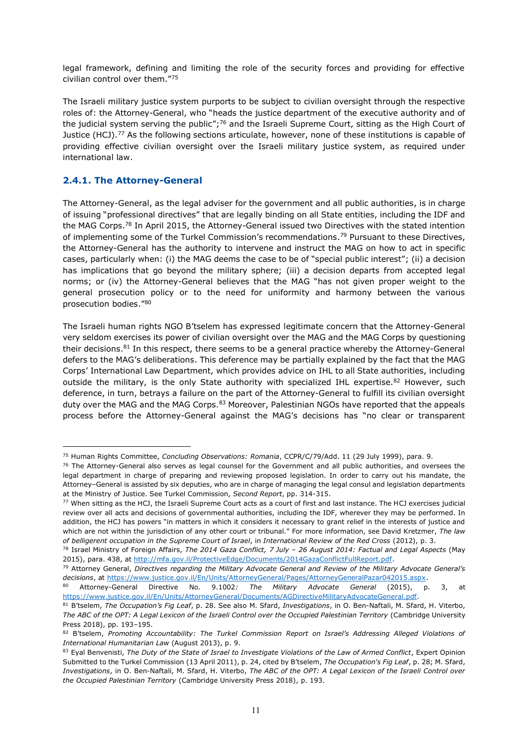legal framework, defining and limiting the role of the security forces and providing for effective civilian control over them."[75]

The Israeli military justice system purports to be subject to civilian oversight through the respective roles of: the Attorney-General, who "heads the justice department of the executive authority and of the judicial system serving the public";[76] and the Israeli Supreme Court, sitting as the High Court of Justice (HCJ).[77] As the following sections articulate, however, none of these institutions is capable of providing effective civilian oversight over the Israeli military justice system, as required under international law.

### 2.4.1. The Attorney-General

The Attorney-General, as the legal adviser for the government and all public authorities, is in charge of issuing "professional directives" that are legally binding on all State entities, including the IDF and the MAG Corps.[78] In April 2015, the Attorney-General issued two Directives with the stated intention of implementing some of the Turkel Commission's recommendations.[79] Pursuant to these Directives, the Attorney-General has the authority to intervene and instruct the MAG on how to act in specific cases, particularly when: (i) the MAG deems the case to be of "special public interest"; (ii) a decision has implications that go beyond the military sphere; (iii) a decision departs from accepted legal norms; or (iv) the Attorney-General believes that the MAG "has not given proper weight to the general prosecution policy or to the need for uniformity and harmony between the various prosecution bodies."[80]

The Israeli human rights NGO B'tselem has expressed legitimate concern that the Attorney-General very seldom exercises its power of civilian oversight over the MAG and the MAG Corps by questioning their decisions.[81] In this respect, there seems to be a general practice whereby the Attorney-General defers to the MAG's deliberations. This deference may be partially explained by the fact that the MAG Corps' International Law Department, which provides advice on IHL to all State authorities, including outside the military, is the only State authority with specialized IHL expertise.[82] However, such deference, in turn, betrays a failure on the part of the Attorney-General to fulfill its civilian oversight duty over the MAG and the MAG Corps.[83] Moreover, Palestinian NGOs have reported that the appeals process before the Attorney-General against the MAG's decisions has "no clear or transparent

---

[75] Human Rights Committee, *Concluding Observations: Romania*, CCPR/C/79/Add. 11 (29 July 1999), para. 9.

[76] The Attorney-General also serves as legal counsel for the Government and all public authorities, and oversees the legal department in charge of preparing and reviewing proposed legislation. In order to carry out his mandate, the Attorney–General is assisted by six deputies, who are in charge of managing the legal consul and legislation departments at the Ministry of Justice. See Turkel Commission, *Second Report*, pp. 314-315.

[77] When sitting as the HCJ, the Israeli Supreme Court acts as a court of first and last instance. The HCJ exercises judicial review over all acts and decisions of governmental authorities, including the IDF, wherever they may be performed. In addition, the HCJ has powers "in matters in which it considers it necessary to grant relief in the interests of justice and which are not within the jurisdiction of any other court or tribunal." For more information, see David Kretzmer, *The law of belligerent occupation in the Supreme Court of Israel*, in *International Review of the Red Cross* (2012), p. 3.

[78] Israel Ministry of Foreign Affairs, *The 2014 Gaza Conflict, 7 July – 26 August 2014: Factual and Legal Aspects* (May 2015), para. 438, at http://mfa.gov.il/ProtectiveEdge/Documents/2014GazaConflictFullReport.pdf.

[79] Attorney General, *Directives regarding the Military Advocate General and Review of the Military Advocate General's decisions*, at https://www.justice.gov.il/En/Units/AttorneyGeneral/Pages/AttorneyGeneralPazar042015.aspx.

[80] Attorney-General Directive No. 9.1002*: The Military Advocate General* (2015), p. 3, at https://www.justice.gov.il/En/Units/AttorneyGeneral/Documents/AGDirectiveMilitaryAdvocateGeneral.pdf.

[81] B'tselem, *The Occupation's Fig Leaf*, p. 28. See also M. Sfard, *Investigations*, in O. Ben-Naftali, M. Sfard, H. Viterbo, *The ABC of the OPT: A Legal Lexicon of the Israeli Control over the Occupied Palestinian Territory* (Cambridge University Press 2018), pp. 193–195.

[82] B'tselem, *Promoting Accountability: The Turkel Commission Report on Israel's Addressing Alleged Violations of International Humanitarian Law* (August 2013), p. 9.

[83] Eyal Benvenisti, *The Duty of the State of Israel to Investigate Violations of the Law of Armed Conflict*, Expert Opinion Submitted to the Turkel Commission (13 April 2011), p. 24, cited by B'tselem, *The Occupation's Fig Leaf*, p. 28; M. Sfard, *Investigations*, in O. Ben-Naftali, M. Sfard, H. Viterbo, *The ABC of the OPT: A Legal Lexicon of the Israeli Control over the Occupied Palestinian Territory* (Cambridge University Press 2018), p. 193.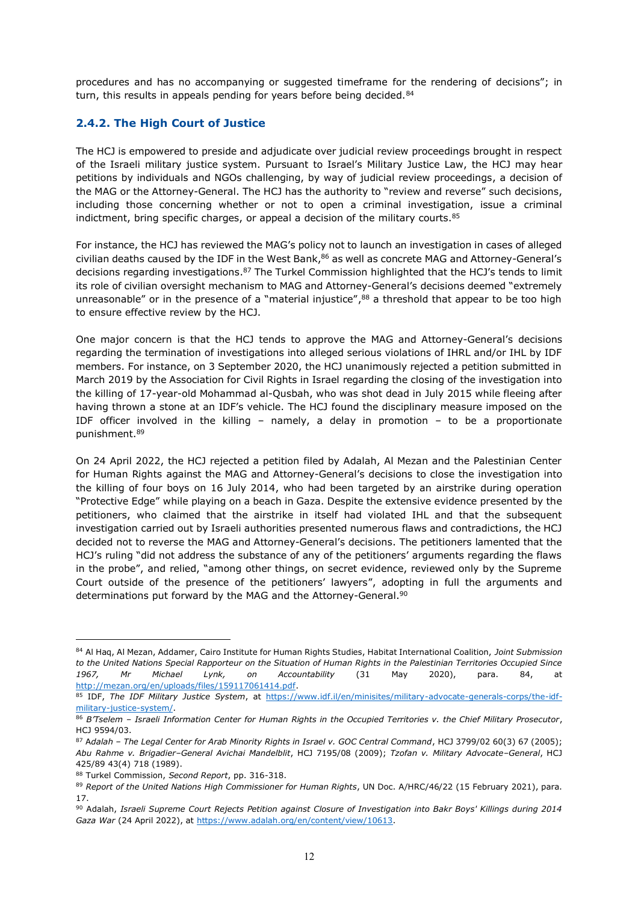procedures and has no accompanying or suggested timeframe for the rendering of decisions"; in turn, this results in appeals pending for years before being decided.[84]

### 2.4.2. The High Court of Justice

The HCJ is empowered to preside and adjudicate over judicial review proceedings brought in respect of the Israeli military justice system. Pursuant to Israel's Military Justice Law, the HCJ may hear petitions by individuals and NGOs challenging, by way of judicial review proceedings, a decision of the MAG or the Attorney-General. The HCJ has the authority to "review and reverse" such decisions, including those concerning whether or not to open a criminal investigation, issue a criminal indictment, bring specific charges, or appeal a decision of the military courts.[85]

For instance, the HCJ has reviewed the MAG's policy not to launch an investigation in cases of alleged civilian deaths caused by the IDF in the West Bank,[86] as well as concrete MAG and Attorney-General's decisions regarding investigations.[87] The Turkel Commission highlighted that the HCJ's tends to limit its role of civilian oversight mechanism to MAG and Attorney-General's decisions deemed "extremely unreasonable" or in the presence of a "material injustice",[88] a threshold that appear to be too high to ensure effective review by the HCJ.

One major concern is that the HCJ tends to approve the MAG and Attorney-General's decisions regarding the termination of investigations into alleged serious violations of IHRL and/or IHL by IDF members. For instance, on 3 September 2020, the HCJ unanimously rejected a petition submitted in March 2019 by the Association for Civil Rights in Israel regarding the closing of the investigation into the killing of 17-year-old Mohammad al-Qusbah, who was shot dead in July 2015 while fleeing after having thrown a stone at an IDF's vehicle. The HCJ found the disciplinary measure imposed on the IDF officer involved in the killing – namely, a delay in promotion – to be a proportionate punishment.[89]

On 24 April 2022, the HCJ rejected a petition filed by Adalah, Al Mezan and the Palestinian Center for Human Rights against the MAG and Attorney-General's decisions to close the investigation into the killing of four boys on 16 July 2014, who had been targeted by an airstrike during operation "Protective Edge" while playing on a beach in Gaza. Despite the extensive evidence presented by the petitioners, who claimed that the airstrike in itself had violated IHL and that the subsequent investigation carried out by Israeli authorities presented numerous flaws and contradictions, the HCJ decided not to reverse the MAG and Attorney-General's decisions. The petitioners lamented that the HCJ's ruling "did not address the substance of any of the petitioners' arguments regarding the flaws in the probe", and relied, "among other things, on secret evidence, reviewed only by the Supreme Court outside of the presence of the petitioners' lawyers", adopting in full the arguments and determinations put forward by the MAG and the Attorney-General.[90]

---

[84] Al Haq, Al Mezan, Addamer, Cairo Institute for Human Rights Studies, Habitat International Coalition, *Joint Submission to the United Nations Special Rapporteur on the Situation of Human Rights in the Palestinian Territories Occupied Since 1967, Mr Michael Lynk, on Accountability* (31 May 2020), para. 84, at http://mezan.org/en/uploads/files/159117061414.pdf.

[85] IDF, *The IDF Military Justice System*, at https://www.idf.il/en/minisites/military-advocate-generals-corps/the-idf-military-justice-system/.

[86] *B'Tselem – Israeli Information Center for Human Rights in the Occupied Territories v. the Chief Military Prosecutor*, HCJ 9594/03.

[87] *Adalah – The Legal Center for Arab Minority Rights in Israel v. GOC Central Command*, HCJ 3799/02 60(3) 67 (2005); *Abu Rahme v. Brigadier–General Avichai Mandelblit*, HCJ 7195/08 (2009); *Tzofan v. Military Advocate–General*, HCJ 425/89 43(4) 718 (1989).

[88] Turkel Commission, *Second Report*, pp. 316-318.

[89] *Report of the United Nations High Commissioner for Human Rights*, UN Doc. A/HRC/46/22 (15 February 2021), para. 17.

[90] Adalah, *Israeli Supreme Court Rejects Petition against Closure of Investigation into Bakr Boys' Killings during 2014 Gaza War* (24 April 2022), at https://www.adalah.org/en/content/view/10613.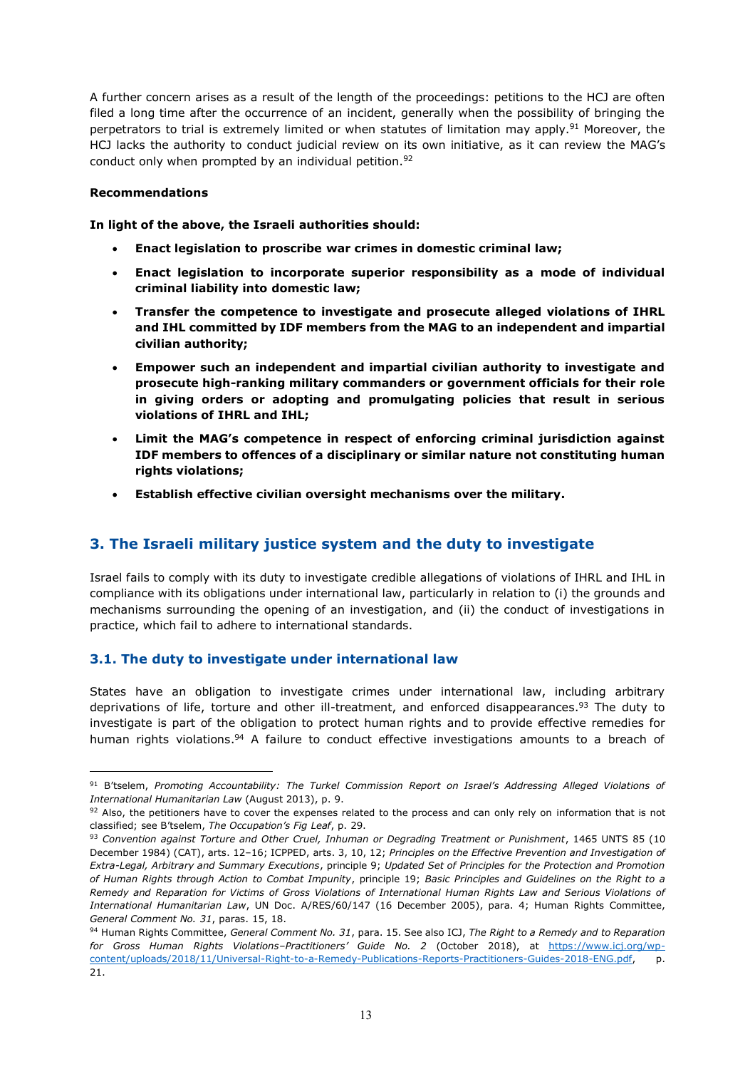A further concern arises as a result of the length of the proceedings: petitions to the HCJ are often filed a long time after the occurrence of an incident, generally when the possibility of bringing the perpetrators to trial is extremely limited or when statutes of limitation may apply.[91] Moreover, the HCJ lacks the authority to conduct judicial review on its own initiative, as it can review the MAG's conduct only when prompted by an individual petition.[92]

**Recommendations**

**In light of the above, the Israeli authorities should:**

- **Enact legislation to proscribe war crimes in domestic criminal law;**
- **Enact legislation to incorporate superior responsibility as a mode of individual criminal liability into domestic law;**
- **Transfer the competence to investigate and prosecute alleged violations of IHRL and IHL committed by IDF members from the MAG to an independent and impartial civilian authority;**
- **Empower such an independent and impartial civilian authority to investigate and prosecute high-ranking military commanders or government officials for their role in giving orders or adopting and promulgating policies that result in serious violations of IHRL and IHL;**
- **Limit the MAG's competence in respect of enforcing criminal jurisdiction against IDF members to offences of a disciplinary or similar nature not constituting human rights violations;**
- **Establish effective civilian oversight mechanisms over the military.**

## 3. The Israeli military justice system and the duty to investigate

Israel fails to comply with its duty to investigate credible allegations of violations of IHRL and IHL in compliance with its obligations under international law, particularly in relation to (i) the grounds and mechanisms surrounding the opening of an investigation, and (ii) the conduct of investigations in practice, which fail to adhere to international standards.

### 3.1. The duty to investigate under international law

States have an obligation to investigate crimes under international law, including arbitrary deprivations of life, torture and other ill-treatment, and enforced disappearances.[93] The duty to investigate is part of the obligation to protect human rights and to provide effective remedies for human rights violations.[94] A failure to conduct effective investigations amounts to a breach of

---

[91] B'tselem, *Promoting Accountability: The Turkel Commission Report on Israel's Addressing Alleged Violations of International Humanitarian Law* (August 2013), p. 9.

[92] Also, the petitioners have to cover the expenses related to the process and can only rely on information that is not classified; see B'tselem, *The Occupation's Fig Leaf*, p. 29.

[93] *Convention against Torture and Other Cruel, Inhuman or Degrading Treatment or Punishment*, 1465 UNTS 85 (10 December 1984) (CAT), arts. 12–16; ICPPED, arts. 3, 10, 12; *Principles on the Effective Prevention and Investigation of Extra-Legal, Arbitrary and Summary Executions*, principle 9; *Updated Set of Principles for the Protection and Promotion of Human Rights through Action to Combat Impunity*, principle 19; *Basic Principles and Guidelines on the Right to a Remedy and Reparation for Victims of Gross Violations of International Human Rights Law and Serious Violations of International Humanitarian Law*, UN Doc. A/RES/60/147 (16 December 2005), para. 4; Human Rights Committee, *General Comment No. 31*, paras. 15, 18.

[94] Human Rights Committee, *General Comment No. 31*, para. 15. See also ICJ, *The Right to a Remedy and to Reparation for Gross Human Rights Violations–Practitioners' Guide No. 2* (October 2018), at https://www.icj.org/wp-content/uploads/2018/11/Universal-Right-to-a-Remedy-Publications-Reports-Practitioners-Guides-2018-ENG.pdf, p. 21.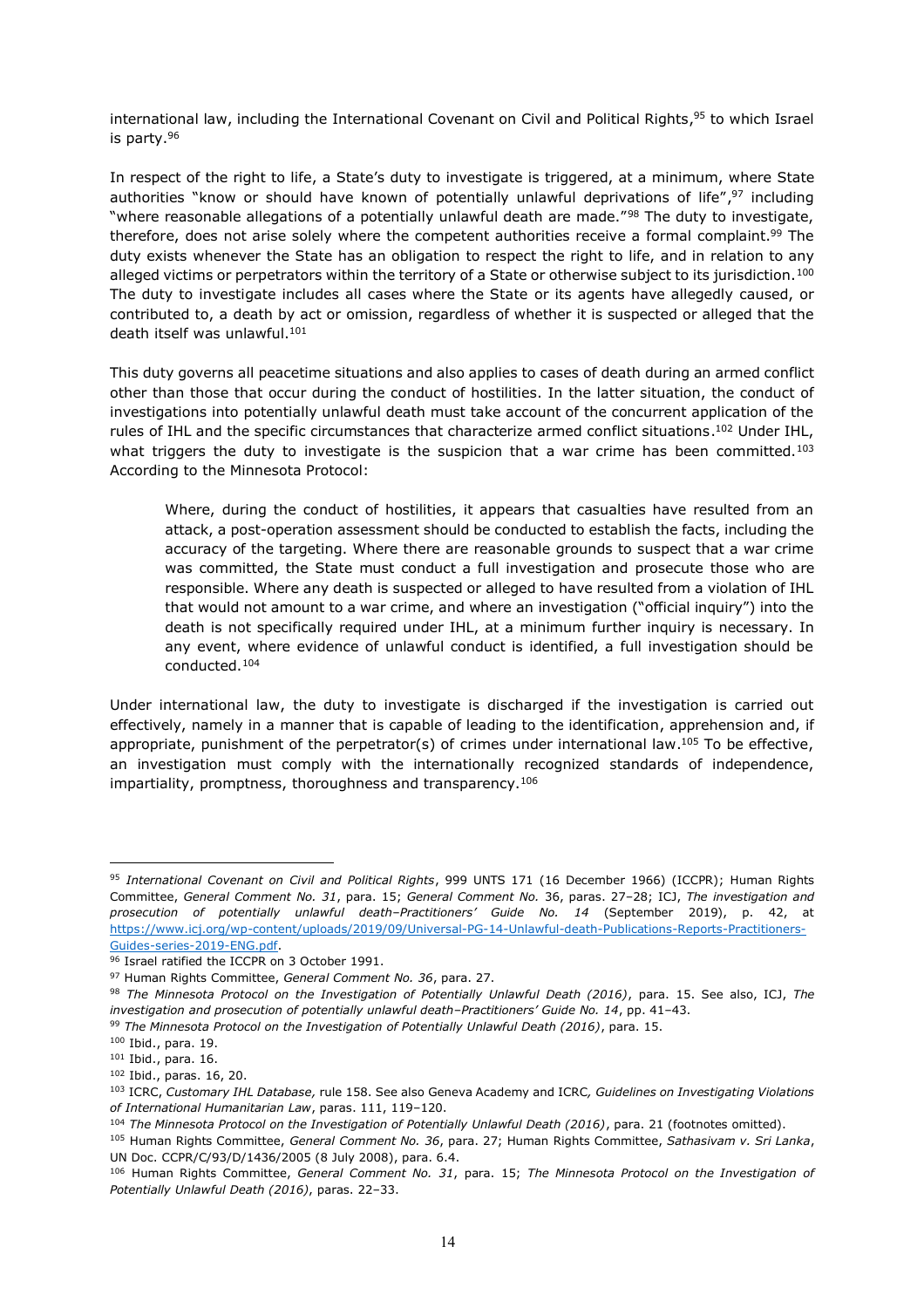international law, including the International Covenant on Civil and Political Rights,[95] to which Israel is party.[96]

In respect of the right to life, a State's duty to investigate is triggered, at a minimum, where State authorities "know or should have known of potentially unlawful deprivations of life",[97] including "where reasonable allegations of a potentially unlawful death are made."[98] The duty to investigate, therefore, does not arise solely where the competent authorities receive a formal complaint.[99] The duty exists whenever the State has an obligation to respect the right to life, and in relation to any alleged victims or perpetrators within the territory of a State or otherwise subject to its jurisdiction.[100] The duty to investigate includes all cases where the State or its agents have allegedly caused, or contributed to, a death by act or omission, regardless of whether it is suspected or alleged that the death itself was unlawful.[101]

This duty governs all peacetime situations and also applies to cases of death during an armed conflict other than those that occur during the conduct of hostilities. In the latter situation, the conduct of investigations into potentially unlawful death must take account of the concurrent application of the rules of IHL and the specific circumstances that characterize armed conflict situations.[102] Under IHL, what triggers the duty to investigate is the suspicion that a war crime has been committed.[103] According to the Minnesota Protocol:

> Where, during the conduct of hostilities, it appears that casualties have resulted from an attack, a post-operation assessment should be conducted to establish the facts, including the accuracy of the targeting. Where there are reasonable grounds to suspect that a war crime was committed, the State must conduct a full investigation and prosecute those who are responsible. Where any death is suspected or alleged to have resulted from a violation of IHL that would not amount to a war crime, and where an investigation ("official inquiry") into the death is not specifically required under IHL, at a minimum further inquiry is necessary. In any event, where evidence of unlawful conduct is identified, a full investigation should be conducted.[104]

Under international law, the duty to investigate is discharged if the investigation is carried out effectively, namely in a manner that is capable of leading to the identification, apprehension and, if appropriate, punishment of the perpetrator(s) of crimes under international law.[105] To be effective, an investigation must comply with the internationally recognized standards of independence, impartiality, promptness, thoroughness and transparency.[106]

---

[95] *International Covenant on Civil and Political Rights*, 999 UNTS 171 (16 December 1966) (ICCPR); Human Rights Committee, *General Comment No. 31*, para. 15; *General Comment No. 36*, paras. 27–28; ICJ, *The investigation and prosecution of potentially unlawful death–Practitioners' Guide No. 14* (September 2019), p. 42, at https://www.icj.org/wp-content/uploads/2019/09/Universal-PG-14-Unlawful-death-Publications-Reports-Practitioners-Guides-series-2019-ENG.pdf.

[96] Israel ratified the ICCPR on 3 October 1991.

[97] Human Rights Committee, *General Comment No. 36*, para. 27.

[98] *The Minnesota Protocol on the Investigation of Potentially Unlawful Death (2016)*, para. 15. See also, ICJ, *The investigation and prosecution of potentially unlawful death–Practitioners' Guide No. 14*, pp. 41–43.

[99] *The Minnesota Protocol on the Investigation of Potentially Unlawful Death (2016)*, para. 15.

[100] Ibid., para. 19.

[101] Ibid., para. 16.

[102] Ibid., paras. 16, 20.

[103] ICRC, *Customary IHL Database,* rule 158. See also Geneva Academy and ICRC*, Guidelines on Investigating Violations of International Humanitarian Law*, paras. 111, 119–120.

[104] *The Minnesota Protocol on the Investigation of Potentially Unlawful Death (2016)*, para. 21 (footnotes omitted).

[105] Human Rights Committee, *General Comment No. 36*, para. 27; Human Rights Committee, *Sathasivam v. Sri Lanka*, UN Doc. CCPR/C/93/D/1436/2005 (8 July 2008), para. 6.4.

[106] Human Rights Committee, *General Comment No. 31*, para. 15; *The Minnesota Protocol on the Investigation of Potentially Unlawful Death (2016)*, paras. 22–33.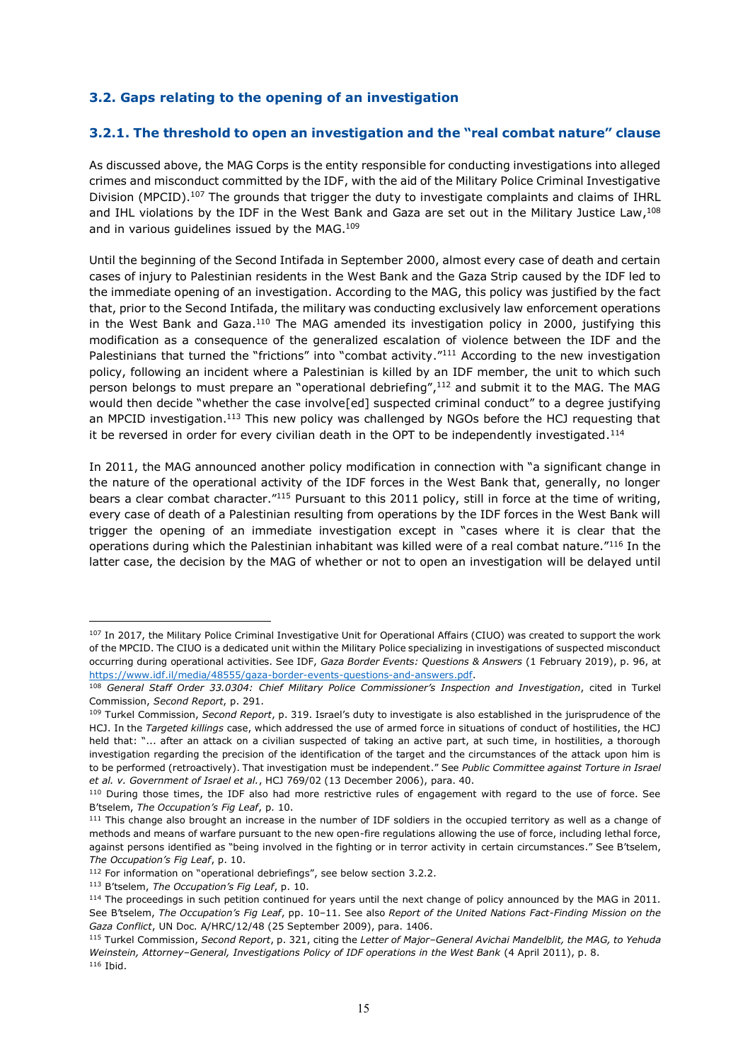### 3.2. Gaps relating to the opening of an investigation

#### 3.2.1. The threshold to open an investigation and the "real combat nature" clause

As discussed above, the MAG Corps is the entity responsible for conducting investigations into alleged crimes and misconduct committed by the IDF, with the aid of the Military Police Criminal Investigative Division (MPCID).[107] The grounds that trigger the duty to investigate complaints and claims of IHRL and IHL violations by the IDF in the West Bank and Gaza are set out in the Military Justice Law,[108] and in various guidelines issued by the MAG.[109]

Until the beginning of the Second Intifada in September 2000, almost every case of death and certain cases of injury to Palestinian residents in the West Bank and the Gaza Strip caused by the IDF led to the immediate opening of an investigation. According to the MAG, this policy was justified by the fact that, prior to the Second Intifada, the military was conducting exclusively law enforcement operations in the West Bank and Gaza.[110] The MAG amended its investigation policy in 2000, justifying this modification as a consequence of the generalized escalation of violence between the IDF and the Palestinians that turned the "frictions" into "combat activity."[111] According to the new investigation policy, following an incident where a Palestinian is killed by an IDF member, the unit to which such person belongs to must prepare an "operational debriefing",[112] and submit it to the MAG. The MAG would then decide "whether the case involve[ed] suspected criminal conduct" to a degree justifying an MPCID investigation.[113] This new policy was challenged by NGOs before the HCJ requesting that it be reversed in order for every civilian death in the OPT to be independently investigated.[114]

In 2011, the MAG announced another policy modification in connection with "a significant change in the nature of the operational activity of the IDF forces in the West Bank that, generally, no longer bears a clear combat character."[115] Pursuant to this 2011 policy, still in force at the time of writing, every case of death of a Palestinian resulting from operations by the IDF forces in the West Bank will trigger the opening of an immediate investigation except in "cases where it is clear that the operations during which the Palestinian inhabitant was killed were of a real combat nature."[116] In the latter case, the decision by the MAG of whether or not to open an investigation will be delayed until

---

[107] In 2017, the Military Police Criminal Investigative Unit for Operational Affairs (CIUO) was created to support the work of the MPCID. The CIUO is a dedicated unit within the Military Police specializing in investigations of suspected misconduct occurring during operational activities. See IDF, *Gaza Border Events: Questions & Answers* (1 February 2019), p. 96, at https://www.idf.il/media/48555/gaza-border-events-questions-and-answers.pdf.

[108] *General Staff Order 33.0304: Chief Military Police Commissioner's Inspection and Investigation*, cited in Turkel Commission, *Second Report*, p. 291.

[109] Turkel Commission, *Second Report*, p. 319. Israel's duty to investigate is also established in the jurisprudence of the HCJ. In the *Targeted killings* case, which addressed the use of armed force in situations of conduct of hostilities, the HCJ held that: "... after an attack on a civilian suspected of taking an active part, at such time, in hostilities, a thorough investigation regarding the precision of the identification of the target and the circumstances of the attack upon him is to be performed (retroactively). That investigation must be independent." See *Public Committee against Torture in Israel et al. v. Government of Israel et al.*, HCJ 769/02 (13 December 2006), para. 40.

[110] During those times, the IDF also had more restrictive rules of engagement with regard to the use of force. See B'tselem, *The Occupation's Fig Leaf*, p. 10.

[111] This change also brought an increase in the number of IDF soldiers in the occupied territory as well as a change of methods and means of warfare pursuant to the new open-fire regulations allowing the use of force, including lethal force, against persons identified as "being involved in the fighting or in terror activity in certain circumstances." See B'tselem, *The Occupation's Fig Leaf*, p. 10.

[112] For information on "operational debriefings", see below section 3.2.2.

[113] B'tselem, *The Occupation's Fig Leaf*, p. 10.

[114] The proceedings in such petition continued for years until the next change of policy announced by the MAG in 2011. See B'tselem, *The Occupation's Fig Leaf*, pp. 10–11. See also *Report of the United Nations Fact-Finding Mission on the Gaza Conflict*, UN Doc. A/HRC/12/48 (25 September 2009), para. 1406.

[115] Turkel Commission, *Second Report*, p. 321, citing the *Letter of Major–General Avichai Mandelblit, the MAG, to Yehuda Weinstein, Attorney–General, Investigations Policy of IDF operations in the West Bank* (4 April 2011), p. 8.

[116] Ibid.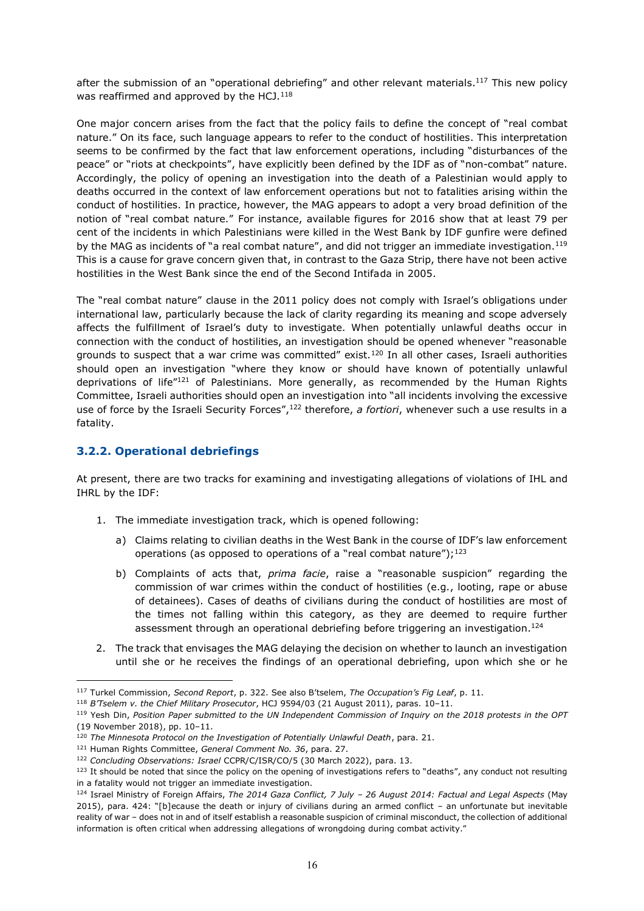after the submission of an "operational debriefing" and other relevant materials.[117] This new policy was reaffirmed and approved by the HCJ.[118]

One major concern arises from the fact that the policy fails to define the concept of "real combat nature." On its face, such language appears to refer to the conduct of hostilities. This interpretation seems to be confirmed by the fact that law enforcement operations, including "disturbances of the peace" or "riots at checkpoints", have explicitly been defined by the IDF as of "non-combat" nature. Accordingly, the policy of opening an investigation into the death of a Palestinian would apply to deaths occurred in the context of law enforcement operations but not to fatalities arising within the conduct of hostilities. In practice, however, the MAG appears to adopt a very broad definition of the notion of "real combat nature." For instance, available figures for 2016 show that at least 79 per cent of the incidents in which Palestinians were killed in the West Bank by IDF gunfire were defined by the MAG as incidents of "a real combat nature", and did not trigger an immediate investigation.[119] This is a cause for grave concern given that, in contrast to the Gaza Strip, there have not been active hostilities in the West Bank since the end of the Second Intifada in 2005.

The "real combat nature" clause in the 2011 policy does not comply with Israel's obligations under international law, particularly because the lack of clarity regarding its meaning and scope adversely affects the fulfillment of Israel's duty to investigate. When potentially unlawful deaths occur in connection with the conduct of hostilities, an investigation should be opened whenever "reasonable grounds to suspect that a war crime was committed" exist.[120] In all other cases, Israeli authorities should open an investigation "where they know or should have known of potentially unlawful deprivations of life"[121] of Palestinians. More generally, as recommended by the Human Rights Committee, Israeli authorities should open an investigation into "all incidents involving the excessive use of force by the Israeli Security Forces",[122] therefore, *a fortiori*, whenever such a use results in a fatality.

### 3.2.2. Operational debriefings

At present, there are two tracks for examining and investigating allegations of violations of IHL and IHRL by the IDF:

1. The immediate investigation track, which is opened following:
   a) Claims relating to civilian deaths in the West Bank in the course of IDF's law enforcement operations (as opposed to operations of a "real combat nature");[123]
   b) Complaints of acts that, *prima facie*, raise a "reasonable suspicion" regarding the commission of war crimes within the conduct of hostilities (e.g., looting, rape or abuse of detainees). Cases of deaths of civilians during the conduct of hostilities are most of the times not falling within this category, as they are deemed to require further assessment through an operational debriefing before triggering an investigation.[124]
2. The track that envisages the MAG delaying the decision on whether to launch an investigation until she or he receives the findings of an operational debriefing, upon which she or he

---

[117] Turkel Commission, *Second Report*, p. 322. See also B'tselem, *The Occupation's Fig Leaf*, p. 11.

[118] *B'Tselem v. the Chief Military Prosecutor*, HCJ 9594/03 (21 August 2011), paras. 10–11.

[119] Yesh Din, *Position Paper submitted to the UN Independent Commission of Inquiry on the 2018 protests in the OPT* (19 November 2018), pp. 10–11.

[120] *The Minnesota Protocol on the Investigation of Potentially Unlawful Death*, para. 21.

[121] Human Rights Committee, *General Comment No. 36*, para. 27.

[122] *Concluding Observations: Israel* CCPR/C/ISR/CO/5 (30 March 2022), para. 13.

[123] It should be noted that since the policy on the opening of investigations refers to "deaths", any conduct not resulting in a fatality would not trigger an immediate investigation.

[124] Israel Ministry of Foreign Affairs, *The 2014 Gaza Conflict, 7 July – 26 August 2014: Factual and Legal Aspects* (May 2015), para. 424: "[b]ecause the death or injury of civilians during an armed conflict – an unfortunate but inevitable reality of war – does not in and of itself establish a reasonable suspicion of criminal misconduct, the collection of additional information is often critical when addressing allegations of wrongdoing during combat activity."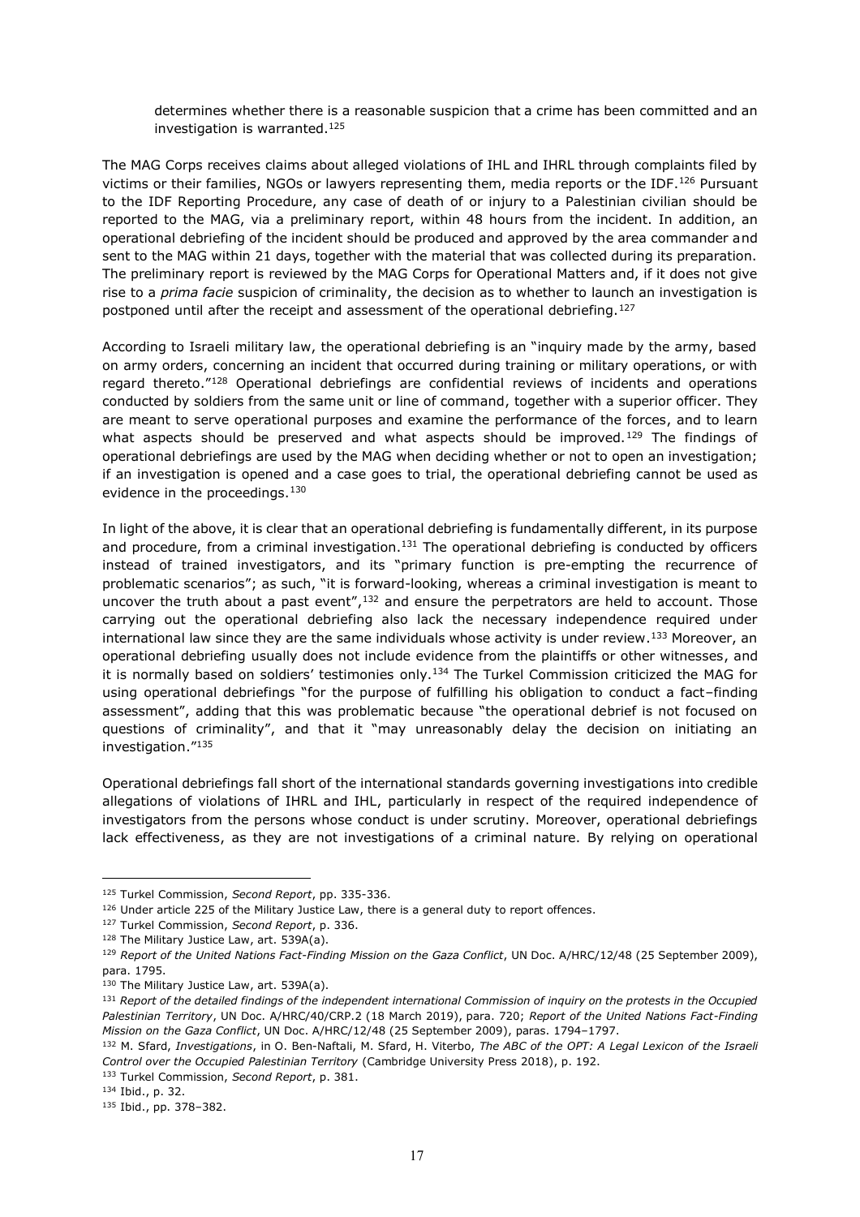determines whether there is a reasonable suspicion that a crime has been committed and an investigation is warranted.[125]

The MAG Corps receives claims about alleged violations of IHL and IHRL through complaints filed by victims or their families, NGOs or lawyers representing them, media reports or the IDF.[126] Pursuant to the IDF Reporting Procedure, any case of death of or injury to a Palestinian civilian should be reported to the MAG, via a preliminary report, within 48 hours from the incident. In addition, an operational debriefing of the incident should be produced and approved by the area commander and sent to the MAG within 21 days, together with the material that was collected during its preparation. The preliminary report is reviewed by the MAG Corps for Operational Matters and, if it does not give rise to a *prima facie* suspicion of criminality, the decision as to whether to launch an investigation is postponed until after the receipt and assessment of the operational debriefing.[127]

According to Israeli military law, the operational debriefing is an "inquiry made by the army, based on army orders, concerning an incident that occurred during training or military operations, or with regard thereto."[128] Operational debriefings are confidential reviews of incidents and operations conducted by soldiers from the same unit or line of command, together with a superior officer. They are meant to serve operational purposes and examine the performance of the forces, and to learn what aspects should be preserved and what aspects should be improved.[129] The findings of operational debriefings are used by the MAG when deciding whether or not to open an investigation; if an investigation is opened and a case goes to trial, the operational debriefing cannot be used as evidence in the proceedings.[130]

In light of the above, it is clear that an operational debriefing is fundamentally different, in its purpose and procedure, from a criminal investigation.[131] The operational debriefing is conducted by officers instead of trained investigators, and its "primary function is pre-empting the recurrence of problematic scenarios"; as such, "it is forward-looking, whereas a criminal investigation is meant to uncover the truth about a past event",[132] and ensure the perpetrators are held to account. Those carrying out the operational debriefing also lack the necessary independence required under international law since they are the same individuals whose activity is under review.[133] Moreover, an operational debriefing usually does not include evidence from the plaintiffs or other witnesses, and it is normally based on soldiers' testimonies only.[134] The Turkel Commission criticized the MAG for using operational debriefings "for the purpose of fulfilling his obligation to conduct a fact–finding assessment", adding that this was problematic because "the operational debrief is not focused on questions of criminality", and that it "may unreasonably delay the decision on initiating an investigation."[135]

Operational debriefings fall short of the international standards governing investigations into credible allegations of violations of IHRL and IHL, particularly in respect of the required independence of investigators from the persons whose conduct is under scrutiny. Moreover, operational debriefings lack effectiveness, as they are not investigations of a criminal nature. By relying on operational

---

[125] Turkel Commission, *Second Report*, pp. 335-336.

[126] Under article 225 of the Military Justice Law, there is a general duty to report offences.

[127] Turkel Commission, *Second Report*, p. 336.

[128] The Military Justice Law, art. 539A(a).

[129] *Report of the United Nations Fact-Finding Mission on the Gaza Conflict*, UN Doc. A/HRC/12/48 (25 September 2009), para. 1795.

[130] The Military Justice Law, art. 539A(a).

[131] *Report of the detailed findings of the independent international Commission of inquiry on the protests in the Occupied Palestinian Territory*, UN Doc. A/HRC/40/CRP.2 (18 March 2019), para. 720; *Report of the United Nations Fact-Finding Mission on the Gaza Conflict*, UN Doc. A/HRC/12/48 (25 September 2009), paras. 1794–1797.

[132] M. Sfard, *Investigations*, in O. Ben-Naftali, M. Sfard, H. Viterbo, *The ABC of the OPT: A Legal Lexicon of the Israeli Control over the Occupied Palestinian Territory* (Cambridge University Press 2018), p. 192.

[133] Turkel Commission, *Second Report*, p. 381.

[134] Ibid., p. 32.

[135] Ibid., pp. 378–382.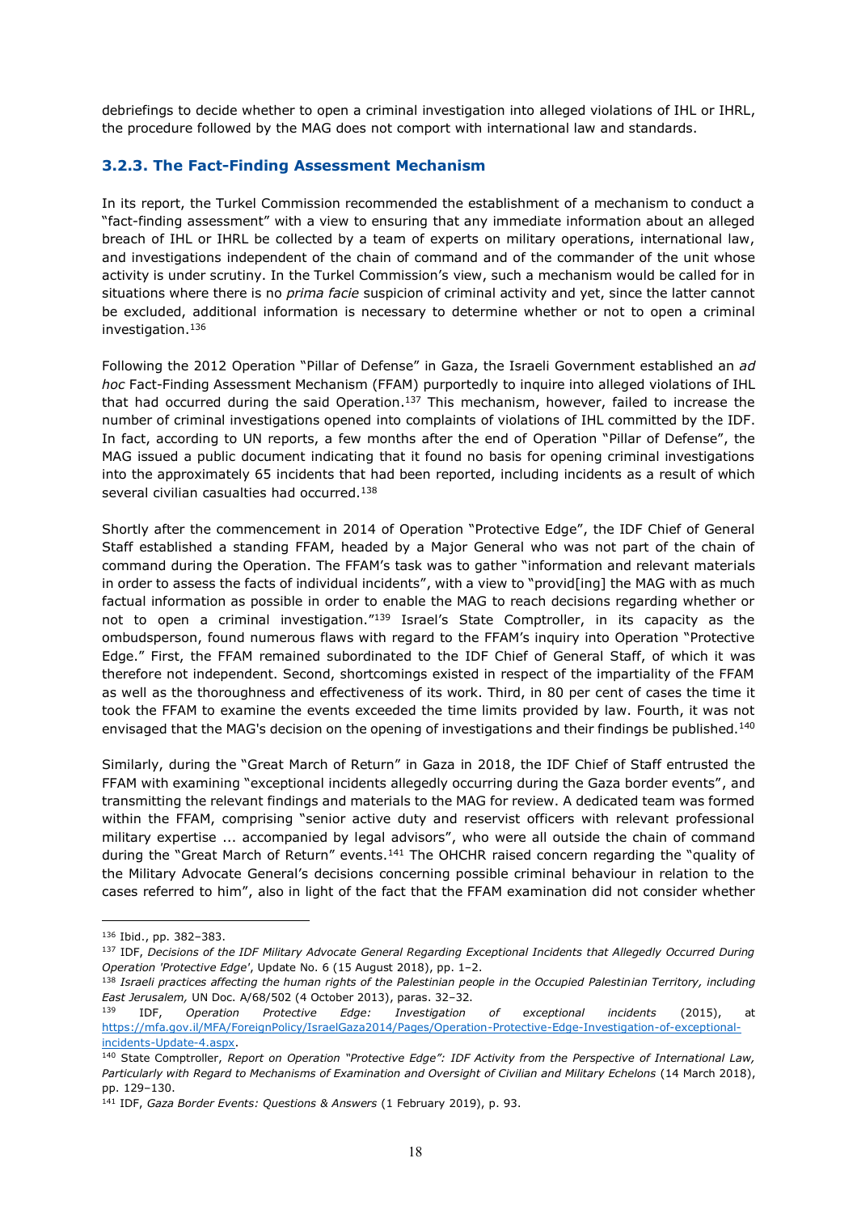debriefings to decide whether to open a criminal investigation into alleged violations of IHL or IHRL, the procedure followed by the MAG does not comport with international law and standards.

### 3.2.3. The Fact-Finding Assessment Mechanism

In its report, the Turkel Commission recommended the establishment of a mechanism to conduct a "fact-finding assessment" with a view to ensuring that any immediate information about an alleged breach of IHL or IHRL be collected by a team of experts on military operations, international law, and investigations independent of the chain of command and of the commander of the unit whose activity is under scrutiny. In the Turkel Commission's view, such a mechanism would be called for in situations where there is no *prima facie* suspicion of criminal activity and yet, since the latter cannot be excluded, additional information is necessary to determine whether or not to open a criminal investigation.[136]

Following the 2012 Operation "Pillar of Defense" in Gaza, the Israeli Government established an *ad hoc* Fact-Finding Assessment Mechanism (FFAM) purportedly to inquire into alleged violations of IHL that had occurred during the said Operation.[137] This mechanism, however, failed to increase the number of criminal investigations opened into complaints of violations of IHL committed by the IDF. In fact, according to UN reports, a few months after the end of Operation "Pillar of Defense", the MAG issued a public document indicating that it found no basis for opening criminal investigations into the approximately 65 incidents that had been reported, including incidents as a result of which several civilian casualties had occurred.[138]

Shortly after the commencement in 2014 of Operation "Protective Edge", the IDF Chief of General Staff established a standing FFAM, headed by a Major General who was not part of the chain of command during the Operation. The FFAM's task was to gather "information and relevant materials in order to assess the facts of individual incidents", with a view to "provid[ing] the MAG with as much factual information as possible in order to enable the MAG to reach decisions regarding whether or not to open a criminal investigation."[139] Israel's State Comptroller, in its capacity as the ombudsperson, found numerous flaws with regard to the FFAM's inquiry into Operation "Protective Edge." First, the FFAM remained subordinated to the IDF Chief of General Staff, of which it was therefore not independent. Second, shortcomings existed in respect of the impartiality of the FFAM as well as the thoroughness and effectiveness of its work. Third, in 80 per cent of cases the time it took the FFAM to examine the events exceeded the time limits provided by law. Fourth, it was not envisaged that the MAG's decision on the opening of investigations and their findings be published.[140]

Similarly, during the "Great March of Return" in Gaza in 2018, the IDF Chief of Staff entrusted the FFAM with examining "exceptional incidents allegedly occurring during the Gaza border events", and transmitting the relevant findings and materials to the MAG for review. A dedicated team was formed within the FFAM, comprising "senior active duty and reservist officers with relevant professional military expertise ... accompanied by legal advisors", who were all outside the chain of command during the "Great March of Return" events.[141] The OHCHR raised concern regarding the "quality of the Military Advocate General's decisions concerning possible criminal behaviour in relation to the cases referred to him", also in light of the fact that the FFAM examination did not consider whether

---

[136] Ibid., pp. 382–383.

[137] IDF, *Decisions of the IDF Military Advocate General Regarding Exceptional Incidents that Allegedly Occurred During Operation 'Protective Edge'*, Update No. 6 (15 August 2018), pp. 1–2.

[138] *Israeli practices affecting the human rights of the Palestinian people in the Occupied Palestinian Territory, including East Jerusalem,* UN Doc. A/68/502 (4 October 2013), paras. 32–32.

[139] IDF, *Operation Protective Edge: Investigation of exceptional incidents* (2015), at https://mfa.gov.il/MFA/ForeignPolicy/IsraelGaza2014/Pages/Operation-Protective-Edge-Investigation-of-exceptional-incidents-Update-4.aspx.

[140] State Comptroller, *Report on Operation "Protective Edge": IDF Activity from the Perspective of International Law, Particularly with Regard to Mechanisms of Examination and Oversight of Civilian and Military Echelons* (14 March 2018), pp. 129–130.

[141] IDF, *Gaza Border Events: Questions & Answers* (1 February 2019), p. 93.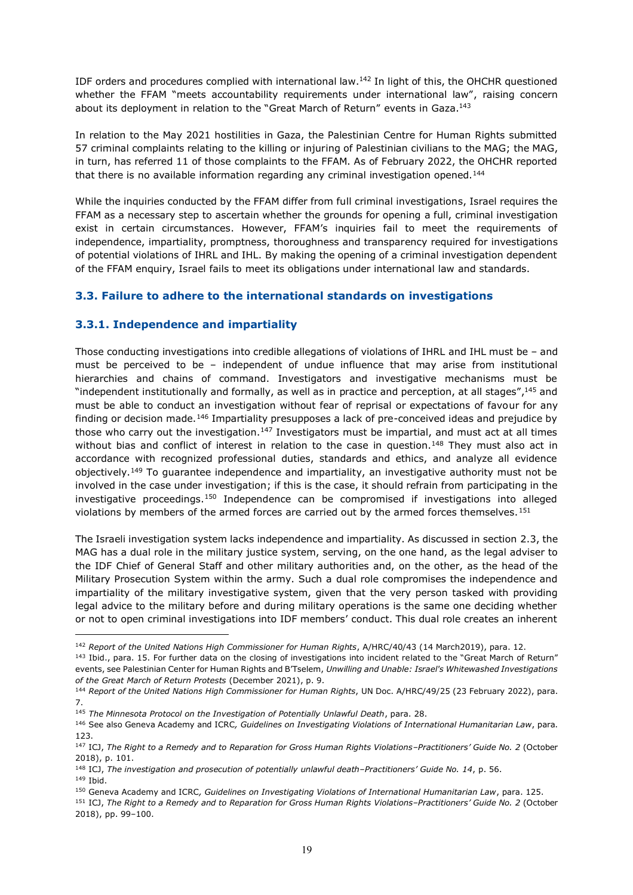IDF orders and procedures complied with international law.[142] In light of this, the OHCHR questioned whether the FFAM "meets accountability requirements under international law", raising concern about its deployment in relation to the "Great March of Return" events in Gaza.[143]

In relation to the May 2021 hostilities in Gaza, the Palestinian Centre for Human Rights submitted 57 criminal complaints relating to the killing or injuring of Palestinian civilians to the MAG; the MAG, in turn, has referred 11 of those complaints to the FFAM. As of February 2022, the OHCHR reported that there is no available information regarding any criminal investigation opened.[144]

While the inquiries conducted by the FFAM differ from full criminal investigations, Israel requires the FFAM as a necessary step to ascertain whether the grounds for opening a full, criminal investigation exist in certain circumstances. However, FFAM's inquiries fail to meet the requirements of independence, impartiality, promptness, thoroughness and transparency required for investigations of potential violations of IHRL and IHL. By making the opening of a criminal investigation dependent of the FFAM enquiry, Israel fails to meet its obligations under international law and standards.

### 3.3. Failure to adhere to the international standards on investigations

#### 3.3.1. Independence and impartiality

Those conducting investigations into credible allegations of violations of IHRL and IHL must be – and must be perceived to be – independent of undue influence that may arise from institutional hierarchies and chains of command. Investigators and investigative mechanisms must be "independent institutionally and formally, as well as in practice and perception, at all stages",[145] and must be able to conduct an investigation without fear of reprisal or expectations of favour for any finding or decision made.[146] Impartiality presupposes a lack of pre-conceived ideas and prejudice by those who carry out the investigation.[147] Investigators must be impartial, and must act at all times without bias and conflict of interest in relation to the case in question.[148] They must also act in accordance with recognized professional duties, standards and ethics, and analyze all evidence objectively.[149] To guarantee independence and impartiality, an investigative authority must not be involved in the case under investigation; if this is the case, it should refrain from participating in the investigative proceedings.[150] Independence can be compromised if investigations into alleged violations by members of the armed forces are carried out by the armed forces themselves.[151]

The Israeli investigation system lacks independence and impartiality. As discussed in section 2.3, the MAG has a dual role in the military justice system, serving, on the one hand, as the legal adviser to the IDF Chief of General Staff and other military authorities and, on the other, as the head of the Military Prosecution System within the army. Such a dual role compromises the independence and impartiality of the military investigative system, given that the very person tasked with providing legal advice to the military before and during military operations is the same one deciding whether or not to open criminal investigations into IDF members' conduct. This dual role creates an inherent

---

[142] *Report of the United Nations High Commissioner for Human Rights*, A/HRC/40/43 (14 March2019), para. 12.

[143] Ibid., para. 15. For further data on the closing of investigations into incident related to the "Great March of Return" events, see Palestinian Center for Human Rights and B'Tselem, *Unwilling and Unable: Israel's Whitewashed Investigations of the Great March of Return Protests* (December 2021), p. 9.

[144] *Report of the United Nations High Commissioner for Human Rights*, UN Doc. A/HRC/49/25 (23 February 2022), para. 7.

[145] *The Minnesota Protocol on the Investigation of Potentially Unlawful Death*, para. 28.

[146] See also Geneva Academy and ICRC, *Guidelines on Investigating Violations of International Humanitarian Law*, para. 123.

[147] ICJ, *The Right to a Remedy and to Reparation for Gross Human Rights Violations–Practitioners' Guide No. 2* (October 2018), p. 101.

[148] ICJ, *The investigation and prosecution of potentially unlawful death–Practitioners' Guide No. 14*, p. 56.

[149] Ibid.

[150] Geneva Academy and ICRC, *Guidelines on Investigating Violations of International Humanitarian Law*, para. 125.

[151] ICJ, *The Right to a Remedy and to Reparation for Gross Human Rights Violations–Practitioners' Guide No. 2* (October 2018), pp. 99–100.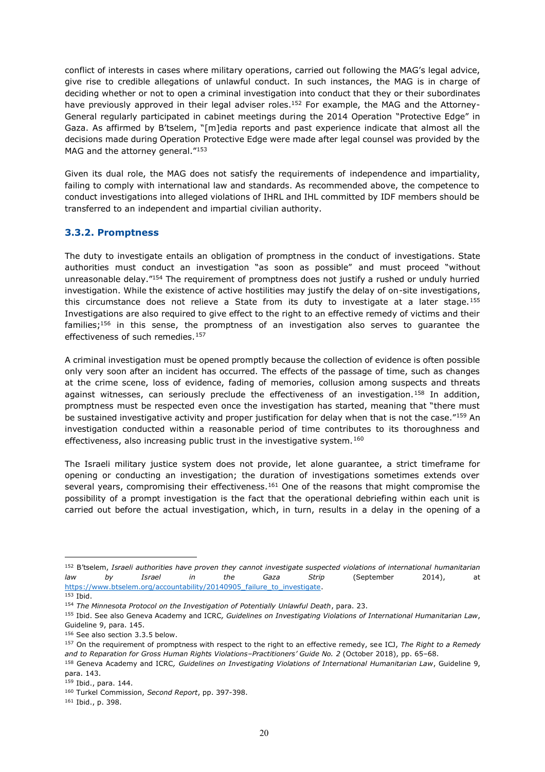conflict of interests in cases where military operations, carried out following the MAG's legal advice, give rise to credible allegations of unlawful conduct. In such instances, the MAG is in charge of deciding whether or not to open a criminal investigation into conduct that they or their subordinates have previously approved in their legal adviser roles.[152] For example, the MAG and the Attorney-General regularly participated in cabinet meetings during the 2014 Operation "Protective Edge" in Gaza. As affirmed by B'tselem, "[m]edia reports and past experience indicate that almost all the decisions made during Operation Protective Edge were made after legal counsel was provided by the MAG and the attorney general."[153]

Given its dual role, the MAG does not satisfy the requirements of independence and impartiality, failing to comply with international law and standards. As recommended above, the competence to conduct investigations into alleged violations of IHRL and IHL committed by IDF members should be transferred to an independent and impartial civilian authority.

### 3.3.2. Promptness

The duty to investigate entails an obligation of promptness in the conduct of investigations. State authorities must conduct an investigation "as soon as possible" and must proceed "without unreasonable delay."[154] The requirement of promptness does not justify a rushed or unduly hurried investigation. While the existence of active hostilities may justify the delay of on-site investigations, this circumstance does not relieve a State from its duty to investigate at a later stage.[155] Investigations are also required to give effect to the right to an effective remedy of victims and their families;[156] in this sense, the promptness of an investigation also serves to guarantee the effectiveness of such remedies.[157]

A criminal investigation must be opened promptly because the collection of evidence is often possible only very soon after an incident has occurred. The effects of the passage of time, such as changes at the crime scene, loss of evidence, fading of memories, collusion among suspects and threats against witnesses, can seriously preclude the effectiveness of an investigation.[158] In addition, promptness must be respected even once the investigation has started, meaning that "there must be sustained investigative activity and proper justification for delay when that is not the case."[159] An investigation conducted within a reasonable period of time contributes to its thoroughness and effectiveness, also increasing public trust in the investigative system.[160]

The Israeli military justice system does not provide, let alone guarantee, a strict timeframe for opening or conducting an investigation; the duration of investigations sometimes extends over several years, compromising their effectiveness.[161] One of the reasons that might compromise the possibility of a prompt investigation is the fact that the operational debriefing within each unit is carried out before the actual investigation, which, in turn, results in a delay in the opening of a

---

[152] B'tselem, *Israeli authorities have proven they cannot investigate suspected violations of international humanitarian law by Israel in the Gaza Strip* (September 2014), at https://www.btselem.org/accountability/20140905_failure_to_investigate.

[153] Ibid.

[154] *The Minnesota Protocol on the Investigation of Potentially Unlawful Death*, para. 23.

[155] Ibid. See also Geneva Academy and ICRC*, Guidelines on Investigating Violations of International Humanitarian Law*, Guideline 9, para. 145.

[156] See also section 3.3.5 below.

[157] On the requirement of promptness with respect to the right to an effective remedy, see ICJ, *The Right to a Remedy and to Reparation for Gross Human Rights Violations–Practitioners' Guide No. 2* (October 2018), pp. 65–68.

[158] Geneva Academy and ICRC*, Guidelines on Investigating Violations of International Humanitarian Law*, Guideline 9, para. 143.

[159] Ibid., para. 144.

[160] Turkel Commission, *Second Report*, pp. 397-398.

[161] Ibid., p. 398.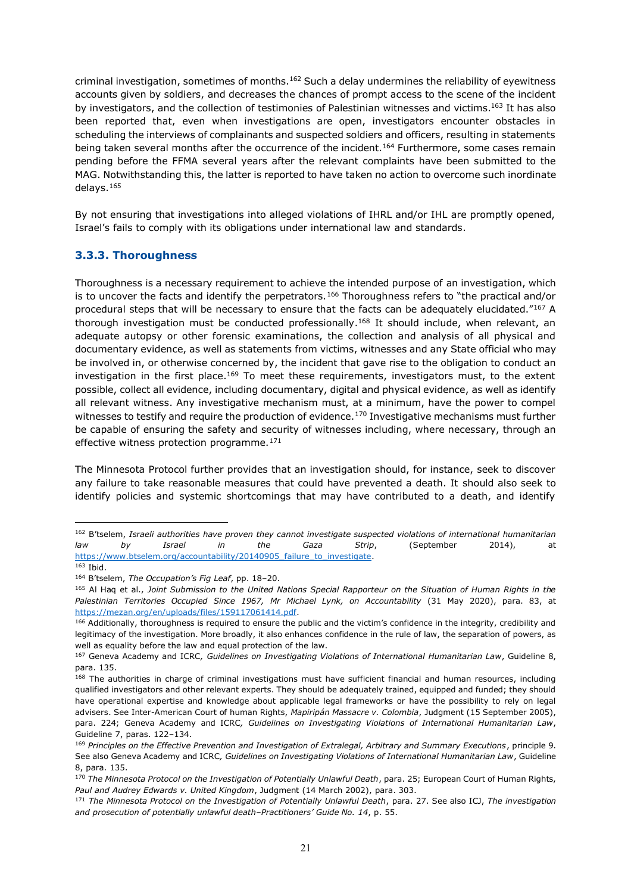criminal investigation, sometimes of months.[162] Such a delay undermines the reliability of eyewitness accounts given by soldiers, and decreases the chances of prompt access to the scene of the incident by investigators, and the collection of testimonies of Palestinian witnesses and victims.[163] It has also been reported that, even when investigations are open, investigators encounter obstacles in scheduling the interviews of complainants and suspected soldiers and officers, resulting in statements being taken several months after the occurrence of the incident.[164] Furthermore, some cases remain pending before the FFMA several years after the relevant complaints have been submitted to the MAG. Notwithstanding this, the latter is reported to have taken no action to overcome such inordinate delays.[165]

By not ensuring that investigations into alleged violations of IHRL and/or IHL are promptly opened, Israel's fails to comply with its obligations under international law and standards.

### 3.3.3. Thoroughness

Thoroughness is a necessary requirement to achieve the intended purpose of an investigation, which is to uncover the facts and identify the perpetrators.[166] Thoroughness refers to "the practical and/or procedural steps that will be necessary to ensure that the facts can be adequately elucidated."[167] A thorough investigation must be conducted professionally.[168] It should include, when relevant, an adequate autopsy or other forensic examinations, the collection and analysis of all physical and documentary evidence, as well as statements from victims, witnesses and any State official who may be involved in, or otherwise concerned by, the incident that gave rise to the obligation to conduct an investigation in the first place.[169] To meet these requirements, investigators must, to the extent possible, collect all evidence, including documentary, digital and physical evidence, as well as identify all relevant witness. Any investigative mechanism must, at a minimum, have the power to compel witnesses to testify and require the production of evidence.[170] Investigative mechanisms must further be capable of ensuring the safety and security of witnesses including, where necessary, through an effective witness protection programme.[171]

The Minnesota Protocol further provides that an investigation should, for instance, seek to discover any failure to take reasonable measures that could have prevented a death. It should also seek to identify policies and systemic shortcomings that may have contributed to a death, and identify

---

[162] B'tselem, *Israeli authorities have proven they cannot investigate suspected violations of international humanitarian law by Israel in the Gaza Strip*, (September 2014), at https://www.btselem.org/accountability/20140905_failure_to_investigate.

[163] Ibid.

[164] B'tselem, *The Occupation's Fig Leaf*, pp. 18–20.

[165] Al Haq et al., *Joint Submission to the United Nations Special Rapporteur on the Situation of Human Rights in the Palestinian Territories Occupied Since 1967, Mr Michael Lynk, on Accountability* (31 May 2020), para. 83, at https://mezan.org/en/uploads/files/159117061414.pdf.

[166] Additionally, thoroughness is required to ensure the public and the victim's confidence in the integrity, credibility and legitimacy of the investigation. More broadly, it also enhances confidence in the rule of law, the separation of powers, as well as equality before the law and equal protection of the law.

[167] Geneva Academy and ICRC, *Guidelines on Investigating Violations of International Humanitarian Law*, Guideline 8, para. 135.

[168] The authorities in charge of criminal investigations must have sufficient financial and human resources, including qualified investigators and other relevant experts. They should be adequately trained, equipped and funded; they should have operational expertise and knowledge about applicable legal frameworks or have the possibility to rely on legal advisers. See Inter-American Court of human Rights, *Mapiripán Massacre v. Colombia*, Judgment (15 September 2005), para. 224; Geneva Academy and ICRC, *Guidelines on Investigating Violations of International Humanitarian Law*, Guideline 7, paras. 122–134.

[169] *Principles on the Effective Prevention and Investigation of Extralegal, Arbitrary and Summary Executions*, principle 9. See also Geneva Academy and ICRC, *Guidelines on Investigating Violations of International Humanitarian Law*, Guideline 8, para. 135.

[170] *The Minnesota Protocol on the Investigation of Potentially Unlawful Death*, para. 25; European Court of Human Rights, *Paul and Audrey Edwards v. United Kingdom*, Judgment (14 March 2002), para. 303.

[171] *The Minnesota Protocol on the Investigation of Potentially Unlawful Death*, para. 27. See also ICJ, *The investigation and prosecution of potentially unlawful death–Practitioners' Guide No. 14*, p. 55.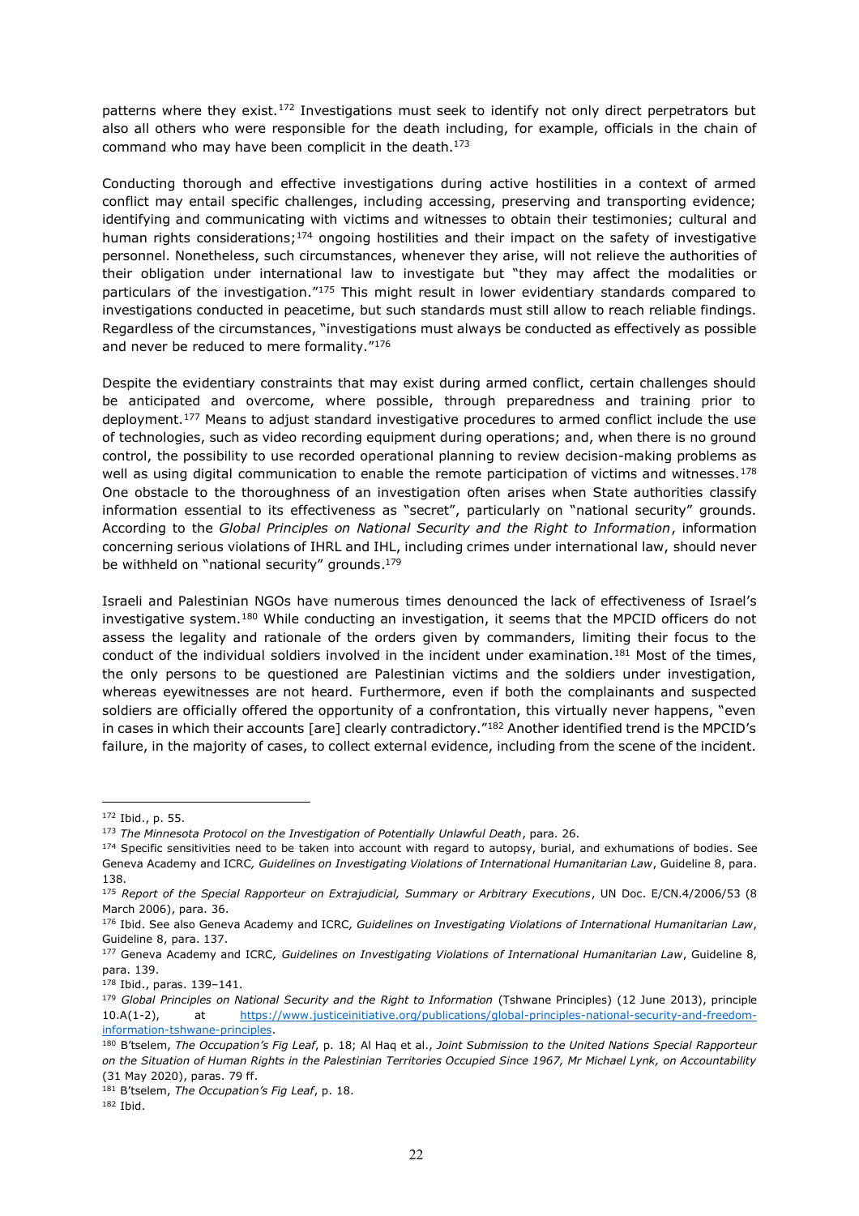patterns where they exist.[172] Investigations must seek to identify not only direct perpetrators but also all others who were responsible for the death including, for example, officials in the chain of command who may have been complicit in the death.[173]

Conducting thorough and effective investigations during active hostilities in a context of armed conflict may entail specific challenges, including accessing, preserving and transporting evidence; identifying and communicating with victims and witnesses to obtain their testimonies; cultural and human rights considerations;[174] ongoing hostilities and their impact on the safety of investigative personnel. Nonetheless, such circumstances, whenever they arise, will not relieve the authorities of their obligation under international law to investigate but "they may affect the modalities or particulars of the investigation."[175] This might result in lower evidentiary standards compared to investigations conducted in peacetime, but such standards must still allow to reach reliable findings. Regardless of the circumstances, "investigations must always be conducted as effectively as possible and never be reduced to mere formality."[176]

Despite the evidentiary constraints that may exist during armed conflict, certain challenges should be anticipated and overcome, where possible, through preparedness and training prior to deployment.[177] Means to adjust standard investigative procedures to armed conflict include the use of technologies, such as video recording equipment during operations; and, when there is no ground control, the possibility to use recorded operational planning to review decision-making problems as well as using digital communication to enable the remote participation of victims and witnesses.[178] One obstacle to the thoroughness of an investigation often arises when State authorities classify information essential to its effectiveness as "secret", particularly on "national security" grounds. According to the *Global Principles on National Security and the Right to Information*, information concerning serious violations of IHRL and IHL, including crimes under international law, should never be withheld on "national security" grounds.[179]

Israeli and Palestinian NGOs have numerous times denounced the lack of effectiveness of Israel's investigative system.[180] While conducting an investigation, it seems that the MPCID officers do not assess the legality and rationale of the orders given by commanders, limiting their focus to the conduct of the individual soldiers involved in the incident under examination.[181] Most of the times, the only persons to be questioned are Palestinian victims and the soldiers under investigation, whereas eyewitnesses are not heard. Furthermore, even if both the complainants and suspected soldiers are officially offered the opportunity of a confrontation, this virtually never happens, "even in cases in which their accounts [are] clearly contradictory."[182] Another identified trend is the MPCID's failure, in the majority of cases, to collect external evidence, including from the scene of the incident.

---

[172] Ibid., p. 55.

[173] *The Minnesota Protocol on the Investigation of Potentially Unlawful Death*, para. 26.

[174] Specific sensitivities need to be taken into account with regard to autopsy, burial, and exhumations of bodies. See Geneva Academy and ICRC*, Guidelines on Investigating Violations of International Humanitarian Law*, Guideline 8, para. 138.

[175] *Report of the Special Rapporteur on Extrajudicial, Summary or Arbitrary Executions*, UN Doc. E/CN.4/2006/53 (8 March 2006), para. 36.

[176] Ibid. See also Geneva Academy and ICRC*, Guidelines on Investigating Violations of International Humanitarian Law*, Guideline 8, para. 137.

[177] Geneva Academy and ICRC*, Guidelines on Investigating Violations of International Humanitarian Law*, Guideline 8, para. 139.

[178] Ibid., paras. 139–141.

[179] *Global Principles on National Security and the Right to Information* (Tshwane Principles) (12 June 2013), principle 10.A(1-2), at https://www.justiceinitiative.org/publications/global-principles-national-security-and-freedom-information-tshwane-principles.

[180] B'tselem, *The Occupation's Fig Leaf*, p. 18; Al Haq et al., *Joint Submission to the United Nations Special Rapporteur on the Situation of Human Rights in the Palestinian Territories Occupied Since 1967, Mr Michael Lynk, on Accountability* (31 May 2020), paras. 79 ff.

[181] B'tselem, *The Occupation's Fig Leaf*, p. 18.

[182] Ibid.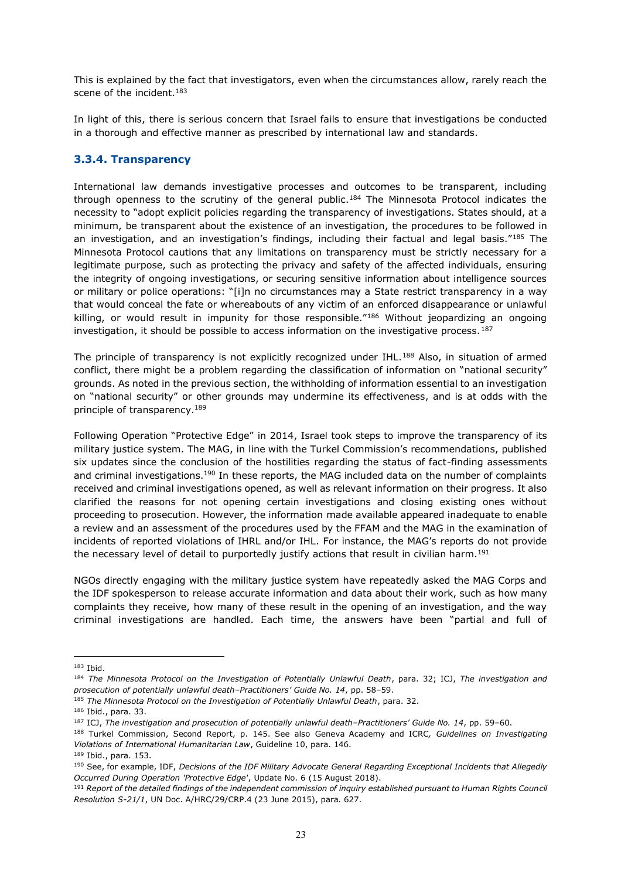This is explained by the fact that investigators, even when the circumstances allow, rarely reach the scene of the incident.[183]

In light of this, there is serious concern that Israel fails to ensure that investigations be conducted in a thorough and effective manner as prescribed by international law and standards.

### 3.3.4. Transparency

International law demands investigative processes and outcomes to be transparent, including through openness to the scrutiny of the general public.[184] The Minnesota Protocol indicates the necessity to "adopt explicit policies regarding the transparency of investigations. States should, at a minimum, be transparent about the existence of an investigation, the procedures to be followed in an investigation, and an investigation's findings, including their factual and legal basis."[185] The Minnesota Protocol cautions that any limitations on transparency must be strictly necessary for a legitimate purpose, such as protecting the privacy and safety of the affected individuals, ensuring the integrity of ongoing investigations, or securing sensitive information about intelligence sources or military or police operations: "[i]n no circumstances may a State restrict transparency in a way that would conceal the fate or whereabouts of any victim of an enforced disappearance or unlawful killing, or would result in impunity for those responsible."[186] Without jeopardizing an ongoing investigation, it should be possible to access information on the investigative process.[187]

The principle of transparency is not explicitly recognized under IHL.[188] Also, in situation of armed conflict, there might be a problem regarding the classification of information on "national security" grounds. As noted in the previous section, the withholding of information essential to an investigation on "national security" or other grounds may undermine its effectiveness, and is at odds with the principle of transparency.[189]

Following Operation "Protective Edge" in 2014, Israel took steps to improve the transparency of its military justice system. The MAG, in line with the Turkel Commission's recommendations, published six updates since the conclusion of the hostilities regarding the status of fact-finding assessments and criminal investigations.[190] In these reports, the MAG included data on the number of complaints received and criminal investigations opened, as well as relevant information on their progress. It also clarified the reasons for not opening certain investigations and closing existing ones without proceeding to prosecution. However, the information made available appeared inadequate to enable a review and an assessment of the procedures used by the FFAM and the MAG in the examination of incidents of reported violations of IHRL and/or IHL. For instance, the MAG's reports do not provide the necessary level of detail to purportedly justify actions that result in civilian harm.[191]

NGOs directly engaging with the military justice system have repeatedly asked the MAG Corps and the IDF spokesperson to release accurate information and data about their work, such as how many complaints they receive, how many of these result in the opening of an investigation, and the way criminal investigations are handled. Each time, the answers have been "partial and full of

---

[183] Ibid.

[184] *The Minnesota Protocol on the Investigation of Potentially Unlawful Death*, para. 32; ICJ, *The investigation and prosecution of potentially unlawful death–Practitioners' Guide No. 14*, pp. 58–59.

[185] *The Minnesota Protocol on the Investigation of Potentially Unlawful Death*, para. 32.

[186] Ibid., para. 33.

[187] ICJ, *The investigation and prosecution of potentially unlawful death–Practitioners' Guide No. 14*, pp. 59–60.

[188] Turkel Commission, Second Report, p. 145. See also Geneva Academy and ICRC*, Guidelines on Investigating Violations of International Humanitarian Law*, Guideline 10, para. 146.

[189] Ibid., para. 153.

[190] See, for example, IDF, *Decisions of the IDF Military Advocate General Regarding Exceptional Incidents that Allegedly Occurred During Operation 'Protective Edge'*, Update No. 6 (15 August 2018).

[191] *Report of the detailed findings of the independent commission of inquiry established pursuant to Human Rights Council Resolution S-21/1*, UN Doc. A/HRC/29/CRP.4 (23 June 2015), para. 627.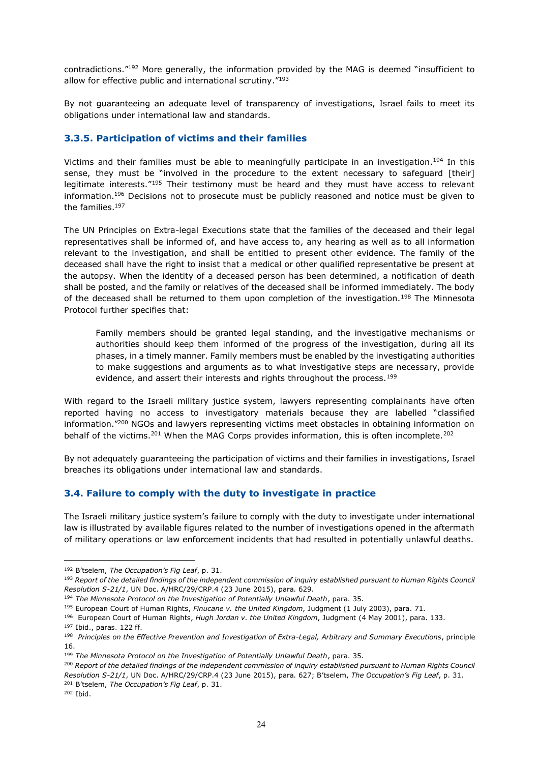contradictions."[192] More generally, the information provided by the MAG is deemed "insufficient to allow for effective public and international scrutiny."[193]

By not guaranteeing an adequate level of transparency of investigations, Israel fails to meet its obligations under international law and standards.

### 3.3.5. Participation of victims and their families

Victims and their families must be able to meaningfully participate in an investigation.[194] In this sense, they must be "involved in the procedure to the extent necessary to safeguard [their] legitimate interests."[195] Their testimony must be heard and they must have access to relevant information.[196] Decisions not to prosecute must be publicly reasoned and notice must be given to the families.[197]

The UN Principles on Extra-legal Executions state that the families of the deceased and their legal representatives shall be informed of, and have access to, any hearing as well as to all information relevant to the investigation, and shall be entitled to present other evidence. The family of the deceased shall have the right to insist that a medical or other qualified representative be present at the autopsy. When the identity of a deceased person has been determined, a notification of death shall be posted, and the family or relatives of the deceased shall be informed immediately. The body of the deceased shall be returned to them upon completion of the investigation.[198] The Minnesota Protocol further specifies that:

> Family members should be granted legal standing, and the investigative mechanisms or authorities should keep them informed of the progress of the investigation, during all its phases, in a timely manner. Family members must be enabled by the investigating authorities to make suggestions and arguments as to what investigative steps are necessary, provide evidence, and assert their interests and rights throughout the process.[199]

With regard to the Israeli military justice system, lawyers representing complainants have often reported having no access to investigatory materials because they are labelled "classified information."[200] NGOs and lawyers representing victims meet obstacles in obtaining information on behalf of the victims.[201] When the MAG Corps provides information, this is often incomplete.[202]

By not adequately guaranteeing the participation of victims and their families in investigations, Israel breaches its obligations under international law and standards.

## 3.4. Failure to comply with the duty to investigate in practice

The Israeli military justice system's failure to comply with the duty to investigate under international law is illustrated by available figures related to the number of investigations opened in the aftermath of military operations or law enforcement incidents that had resulted in potentially unlawful deaths.

---

[192] B'tselem, *The Occupation's Fig Leaf*, p. 31.

[193] *Report of the detailed findings of the independent commission of inquiry established pursuant to Human Rights Council Resolution S-21/1*, UN Doc. A/HRC/29/CRP.4 (23 June 2015), para. 629.

[194] *The Minnesota Protocol on the Investigation of Potentially Unlawful Death*, para. 35.

[195] European Court of Human Rights, *Finucane v. the United Kingdom*, Judgment (1 July 2003), para. 71.

[196] European Court of Human Rights, *Hugh Jordan v. the United Kingdom*, Judgment (4 May 2001), para. 133.

[197] Ibid., paras. 122 ff.

[198] *Principles on the Effective Prevention and Investigation of Extra-Legal, Arbitrary and Summary Executions*, principle 16.

[199] *The Minnesota Protocol on the Investigation of Potentially Unlawful Death*, para. 35.

[200] *Report of the detailed findings of the independent commission of inquiry established pursuant to Human Rights Council Resolution S-21/1*, UN Doc. A/HRC/29/CRP.4 (23 June 2015), para. 627; B'tselem, *The Occupation's Fig Leaf*, p. 31.

[201] B'tselem, *The Occupation's Fig Leaf*, p. 31.

[202] Ibid.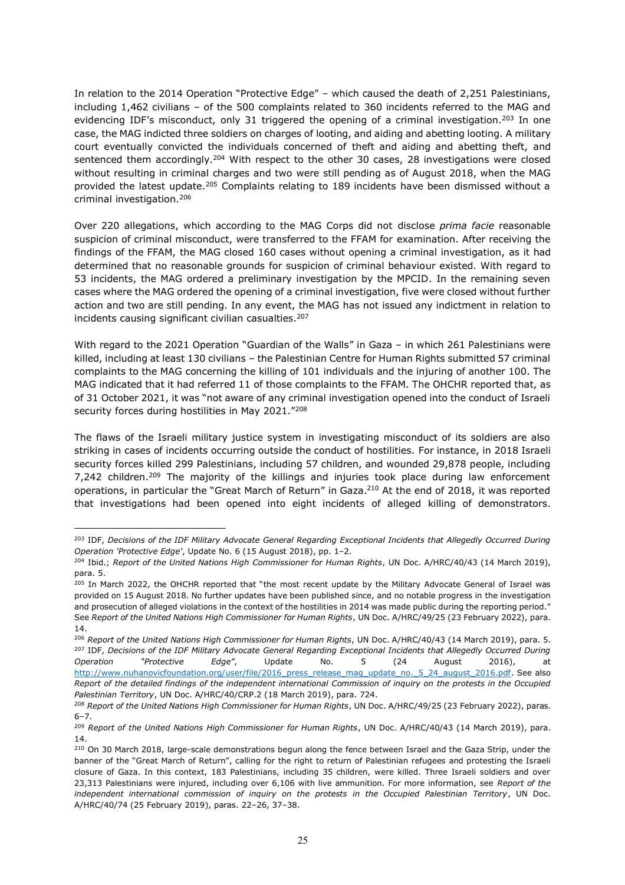In relation to the 2014 Operation "Protective Edge" – which caused the death of 2,251 Palestinians, including 1,462 civilians – of the 500 complaints related to 360 incidents referred to the MAG and evidencing IDF's misconduct, only 31 triggered the opening of a criminal investigation.[203] In one case, the MAG indicted three soldiers on charges of looting, and aiding and abetting looting. A military court eventually convicted the individuals concerned of theft and aiding and abetting theft, and sentenced them accordingly.[204] With respect to the other 30 cases, 28 investigations were closed without resulting in criminal charges and two were still pending as of August 2018, when the MAG provided the latest update.[205] Complaints relating to 189 incidents have been dismissed without a criminal investigation.[206]

Over 220 allegations, which according to the MAG Corps did not disclose *prima facie* reasonable suspicion of criminal misconduct, were transferred to the FFAM for examination. After receiving the findings of the FFAM, the MAG closed 160 cases without opening a criminal investigation, as it had determined that no reasonable grounds for suspicion of criminal behaviour existed. With regard to 53 incidents, the MAG ordered a preliminary investigation by the MPCID. In the remaining seven cases where the MAG ordered the opening of a criminal investigation, five were closed without further action and two are still pending. In any event, the MAG has not issued any indictment in relation to incidents causing significant civilian casualties.[207]

With regard to the 2021 Operation "Guardian of the Walls" in Gaza – in which 261 Palestinians were killed, including at least 130 civilians – the Palestinian Centre for Human Rights submitted 57 criminal complaints to the MAG concerning the killing of 101 individuals and the injuring of another 100. The MAG indicated that it had referred 11 of those complaints to the FFAM. The OHCHR reported that, as of 31 October 2021, it was "not aware of any criminal investigation opened into the conduct of Israeli security forces during hostilities in May 2021."[208]

The flaws of the Israeli military justice system in investigating misconduct of its soldiers are also striking in cases of incidents occurring outside the conduct of hostilities. For instance, in 2018 Israeli security forces killed 299 Palestinians, including 57 children, and wounded 29,878 people, including 7,242 children.[209] The majority of the killings and injuries took place during law enforcement operations, in particular the "Great March of Return" in Gaza.[210] At the end of 2018, it was reported that investigations had been opened into eight incidents of alleged killing of demonstrators.

---

[203] IDF, *Decisions of the IDF Military Advocate General Regarding Exceptional Incidents that Allegedly Occurred During Operation 'Protective Edge'*, Update No. 6 (15 August 2018), pp. 1–2.

[204] Ibid.; *Report of the United Nations High Commissioner for Human Rights*, UN Doc. A/HRC/40/43 (14 March 2019), para. 5.

[205] In March 2022, the OHCHR reported that "the most recent update by the Military Advocate General of Israel was provided on 15 August 2018. No further updates have been published since, and no notable progress in the investigation and prosecution of alleged violations in the context of the hostilities in 2014 was made public during the reporting period." See *Report of the United Nations High Commissioner for Human Rights*, UN Doc. A/HRC/49/25 (23 February 2022), para. 14.

[206] *Report of the United Nations High Commissioner for Human Rights*, UN Doc. A/HRC/40/43 (14 March 2019), para. 5.

[207] IDF, *Decisions of the IDF Military Advocate General Regarding Exceptional Incidents that Allegedly Occurred During Operation "Protective Edge"*, Update No. 5 (24 August 2016), at http://www.nuhanovicfoundation.org/user/file/2016_press_release_mag_update_no._5_24_august_2016.pdf. See also *Report of the detailed findings of the independent international Commission of inquiry on the protests in the Occupied Palestinian Territory*, UN Doc. A/HRC/40/CRP.2 (18 March 2019), para. 724.

[208] *Report of the United Nations High Commissioner for Human Rights*, UN Doc. A/HRC/49/25 (23 February 2022), paras. 6–7.

[209] *Report of the United Nations High Commissioner for Human Rights*, UN Doc. A/HRC/40/43 (14 March 2019), para. 14.

[210] On 30 March 2018, large-scale demonstrations begun along the fence between Israel and the Gaza Strip, under the banner of the "Great March of Return", calling for the right to return of Palestinian refugees and protesting the Israeli closure of Gaza. In this context, 183 Palestinians, including 35 children, were killed. Three Israeli soldiers and over 23,313 Palestinians were injured, including over 6,106 with live ammunition. For more information, see *Report of the independent international commission of inquiry on the protests in the Occupied Palestinian Territory*, UN Doc. A/HRC/40/74 (25 February 2019), paras. 22–26, 37–38.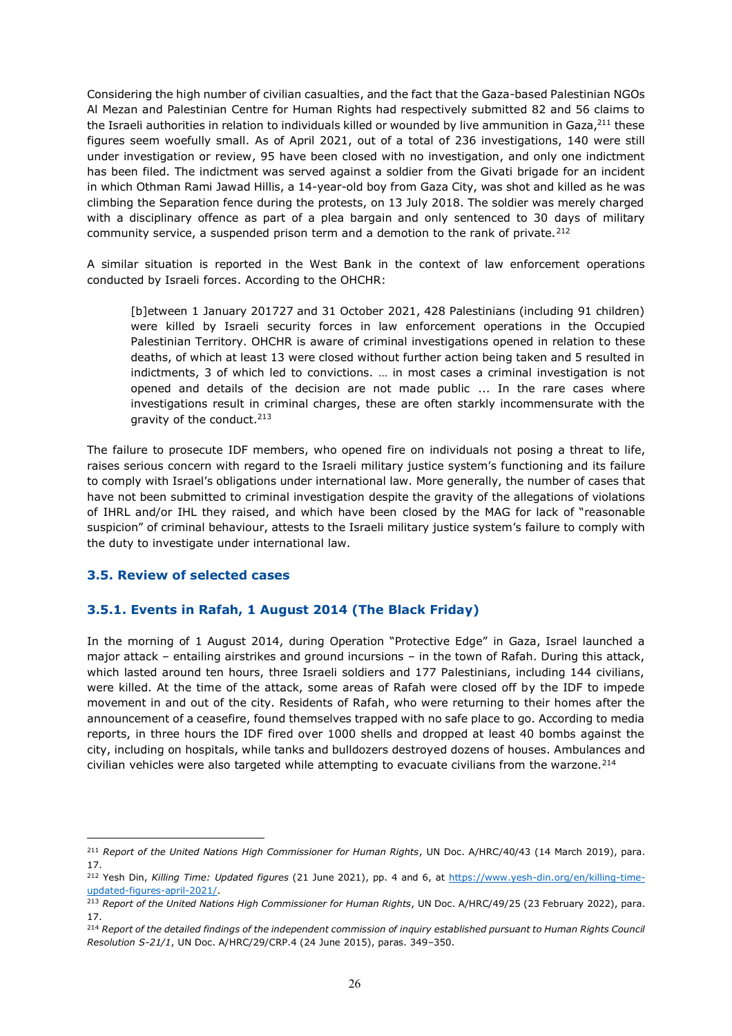Considering the high number of civilian casualties, and the fact that the Gaza-based Palestinian NGOs Al Mezan and Palestinian Centre for Human Rights had respectively submitted 82 and 56 claims to the Israeli authorities in relation to individuals killed or wounded by live ammunition in Gaza,[211] these figures seem woefully small. As of April 2021, out of a total of 236 investigations, 140 were still under investigation or review, 95 have been closed with no investigation, and only one indictment has been filed. The indictment was served against a soldier from the Givati brigade for an incident in which Othman Rami Jawad Hillis, a 14-year-old boy from Gaza City, was shot and killed as he was climbing the Separation fence during the protests, on 13 July 2018. The soldier was merely charged with a disciplinary offence as part of a plea bargain and only sentenced to 30 days of military community service, a suspended prison term and a demotion to the rank of private.[212]

A similar situation is reported in the West Bank in the context of law enforcement operations conducted by Israeli forces. According to the OHCHR:

> [b]etween 1 January 201727 and 31 October 2021, 428 Palestinians (including 91 children) were killed by Israeli security forces in law enforcement operations in the Occupied Palestinian Territory. OHCHR is aware of criminal investigations opened in relation to these deaths, of which at least 13 were closed without further action being taken and 5 resulted in indictments, 3 of which led to convictions. … in most cases a criminal investigation is not opened and details of the decision are not made public ... In the rare cases where investigations result in criminal charges, these are often starkly incommensurate with the gravity of the conduct.[213]

The failure to prosecute IDF members, who opened fire on individuals not posing a threat to life, raises serious concern with regard to the Israeli military justice system's functioning and its failure to comply with Israel's obligations under international law. More generally, the number of cases that have not been submitted to criminal investigation despite the gravity of the allegations of violations of IHRL and/or IHL they raised, and which have been closed by the MAG for lack of "reasonable suspicion" of criminal behaviour, attests to the Israeli military justice system's failure to comply with the duty to investigate under international law.

### 3.5. Review of selected cases

#### 3.5.1. Events in Rafah, 1 August 2014 (The Black Friday)

In the morning of 1 August 2014, during Operation "Protective Edge" in Gaza, Israel launched a major attack – entailing airstrikes and ground incursions – in the town of Rafah. During this attack, which lasted around ten hours, three Israeli soldiers and 177 Palestinians, including 144 civilians, were killed. At the time of the attack, some areas of Rafah were closed off by the IDF to impede movement in and out of the city. Residents of Rafah, who were returning to their homes after the announcement of a ceasefire, found themselves trapped with no safe place to go. According to media reports, in three hours the IDF fired over 1000 shells and dropped at least 40 bombs against the city, including on hospitals, while tanks and bulldozers destroyed dozens of houses. Ambulances and civilian vehicles were also targeted while attempting to evacuate civilians from the warzone.[214]

---

[211] *Report of the United Nations High Commissioner for Human Rights*, UN Doc. A/HRC/40/43 (14 March 2019), para. 17.

[212] Yesh Din, *Killing Time: Updated figures* (21 June 2021), pp. 4 and 6, at https://www.yesh-din.org/en/killing-time-updated-figures-april-2021/.

[213] *Report of the United Nations High Commissioner for Human Rights*, UN Doc. A/HRC/49/25 (23 February 2022), para. 17.

[214] *Report of the detailed findings of the independent commission of inquiry established pursuant to Human Rights Council Resolution S-21/1*, UN Doc. A/HRC/29/CRP.4 (24 June 2015), paras. 349–350.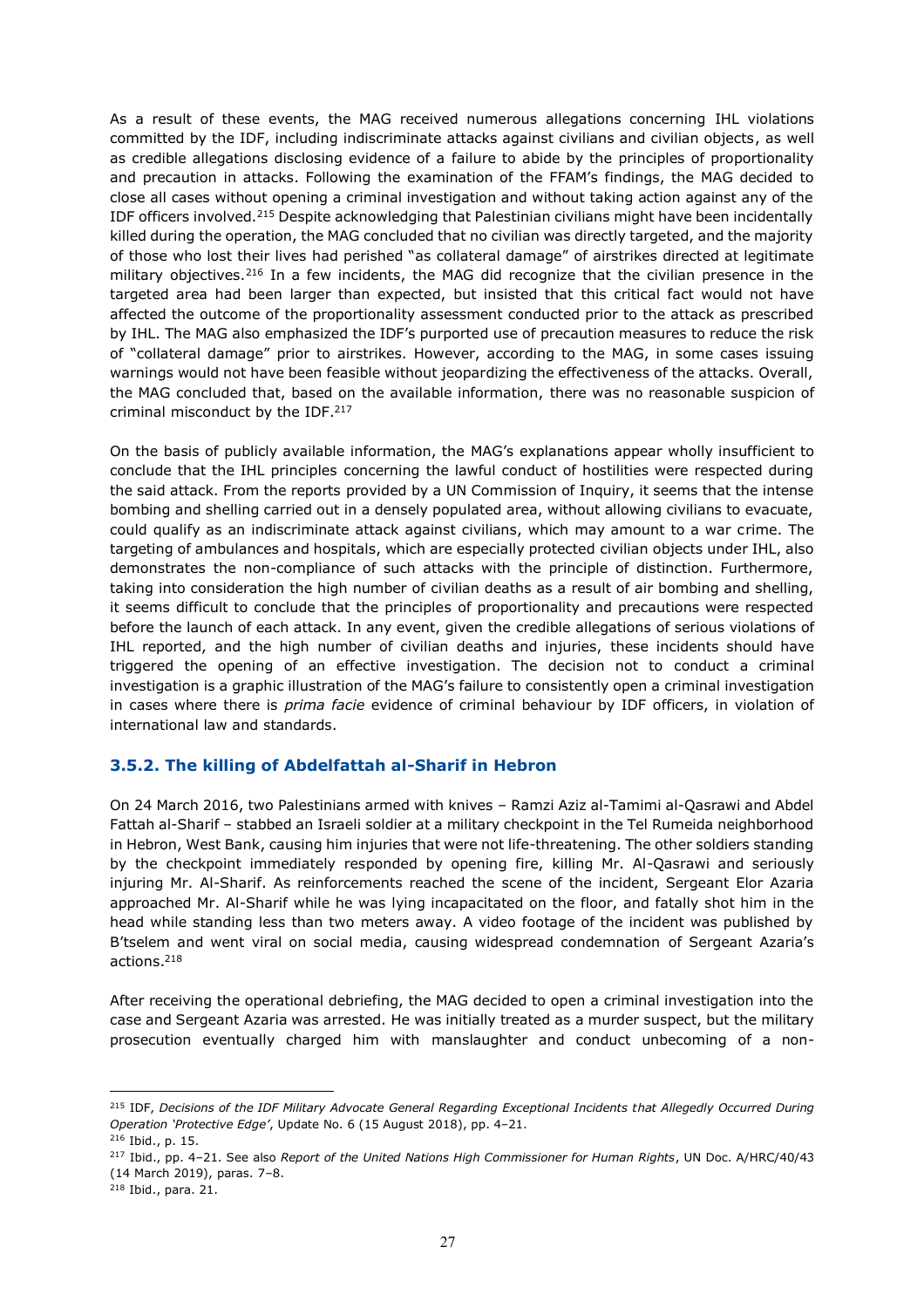As a result of these events, the MAG received numerous allegations concerning IHL violations committed by the IDF, including indiscriminate attacks against civilians and civilian objects, as well as credible allegations disclosing evidence of a failure to abide by the principles of proportionality and precaution in attacks. Following the examination of the FFAM's findings, the MAG decided to close all cases without opening a criminal investigation and without taking action against any of the IDF officers involved.[215] Despite acknowledging that Palestinian civilians might have been incidentally killed during the operation, the MAG concluded that no civilian was directly targeted, and the majority of those who lost their lives had perished "as collateral damage" of airstrikes directed at legitimate military objectives.[216] In a few incidents, the MAG did recognize that the civilian presence in the targeted area had been larger than expected, but insisted that this critical fact would not have affected the outcome of the proportionality assessment conducted prior to the attack as prescribed by IHL. The MAG also emphasized the IDF's purported use of precaution measures to reduce the risk of "collateral damage" prior to airstrikes. However, according to the MAG, in some cases issuing warnings would not have been feasible without jeopardizing the effectiveness of the attacks. Overall, the MAG concluded that, based on the available information, there was no reasonable suspicion of criminal misconduct by the IDF.[217]

On the basis of publicly available information, the MAG's explanations appear wholly insufficient to conclude that the IHL principles concerning the lawful conduct of hostilities were respected during the said attack. From the reports provided by a UN Commission of Inquiry, it seems that the intense bombing and shelling carried out in a densely populated area, without allowing civilians to evacuate, could qualify as an indiscriminate attack against civilians, which may amount to a war crime. The targeting of ambulances and hospitals, which are especially protected civilian objects under IHL, also demonstrates the non-compliance of such attacks with the principle of distinction. Furthermore, taking into consideration the high number of civilian deaths as a result of air bombing and shelling, it seems difficult to conclude that the principles of proportionality and precautions were respected before the launch of each attack. In any event, given the credible allegations of serious violations of IHL reported, and the high number of civilian deaths and injuries, these incidents should have triggered the opening of an effective investigation. The decision not to conduct a criminal investigation is a graphic illustration of the MAG's failure to consistently open a criminal investigation in cases where there is *prima facie* evidence of criminal behaviour by IDF officers, in violation of international law and standards.

### 3.5.2. The killing of Abdelfattah al-Sharif in Hebron

On 24 March 2016, two Palestinians armed with knives – Ramzi Aziz al-Tamimi al-Qasrawi and Abdel Fattah al-Sharif – stabbed an Israeli soldier at a military checkpoint in the Tel Rumeida neighborhood in Hebron, West Bank, causing him injuries that were not life-threatening. The other soldiers standing by the checkpoint immediately responded by opening fire, killing Mr. Al-Qasrawi and seriously injuring Mr. Al-Sharif. As reinforcements reached the scene of the incident, Sergeant Elor Azaria approached Mr. Al-Sharif while he was lying incapacitated on the floor, and fatally shot him in the head while standing less than two meters away. A video footage of the incident was published by B'tselem and went viral on social media, causing widespread condemnation of Sergeant Azaria's actions.[218]

After receiving the operational debriefing, the MAG decided to open a criminal investigation into the case and Sergeant Azaria was arrested. He was initially treated as a murder suspect, but the military prosecution eventually charged him with manslaughter and conduct unbecoming of a non-

---

[215] IDF, *Decisions of the IDF Military Advocate General Regarding Exceptional Incidents that Allegedly Occurred During Operation 'Protective Edge'*, Update No. 6 (15 August 2018), pp. 4–21.

[216] Ibid., p. 15.

[217] Ibid., pp. 4–21. See also *Report of the United Nations High Commissioner for Human Rights*, UN Doc. A/HRC/40/43 (14 March 2019), paras. 7–8.

[218] Ibid., para. 21.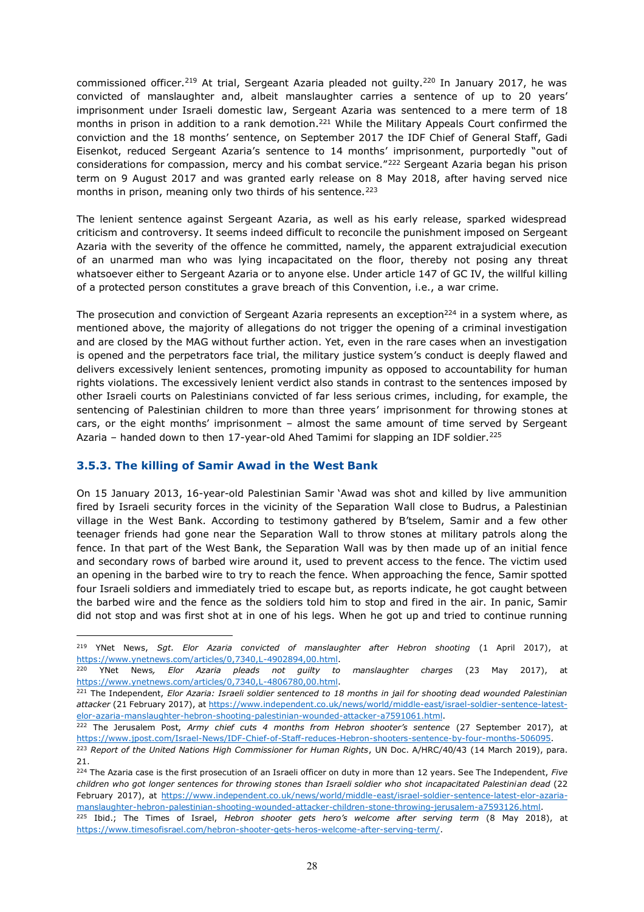commissioned officer.[219] At trial, Sergeant Azaria pleaded not guilty.[220] In January 2017, he was convicted of manslaughter and, albeit manslaughter carries a sentence of up to 20 years' imprisonment under Israeli domestic law, Sergeant Azaria was sentenced to a mere term of 18 months in prison in addition to a rank demotion.[221] While the Military Appeals Court confirmed the conviction and the 18 months' sentence, on September 2017 the IDF Chief of General Staff, Gadi Eisenkot, reduced Sergeant Azaria's sentence to 14 months' imprisonment, purportedly "out of considerations for compassion, mercy and his combat service."[222] Sergeant Azaria began his prison term on 9 August 2017 and was granted early release on 8 May 2018, after having served nice months in prison, meaning only two thirds of his sentence.[223]

The lenient sentence against Sergeant Azaria, as well as his early release, sparked widespread criticism and controversy. It seems indeed difficult to reconcile the punishment imposed on Sergeant Azaria with the severity of the offence he committed, namely, the apparent extrajudicial execution of an unarmed man who was lying incapacitated on the floor, thereby not posing any threat whatsoever either to Sergeant Azaria or to anyone else. Under article 147 of GC IV, the willful killing of a protected person constitutes a grave breach of this Convention, i.e., a war crime.

The prosecution and conviction of Sergeant Azaria represents an exception[224] in a system where, as mentioned above, the majority of allegations do not trigger the opening of a criminal investigation and are closed by the MAG without further action. Yet, even in the rare cases when an investigation is opened and the perpetrators face trial, the military justice system's conduct is deeply flawed and delivers excessively lenient sentences, promoting impunity as opposed to accountability for human rights violations. The excessively lenient verdict also stands in contrast to the sentences imposed by other Israeli courts on Palestinians convicted of far less serious crimes, including, for example, the sentencing of Palestinian children to more than three years' imprisonment for throwing stones at cars, or the eight months' imprisonment – almost the same amount of time served by Sergeant Azaria – handed down to then 17-year-old Ahed Tamimi for slapping an IDF soldier.[225]

### 3.5.3. The killing of Samir Awad in the West Bank

On 15 January 2013, 16-year-old Palestinian Samir 'Awad was shot and killed by live ammunition fired by Israeli security forces in the vicinity of the Separation Wall close to Budrus, a Palestinian village in the West Bank. According to testimony gathered by B'tselem, Samir and a few other teenager friends had gone near the Separation Wall to throw stones at military patrols along the fence. In that part of the West Bank, the Separation Wall was by then made up of an initial fence and secondary rows of barbed wire around it, used to prevent access to the fence. The victim used an opening in the barbed wire to try to reach the fence. When approaching the fence, Samir spotted four Israeli soldiers and immediately tried to escape but, as reports indicate, he got caught between the barbed wire and the fence as the soldiers told him to stop and fired in the air. In panic, Samir did not stop and was first shot at in one of his legs. When he got up and tried to continue running

---

[219] YNet News, *Sgt. Elor Azaria convicted of manslaughter after Hebron shooting* (1 April 2017), at https://www.ynetnews.com/articles/0,7340,L-4902894,00.html.

[220] YNet News, *Elor Azaria pleads not guilty to manslaughter charges* (23 May 2017), at https://www.ynetnews.com/articles/0,7340,L-4806780,00.html.

[221] The Independent, *Elor Azaria: Israeli soldier sentenced to 18 months in jail for shooting dead wounded Palestinian attacker* (21 February 2017), at https://www.independent.co.uk/news/world/middle-east/israel-soldier-sentence-latest-elor-azaria-manslaughter-hebron-shooting-palestinian-wounded-attacker-a7591061.html.

[222] The Jerusalem Post, *Army chief cuts 4 months from Hebron shooter's sentence* (27 September 2017), at https://www.jpost.com/Israel-News/IDF-Chief-of-Staff-reduces-Hebron-shooters-sentence-by-four-months-506095.

[223] *Report of the United Nations High Commissioner for Human Rights*, UN Doc. A/HRC/40/43 (14 March 2019), para. 21.

[224] The Azaria case is the first prosecution of an Israeli officer on duty in more than 12 years. See The Independent, *Five children who got longer sentences for throwing stones than Israeli soldier who shot incapacitated Palestinian dead* (22 February 2017), at https://www.independent.co.uk/news/world/middle-east/israel-soldier-sentence-latest-elor-azaria-manslaughter-hebron-palestinian-shooting-wounded-attacker-children-stone-throwing-jerusalem-a7593126.html.

[225] Ibid.; The Times of Israel, *Hebron shooter gets hero's welcome after serving term* (8 May 2018), at https://www.timesofisrael.com/hebron-shooter-gets-heros-welcome-after-serving-term/.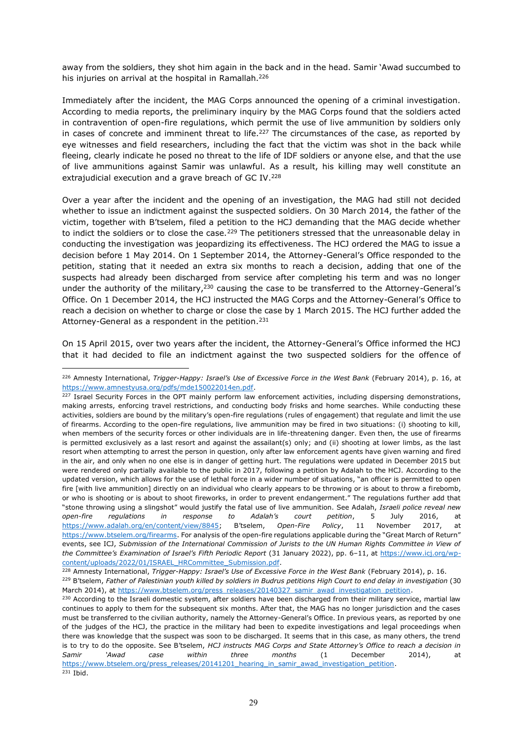away from the soldiers, they shot him again in the back and in the head. Samir 'Awad succumbed to his injuries on arrival at the hospital in Ramallah.[226]

Immediately after the incident, the MAG Corps announced the opening of a criminal investigation. According to media reports, the preliminary inquiry by the MAG Corps found that the soldiers acted in contravention of open-fire regulations, which permit the use of live ammunition by soldiers only in cases of concrete and imminent threat to life.[227] The circumstances of the case, as reported by eye witnesses and field researchers, including the fact that the victim was shot in the back while fleeing, clearly indicate he posed no threat to the life of IDF soldiers or anyone else, and that the use of live ammunitions against Samir was unlawful. As a result, his killing may well constitute an extrajudicial execution and a grave breach of GC IV.[228]

Over a year after the incident and the opening of an investigation, the MAG had still not decided whether to issue an indictment against the suspected soldiers. On 30 March 2014, the father of the victim, together with B'tselem, filed a petition to the HCJ demanding that the MAG decide whether to indict the soldiers or to close the case.[229] The petitioners stressed that the unreasonable delay in conducting the investigation was jeopardizing its effectiveness. The HCJ ordered the MAG to issue a decision before 1 May 2014. On 1 September 2014, the Attorney-General's Office responded to the petition, stating that it needed an extra six months to reach a decision, adding that one of the suspects had already been discharged from service after completing his term and was no longer under the authority of the military,[230] causing the case to be transferred to the Attorney-General's Office. On 1 December 2014, the HCJ instructed the MAG Corps and the Attorney-General's Office to reach a decision on whether to charge or close the case by 1 March 2015. The HCJ further added the Attorney-General as a respondent in the petition.[231]

On 15 April 2015, over two years after the incident, the Attorney-General's Office informed the HCJ that it had decided to file an indictment against the two suspected soldiers for the offence of

---

[226] Amnesty International, *Trigger-Happy: Israel's Use of Excessive Force in the West Bank* (February 2014), p. 16, at https://www.amnestyusa.org/pdfs/mde150022014en.pdf.

[227] Israel Security Forces in the OPT mainly perform law enforcement activities, including dispersing demonstrations, making arrests, enforcing travel restrictions, and conducting body frisks and home searches. While conducting these activities, soldiers are bound by the military's open-fire regulations (rules of engagement) that regulate and limit the use of firearms. According to the open-fire regulations, live ammunition may be fired in two situations: (i) shooting to kill, when members of the security forces or other individuals are in life-threatening danger. Even then, the use of firearms is permitted exclusively as a last resort and against the assailant(s) only; and (ii) shooting at lower limbs, as the last resort when attempting to arrest the person in question, only after law enforcement agents have given warning and fired in the air, and only when no one else is in danger of getting hurt. The regulations were updated in December 2015 but were rendered only partially available to the public in 2017, following a petition by Adalah to the HCJ. According to the updated version, which allows for the use of lethal force in a wider number of situations, "an officer is permitted to open fire [with live ammunition] directly on an individual who clearly appears to be throwing or is about to throw a firebomb, or who is shooting or is about to shoot fireworks, in order to prevent endangerment." The regulations further add that "stone throwing using a slingshot" would justify the fatal use of live ammunition. See Adalah, *Israeli police reveal new open-fire regulations in response to Adalah's court petition*, 5 July 2016, at https://www.adalah.org/en/content/view/8845; B'tselem, *Open-Fire Policy*, 11 November 2017, at https://www.btselem.org/firearms. For analysis of the open-fire regulations applicable during the "Great March of Return" events, see ICJ, *Submission of the International Commission of Jurists to the UN Human Rights Committee in View of the Committee's Examination of Israel's Fifth Periodic Report* (31 January 2022), pp. 6–11, at https://www.icj.org/wp-content/uploads/2022/01/ISRAEL_HRCommittee_Submission.pdf.

[228] Amnesty International, *Trigger-Happy: Israel's Use of Excessive Force in the West Bank* (February 2014), p. 16.

[229] B'tselem, *Father of Palestinian youth killed by soldiers in Budrus petitions High Court to end delay in investigation* (30 March 2014), at https://www.btselem.org/press_releases/20140327_samir_awad_investigation_petition.

[230] According to the Israeli domestic system, after soldiers have been discharged from their military service, martial law continues to apply to them for the subsequent six months. After that, the MAG has no longer jurisdiction and the cases must be transferred to the civilian authority, namely the Attorney-General's Office. In previous years, as reported by one of the judges of the HCJ, the practice in the military had been to expedite investigations and legal proceedings when there was knowledge that the suspect was soon to be discharged. It seems that in this case, as many others, the trend is to try to do the opposite. See B'tselem, *HCJ instructs MAG Corps and State Attorney's Office to reach a decision in Samir 'Awad case within three months* (1 December 2014), at https://www.btselem.org/press_releases/20141201_hearing_in_samir_awad_investigation_petition.

[231] Ibid.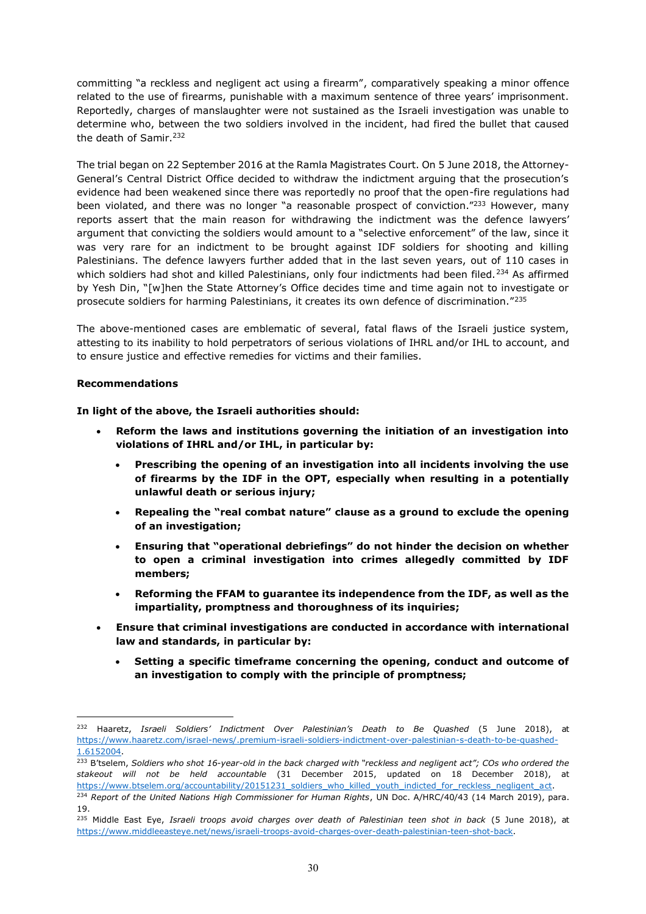committing "a reckless and negligent act using a firearm", comparatively speaking a minor offence related to the use of firearms, punishable with a maximum sentence of three years' imprisonment. Reportedly, charges of manslaughter were not sustained as the Israeli investigation was unable to determine who, between the two soldiers involved in the incident, had fired the bullet that caused the death of Samir.[232]

The trial began on 22 September 2016 at the Ramla Magistrates Court. On 5 June 2018, the Attorney-General's Central District Office decided to withdraw the indictment arguing that the prosecution's evidence had been weakened since there was reportedly no proof that the open-fire regulations had been violated, and there was no longer "a reasonable prospect of conviction."[233] However, many reports assert that the main reason for withdrawing the indictment was the defence lawyers' argument that convicting the soldiers would amount to a "selective enforcement" of the law, since it was very rare for an indictment to be brought against IDF soldiers for shooting and killing Palestinians. The defence lawyers further added that in the last seven years, out of 110 cases in which soldiers had shot and killed Palestinians, only four indictments had been filed.[234] As affirmed by Yesh Din, "[w]hen the State Attorney's Office decides time and time again not to investigate or prosecute soldiers for harming Palestinians, it creates its own defence of discrimination."[235]

The above-mentioned cases are emblematic of several, fatal flaws of the Israeli justice system, attesting to its inability to hold perpetrators of serious violations of IHRL and/or IHL to account, and to ensure justice and effective remedies for victims and their families.

**Recommendations**

**In light of the above, the Israeli authorities should:**

- **Reform the laws and institutions governing the initiation of an investigation into violations of IHRL and/or IHL, in particular by:**
  - **Prescribing the opening of an investigation into all incidents involving the use of firearms by the IDF in the OPT, especially when resulting in a potentially unlawful death or serious injury;**
  - **Repealing the "real combat nature" clause as a ground to exclude the opening of an investigation;**
  - **Ensuring that "operational debriefings" do not hinder the decision on whether to open a criminal investigation into crimes allegedly committed by IDF members;**
  - **Reforming the FFAM to guarantee its independence from the IDF, as well as the impartiality, promptness and thoroughness of its inquiries;**
- **Ensure that criminal investigations are conducted in accordance with international law and standards, in particular by:**
  - **Setting a specific timeframe concerning the opening, conduct and outcome of an investigation to comply with the principle of promptness;**

---

[232] Haaretz, *Israeli Soldiers' Indictment Over Palestinian's Death to Be Quashed* (5 June 2018), at https://www.haaretz.com/israel-news/.premium-israeli-soldiers-indictment-over-palestinian-s-death-to-be-quashed-1.6152004.

[233] B'tselem, *Soldiers who shot 16-year-old in the back charged with "reckless and negligent act"; COs who ordered the stakeout will not be held accountable* (31 December 2015, updated on 18 December 2018), at https://www.btselem.org/accountability/20151231_soldiers_who_killed_youth_indicted_for_reckless_negligent_act.

[234] *Report of the United Nations High Commissioner for Human Rights*, UN Doc. A/HRC/40/43 (14 March 2019), para. 19.

[235] Middle East Eye, *Israeli troops avoid charges over death of Palestinian teen shot in back* (5 June 2018), at https://www.middleeasteye.net/news/israeli-troops-avoid-charges-over-death-palestinian-teen-shot-back.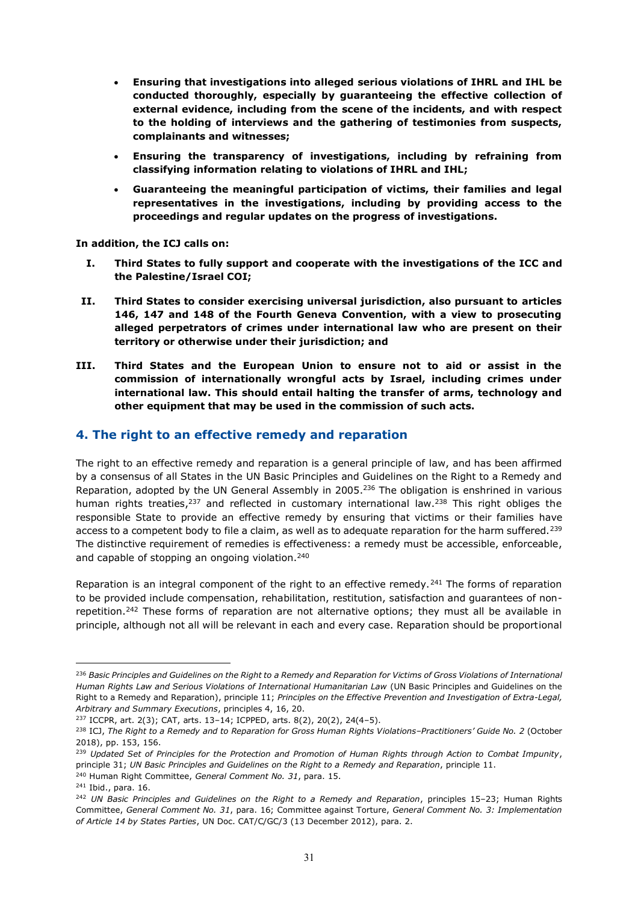- **Ensuring that investigations into alleged serious violations of IHRL and IHL be conducted thoroughly, especially by guaranteeing the effective collection of external evidence, including from the scene of the incidents, and with respect to the holding of interviews and the gathering of testimonies from suspects, complainants and witnesses;**
- **Ensuring the transparency of investigations, including by refraining from classifying information relating to violations of IHRL and IHL;**
- **Guaranteeing the meaningful participation of victims, their families and legal representatives in the investigations, including by providing access to the proceedings and regular updates on the progress of investigations.**

**In addition, the ICJ calls on:**

I. **Third States to fully support and cooperate with the investigations of the ICC and the Palestine/Israel COI;**

II. **Third States to consider exercising universal jurisdiction, also pursuant to articles 146, 147 and 148 of the Fourth Geneva Convention, with a view to prosecuting alleged perpetrators of crimes under international law who are present on their territory or otherwise under their jurisdiction; and**

III. **Third States and the European Union to ensure not to aid or assist in the commission of internationally wrongful acts by Israel, including crimes under international law. This should entail halting the transfer of arms, technology and other equipment that may be used in the commission of such acts.**

## 4. The right to an effective remedy and reparation

The right to an effective remedy and reparation is a general principle of law, and has been affirmed by a consensus of all States in the UN Basic Principles and Guidelines on the Right to a Remedy and Reparation, adopted by the UN General Assembly in 2005.[236] The obligation is enshrined in various human rights treaties,[237] and reflected in customary international law.[238] This right obliges the responsible State to provide an effective remedy by ensuring that victims or their families have access to a competent body to file a claim, as well as to adequate reparation for the harm suffered.[239] The distinctive requirement of remedies is effectiveness: a remedy must be accessible, enforceable, and capable of stopping an ongoing violation.[240]

Reparation is an integral component of the right to an effective remedy.[241] The forms of reparation to be provided include compensation, rehabilitation, restitution, satisfaction and guarantees of non-repetition.[242] These forms of reparation are not alternative options; they must all be available in principle, although not all will be relevant in each and every case. Reparation should be proportional

---

[236] *Basic Principles and Guidelines on the Right to a Remedy and Reparation for Victims of Gross Violations of International Human Rights Law and Serious Violations of International Humanitarian Law* (UN Basic Principles and Guidelines on the Right to a Remedy and Reparation), principle 11; *Principles on the Effective Prevention and Investigation of Extra-Legal, Arbitrary and Summary Executions*, principles 4, 16, 20.

[237] ICCPR, art. 2(3); CAT, arts. 13–14; ICPPED, arts. 8(2), 20(2), 24(4–5).

[238] ICJ, *The Right to a Remedy and to Reparation for Gross Human Rights Violations–Practitioners' Guide No. 2* (October 2018), pp. 153, 156.

[239] *Updated Set of Principles for the Protection and Promotion of Human Rights through Action to Combat Impunity*, principle 31; *UN Basic Principles and Guidelines on the Right to a Remedy and Reparation*, principle 11.

[240] Human Right Committee, *General Comment No. 31*, para. 15.

[241] Ibid., para. 16.

[242] *UN Basic Principles and Guidelines on the Right to a Remedy and Reparation*, principles 15–23; Human Rights Committee, *General Comment No. 31*, para. 16; Committee against Torture, *General Comment No. 3: Implementation of Article 14 by States Parties*, UN Doc. CAT/C/GC/3 (13 December 2012), para. 2.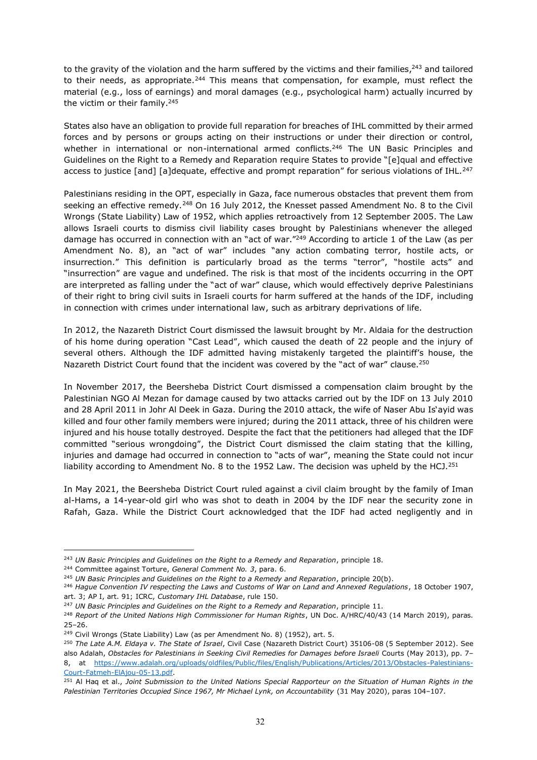to the gravity of the violation and the harm suffered by the victims and their families,[243] and tailored to their needs, as appropriate.[244] This means that compensation, for example, must reflect the material (e.g., loss of earnings) and moral damages (e.g., psychological harm) actually incurred by the victim or their family.[245]

States also have an obligation to provide full reparation for breaches of IHL committed by their armed forces and by persons or groups acting on their instructions or under their direction or control, whether in international or non-international armed conflicts.[246] The UN Basic Principles and Guidelines on the Right to a Remedy and Reparation require States to provide "[e]qual and effective access to justice [and] [a]dequate, effective and prompt reparation" for serious violations of IHL.[247]

Palestinians residing in the OPT, especially in Gaza, face numerous obstacles that prevent them from seeking an effective remedy.[248] On 16 July 2012, the Knesset passed Amendment No. 8 to the Civil Wrongs (State Liability) Law of 1952, which applies retroactively from 12 September 2005. The Law allows Israeli courts to dismiss civil liability cases brought by Palestinians whenever the alleged damage has occurred in connection with an "act of war."[249] According to article 1 of the Law (as per Amendment No. 8), an "act of war" includes "any action combating terror, hostile acts, or insurrection." This definition is particularly broad as the terms "terror", "hostile acts" and "insurrection" are vague and undefined. The risk is that most of the incidents occurring in the OPT are interpreted as falling under the "act of war" clause, which would effectively deprive Palestinians of their right to bring civil suits in Israeli courts for harm suffered at the hands of the IDF, including in connection with crimes under international law, such as arbitrary deprivations of life.

In 2012, the Nazareth District Court dismissed the lawsuit brought by Mr. Aldaia for the destruction of his home during operation "Cast Lead", which caused the death of 22 people and the injury of several others. Although the IDF admitted having mistakenly targeted the plaintiff's house, the Nazareth District Court found that the incident was covered by the "act of war" clause.[250]

In November 2017, the Beersheba District Court dismissed a compensation claim brought by the Palestinian NGO Al Mezan for damage caused by two attacks carried out by the IDF on 13 July 2010 and 28 April 2011 in Johr Al Deek in Gaza. During the 2010 attack, the wife of Naser Abu Is'ayid was killed and four other family members were injured; during the 2011 attack, three of his children were injured and his house totally destroyed. Despite the fact that the petitioners had alleged that the IDF committed "serious wrongdoing", the District Court dismissed the claim stating that the killing, injuries and damage had occurred in connection to "acts of war", meaning the State could not incur liability according to Amendment No. 8 to the 1952 Law. The decision was upheld by the HCJ.[251]

In May 2021, the Beersheba District Court ruled against a civil claim brought by the family of Iman al-Hams, a 14-year-old girl who was shot to death in 2004 by the IDF near the security zone in Rafah, Gaza. While the District Court acknowledged that the IDF had acted negligently and in

---

[243] *UN Basic Principles and Guidelines on the Right to a Remedy and Reparation*, principle 18.

[244] Committee against Torture, *General Comment No. 3*, para. 6.

[245] *UN Basic Principles and Guidelines on the Right to a Remedy and Reparation*, principle 20(b).

[246] *Hague Convention IV respecting the Laws and Customs of War on Land and Annexed Regulations*, 18 October 1907, art. 3; AP I, art. 91; ICRC, *Customary IHL Database*, rule 150.

[247] *UN Basic Principles and Guidelines on the Right to a Remedy and Reparation*, principle 11.

[248] *Report of the United Nations High Commissioner for Human Rights*, UN Doc. A/HRC/40/43 (14 March 2019), paras. 25–26.

[249] Civil Wrongs (State Liability) Law (as per Amendment No. 8) (1952), art. 5.

[250] *The Late A.M. Eldaya v. The State of Israel*, Civil Case (Nazareth District Court) 35106-08 (5 September 2012). See also Adalah, *Obstacles for Palestinians in Seeking Civil Remedies for Damages before Israeli* Courts (May 2013), pp. 7–8, at https://www.adalah.org/uploads/oldfiles/Public/files/English/Publications/Articles/2013/Obstacles-Palestinians-Court-Fatmeh-ElAjou-05-13.pdf.

[251] Al Haq et al., *Joint Submission to the United Nations Special Rapporteur on the Situation of Human Rights in the Palestinian Territories Occupied Since 1967, Mr Michael Lynk, on Accountability* (31 May 2020), paras 104–107.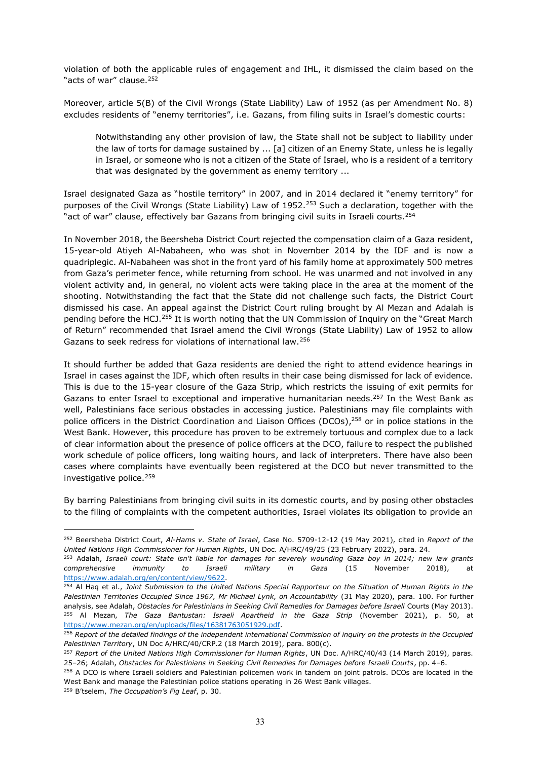violation of both the applicable rules of engagement and IHL, it dismissed the claim based on the "acts of war" clause.[252]

Moreover, article 5(B) of the Civil Wrongs (State Liability) Law of 1952 (as per Amendment No. 8) excludes residents of "enemy territories", i.e. Gazans, from filing suits in Israel's domestic courts:

> Notwithstanding any other provision of law, the State shall not be subject to liability under the law of torts for damage sustained by ... [a] citizen of an Enemy State, unless he is legally in Israel, or someone who is not a citizen of the State of Israel, who is a resident of a territory that was designated by the government as enemy territory ...

Israel designated Gaza as "hostile territory" in 2007, and in 2014 declared it "enemy territory" for purposes of the Civil Wrongs (State Liability) Law of 1952.[253] Such a declaration, together with the "act of war" clause, effectively bar Gazans from bringing civil suits in Israeli courts.[254]

In November 2018, the Beersheba District Court rejected the compensation claim of a Gaza resident, 15-year-old Atiyeh Al-Nabaheen, who was shot in November 2014 by the IDF and is now a quadriplegic. Al-Nabaheen was shot in the front yard of his family home at approximately 500 metres from Gaza's perimeter fence, while returning from school. He was unarmed and not involved in any violent activity and, in general, no violent acts were taking place in the area at the moment of the shooting. Notwithstanding the fact that the State did not challenge such facts, the District Court dismissed his case. An appeal against the District Court ruling brought by Al Mezan and Adalah is pending before the HCJ.[255] It is worth noting that the UN Commission of Inquiry on the "Great March of Return" recommended that Israel amend the Civil Wrongs (State Liability) Law of 1952 to allow Gazans to seek redress for violations of international law.[256]

It should further be added that Gaza residents are denied the right to attend evidence hearings in Israel in cases against the IDF, which often results in their case being dismissed for lack of evidence. This is due to the 15-year closure of the Gaza Strip, which restricts the issuing of exit permits for Gazans to enter Israel to exceptional and imperative humanitarian needs.[257] In the West Bank as well, Palestinians face serious obstacles in accessing justice. Palestinians may file complaints with police officers in the District Coordination and Liaison Offices (DCOs),[258] or in police stations in the West Bank. However, this procedure has proven to be extremely tortuous and complex due to a lack of clear information about the presence of police officers at the DCO, failure to respect the published work schedule of police officers, long waiting hours, and lack of interpreters. There have also been cases where complaints have eventually been registered at the DCO but never transmitted to the investigative police.[259]

By barring Palestinians from bringing civil suits in its domestic courts, and by posing other obstacles to the filing of complaints with the competent authorities, Israel violates its obligation to provide an

---

[252] Beersheba District Court, *Al-Hams v. State of Israel*, Case No. 5709-12-12 (19 May 2021), cited in *Report of the United Nations High Commissioner for Human Rights*, UN Doc. A/HRC/49/25 (23 February 2022), para. 24.

[253] Adalah, *Israeli court: State isn't liable for damages for severely wounding Gaza boy in 2014; new law grants comprehensive immunity to Israeli military in Gaza* (15 November 2018), at https://www.adalah.org/en/content/view/9622.

[254] Al Haq et al., *Joint Submission to the United Nations Special Rapporteur on the Situation of Human Rights in the Palestinian Territories Occupied Since 1967, Mr Michael Lynk, on Accountability* (31 May 2020), para. 100. For further analysis, see Adalah, *Obstacles for Palestinians in Seeking Civil Remedies for Damages before Israeli* Courts (May 2013).

[255] Al Mezan, *The Gaza Bantustan: Israeli Apartheid in the Gaza Strip* (November 2021), p. 50, at https://www.mezan.org/en/uploads/files/16381763051929.pdf.

[256] *Report of the detailed findings of the independent international Commission of inquiry on the protests in the Occupied Palestinian Territory*, UN Doc A/HRC/40/CRP.2 (18 March 2019), para. 800(c).

[257] *Report of the United Nations High Commissioner for Human Rights*, UN Doc. A/HRC/40/43 (14 March 2019), paras. 25–26; Adalah, *Obstacles for Palestinians in Seeking Civil Remedies for Damages before Israeli Courts*, pp. 4–6.

[258] A DCO is where Israeli soldiers and Palestinian policemen work in tandem on joint patrols. DCOs are located in the West Bank and manage the Palestinian police stations operating in 26 West Bank villages.

[259] B'tselem, *The Occupation's Fig Leaf*, p. 30.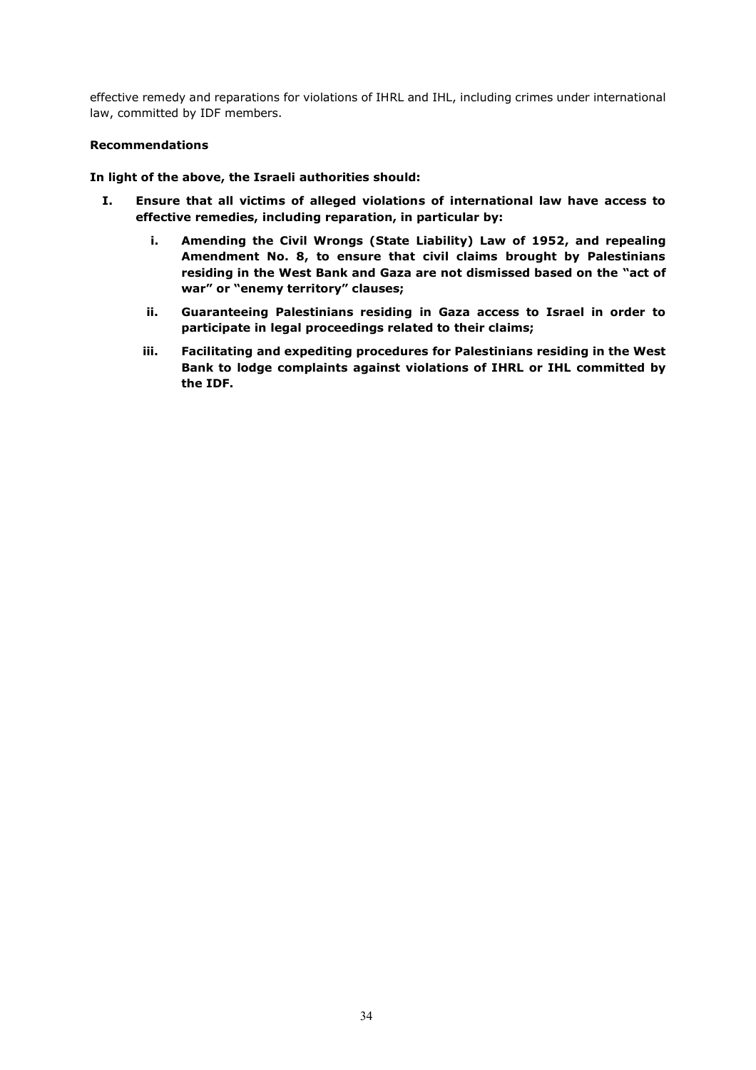effective remedy and reparations for violations of IHRL and IHL, including crimes under international law, committed by IDF members.

**Recommendations**

**In light of the above, the Israeli authorities should:**

**I. Ensure that all victims of alleged violations of international law have access to effective remedies, including reparation, in particular by:**

- **i. Amending the Civil Wrongs (State Liability) Law of 1952, and repealing Amendment No. 8, to ensure that civil claims brought by Palestinians residing in the West Bank and Gaza are not dismissed based on the "act of war" or "enemy territory" clauses;**
- **ii. Guaranteeing Palestinians residing in Gaza access to Israel in order to participate in legal proceedings related to their claims;**
- **iii. Facilitating and expediting procedures for Palestinians residing in the West Bank to lodge complaints against violations of IHRL or IHL committed by the IDF.**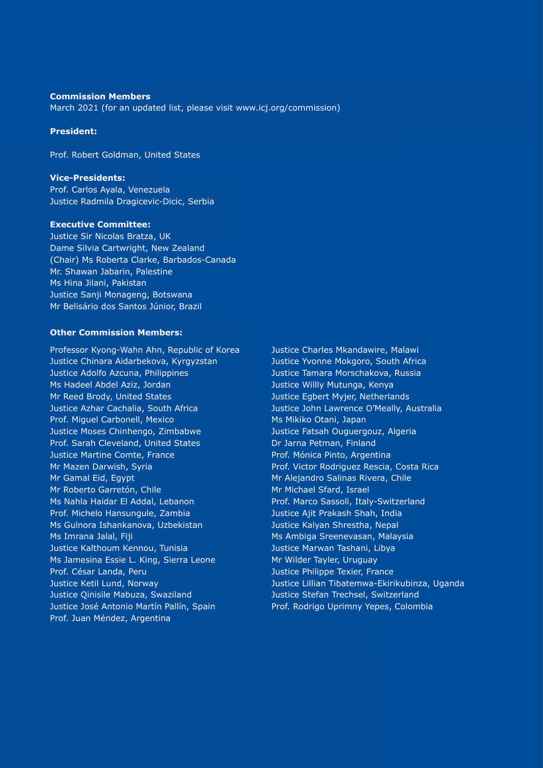**Commission Members**

March 2021 (for an updated list, please visit www.icj.org/commission)

**President:**

Prof. Robert Goldman, United States

**Vice-Presidents:**

Prof. Carlos Ayala, Venezuela
Justice Radmila Dragicevic-Dicic, Serbia

**Executive Committee:**

Justice Sir Nicolas Bratza, UK
Dame Silvia Cartwright, New Zealand
(Chair) Ms Roberta Clarke, Barbados-Canada
Mr. Shawan Jabarin, Palestine
Ms Hina Jilani, Pakistan
Justice Sanji Monageng, Botswana
Mr Belisário dos Santos Júnior, Brazil

**Other Commission Members:**

Professor Kyong-Wahn Ahn, Republic of Korea
Justice Chinara Aidarbekova, Kyrgyzstan
Justice Adolfo Azcuna, Philippines
Ms Hadeel Abdel Aziz, Jordan
Mr Reed Brody, United States
Justice Azhar Cachalia, South Africa
Prof. Miguel Carbonell, Mexico
Justice Moses Chinhengo, Zimbabwe
Prof. Sarah Cleveland, United States
Justice Martine Comte, France
Mr Mazen Darwish, Syria
Mr Gamal Eid, Egypt
Mr Roberto Garretón, Chile
Ms Nahla Haidar El Addal, Lebanon
Prof. Michelo Hansungule, Zambia
Ms Gulnora Ishankanova, Uzbekistan
Ms Imrana Jalal, Fiji
Justice Kalthoum Kennou, Tunisia
Ms Jamesina Essie L. King, Sierra Leone
Prof. César Landa, Peru
Justice Ketil Lund, Norway
Justice Qinisile Mabuza, Swaziland
Justice José Antonio Martín Pallín, Spain
Prof. Juan Méndez, Argentina
Justice Charles Mkandawire, Malawi
Justice Yvonne Mokgoro, South Africa
Justice Tamara Morschakova, Russia
Justice Willly Mutunga, Kenya
Justice Egbert Myjer, Netherlands
Justice John Lawrence O'Meally, Australia
Ms Mikiko Otani, Japan
Justice Fatsah Ouguergouz, Algeria
Dr Jarna Petman, Finland
Prof. Mónica Pinto, Argentina
Prof. Victor Rodriguez Rescia, Costa Rica
Mr Alejandro Salinas Rivera, Chile
Mr Michael Sfard, Israel
Prof. Marco Sassoli, Italy-Switzerland
Justice Ajit Prakash Shah, India
Justice Kalyan Shrestha, Nepal
Ms Ambiga Sreenevasan, Malaysia
Justice Marwan Tashani, Libya
Mr Wilder Tayler, Uruguay
Justice Philippe Texier, France
Justice Lillian Tibatemwa-Ekirikubinza, Uganda
Justice Stefan Trechsel, Switzerland
Prof. Rodrigo Uprimny Yepes, Colombia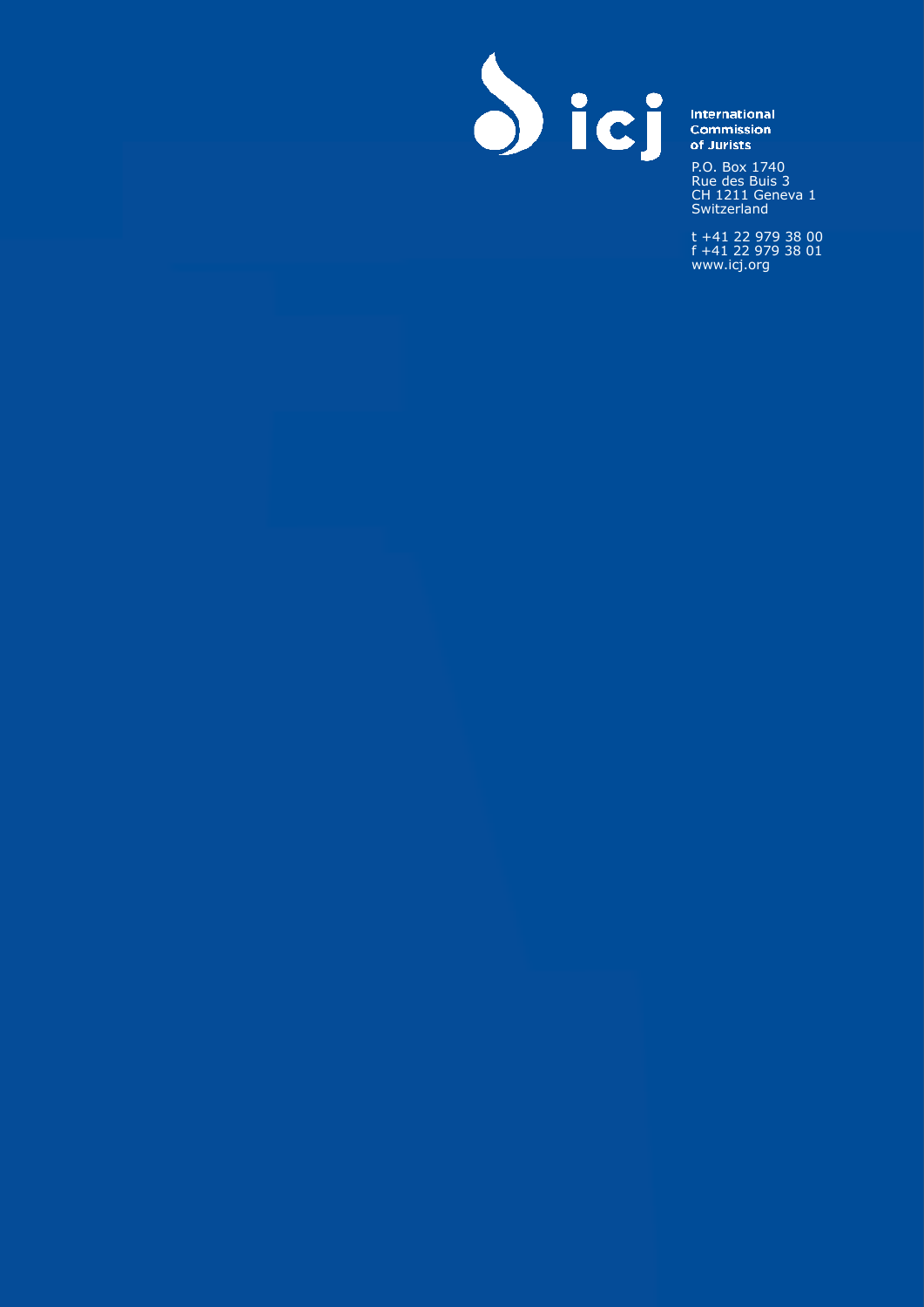icj

International
Commission
of Jurists

P.O. Box 1740
Rue des Buis 3
CH 1211 Geneva 1
Switzerland

t +41 22 979 38 00
f +41 22 979 38 01
www.icj.org